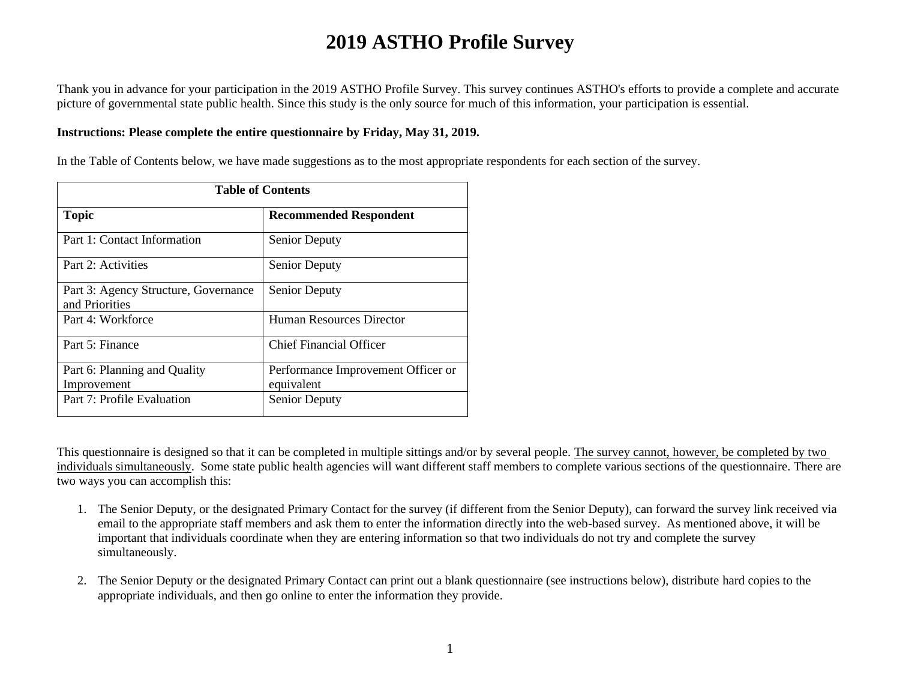# 2019 ASTHO Profile Survey

Thank you in advance for your participation in the 2019 ASTHO Profile Survey. This survey continues ASTHO's efforts to provide a complete and accurate picture of governmental state public health. Since this study is the only source for much of this information, your participation is essential.

**Instructions: Please complete the entire questionnaire by Friday, May 31, 2019.**

In the Table of Contents below, we have made suggestions as to the most appropriate respondents for each section of the survey.

| Table of Contents | |
|---|---|
| **Topic** | **Recommended Respondent** |
| Part 1: Contact Information | Senior Deputy |
| Part 2: Activities | Senior Deputy |
| Part 3: Agency Structure, Governance and Priorities | Senior Deputy |
| Part 4: Workforce | Human Resources Director |
| Part 5: Finance | Chief Financial Officer |
| Part 6: Planning and Quality Improvement | Performance Improvement Officer or equivalent |
| Part 7: Profile Evaluation | Senior Deputy |

This questionnaire is designed so that it can be completed in multiple sittings and/or by several people. The survey cannot, however, be completed by two individuals simultaneously. Some state public health agencies will want different staff members to complete various sections of the questionnaire. There are two ways you can accomplish this:

1. The Senior Deputy, or the designated Primary Contact for the survey (if different from the Senior Deputy), can forward the survey link received via email to the appropriate staff members and ask them to enter the information directly into the web-based survey. As mentioned above, it will be important that individuals coordinate when they are entering information so that two individuals do not try and complete the survey simultaneously.

2. The Senior Deputy or the designated Primary Contact can print out a blank questionnaire (see instructions below), distribute hard copies to the appropriate individuals, and then go online to enter the information they provide.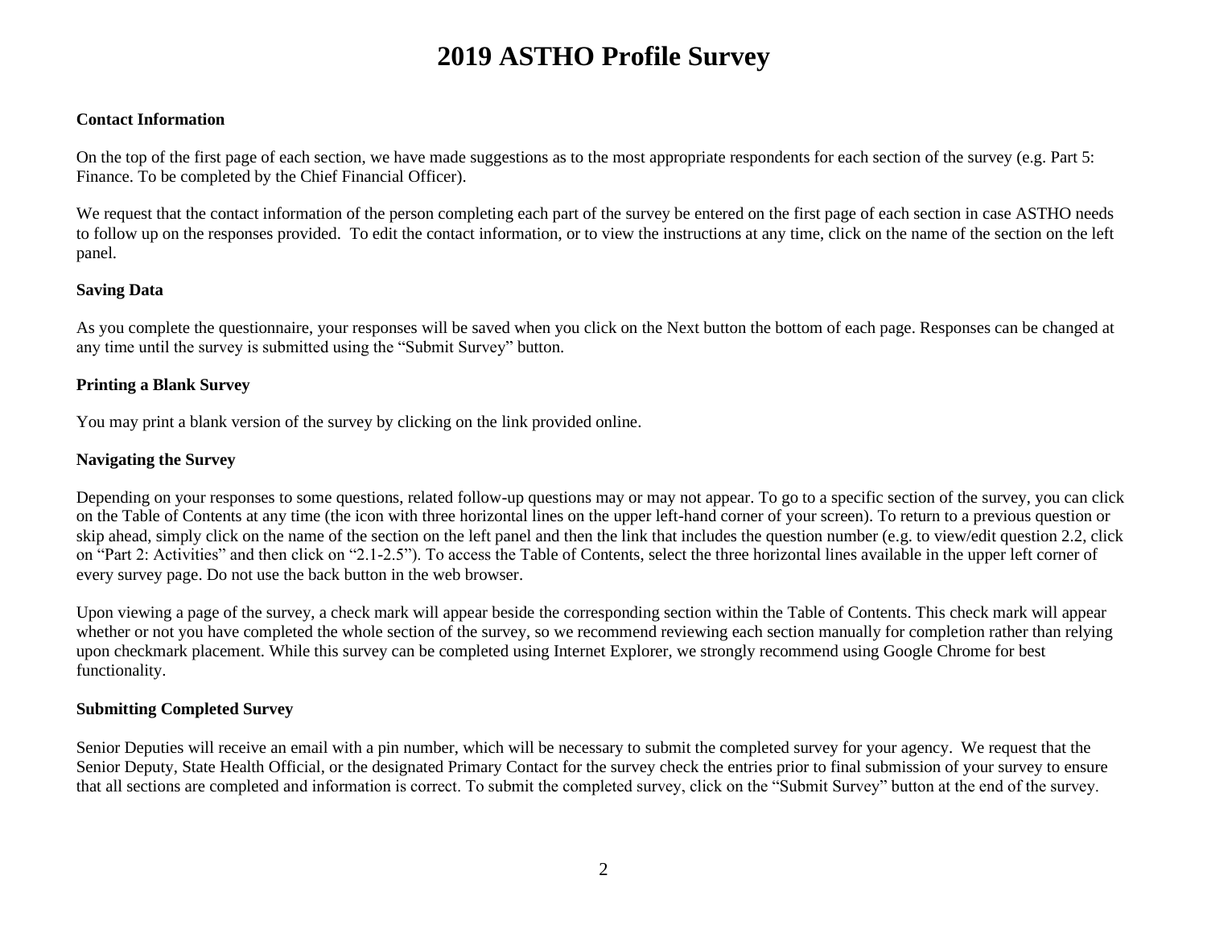# 2019 ASTHO Profile Survey

**Contact Information**

On the top of the first page of each section, we have made suggestions as to the most appropriate respondents for each section of the survey (e.g. Part 5: Finance. To be completed by the Chief Financial Officer).

We request that the contact information of the person completing each part of the survey be entered on the first page of each section in case ASTHO needs to follow up on the responses provided. To edit the contact information, or to view the instructions at any time, click on the name of the section on the left panel.

**Saving Data**

As you complete the questionnaire, your responses will be saved when you click on the Next button the bottom of each page. Responses can be changed at any time until the survey is submitted using the "Submit Survey" button.

**Printing a Blank Survey**

You may print a blank version of the survey by clicking on the link provided online.

**Navigating the Survey**

Depending on your responses to some questions, related follow-up questions may or may not appear. To go to a specific section of the survey, you can click on the Table of Contents at any time (the icon with three horizontal lines on the upper left-hand corner of your screen). To return to a previous question or skip ahead, simply click on the name of the section on the left panel and then the link that includes the question number (e.g. to view/edit question 2.2, click on "Part 2: Activities" and then click on "2.1-2.5"). To access the Table of Contents, select the three horizontal lines available in the upper left corner of every survey page. Do not use the back button in the web browser.

Upon viewing a page of the survey, a check mark will appear beside the corresponding section within the Table of Contents. This check mark will appear whether or not you have completed the whole section of the survey, so we recommend reviewing each section manually for completion rather than relying upon checkmark placement. While this survey can be completed using Internet Explorer, we strongly recommend using Google Chrome for best functionality.

**Submitting Completed Survey**

Senior Deputies will receive an email with a pin number, which will be necessary to submit the completed survey for your agency. We request that the Senior Deputy, State Health Official, or the designated Primary Contact for the survey check the entries prior to final submission of your survey to ensure that all sections are completed and information is correct. To submit the completed survey, click on the "Submit Survey" button at the end of the survey.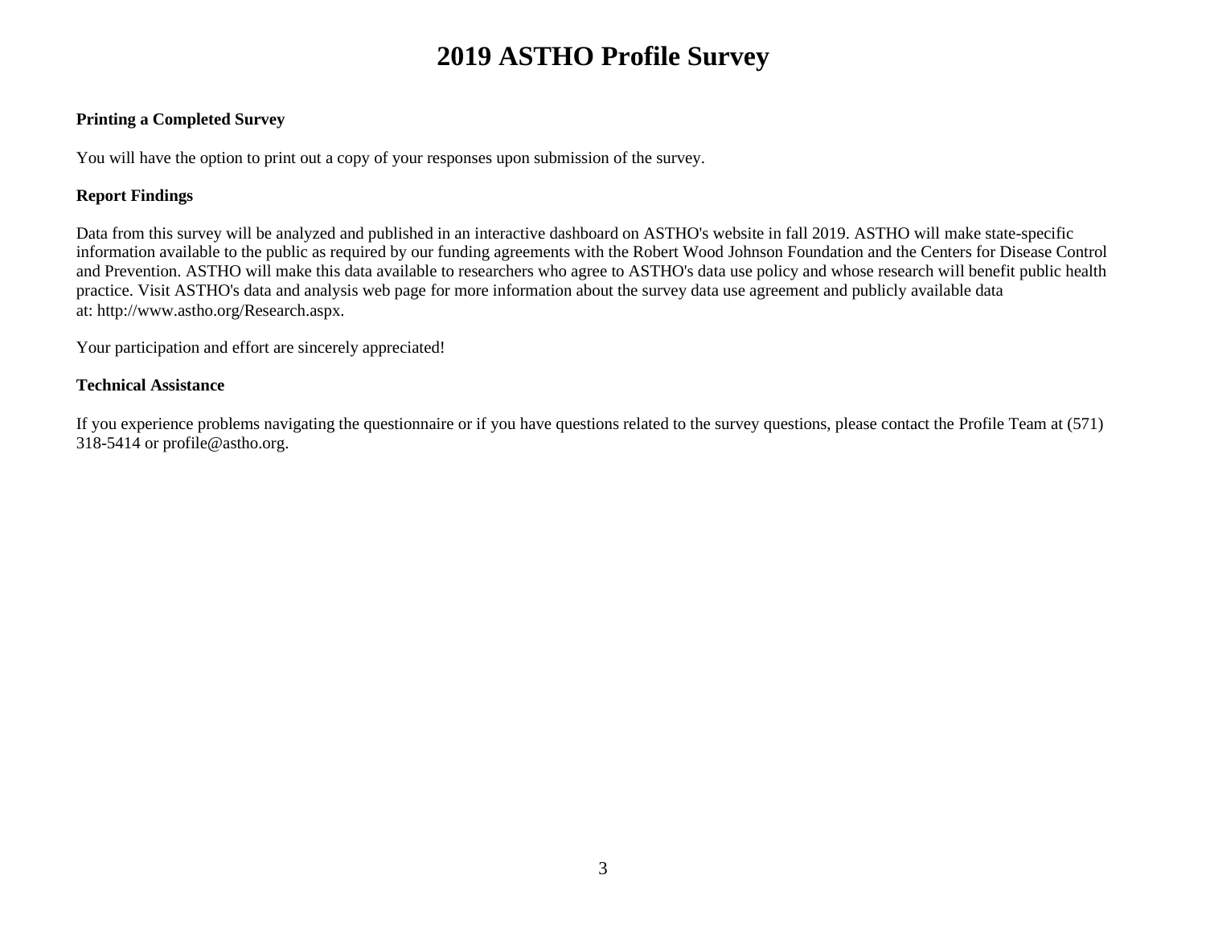# 2019 ASTHO Profile Survey

**Printing a Completed Survey**

You will have the option to print out a copy of your responses upon submission of the survey.

**Report Findings**

Data from this survey will be analyzed and published in an interactive dashboard on ASTHO's website in fall 2019. ASTHO will make state-specific information available to the public as required by our funding agreements with the Robert Wood Johnson Foundation and the Centers for Disease Control and Prevention. ASTHO will make this data available to researchers who agree to ASTHO's data use policy and whose research will benefit public health practice. Visit ASTHO's data and analysis web page for more information about the survey data use agreement and publicly available data at: http://www.astho.org/Research.aspx.

Your participation and effort are sincerely appreciated!

**Technical Assistance**

If you experience problems navigating the questionnaire or if you have questions related to the survey questions, please contact the Profile Team at (571) 318-5414 or profile@astho.org.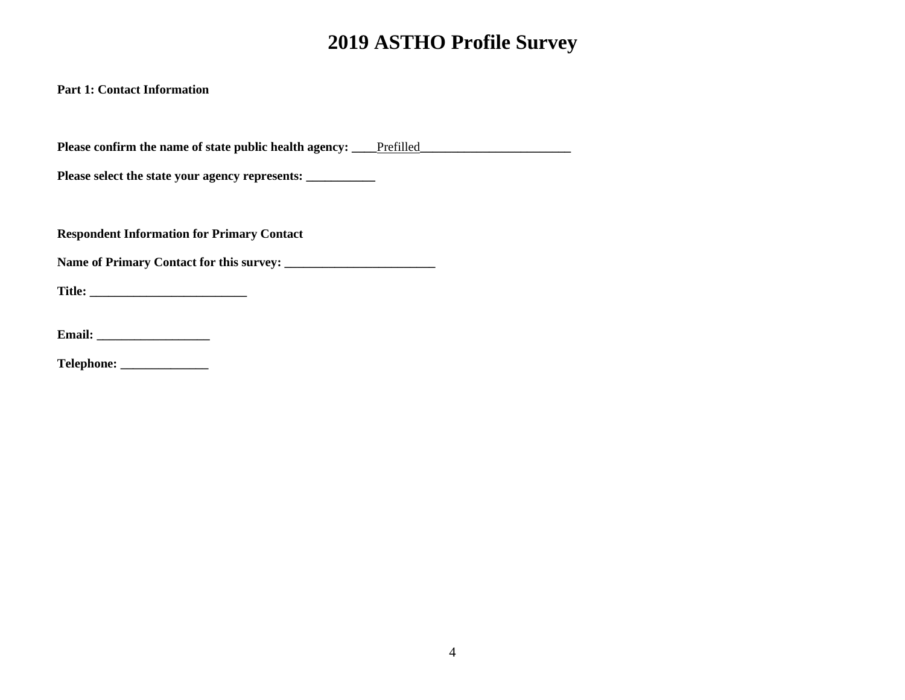# 2019 ASTHO Profile Survey

**Part 1: Contact Information**

**Please confirm the name of state public health agency:** ____Prefilled________________________

**Please select the state your agency represents:** ___________

**Respondent Information for Primary Contact**

**Name of Primary Contact for this survey:** ________________________

**Title:** _________________________

**Email:** __________________

**Telephone:** ______________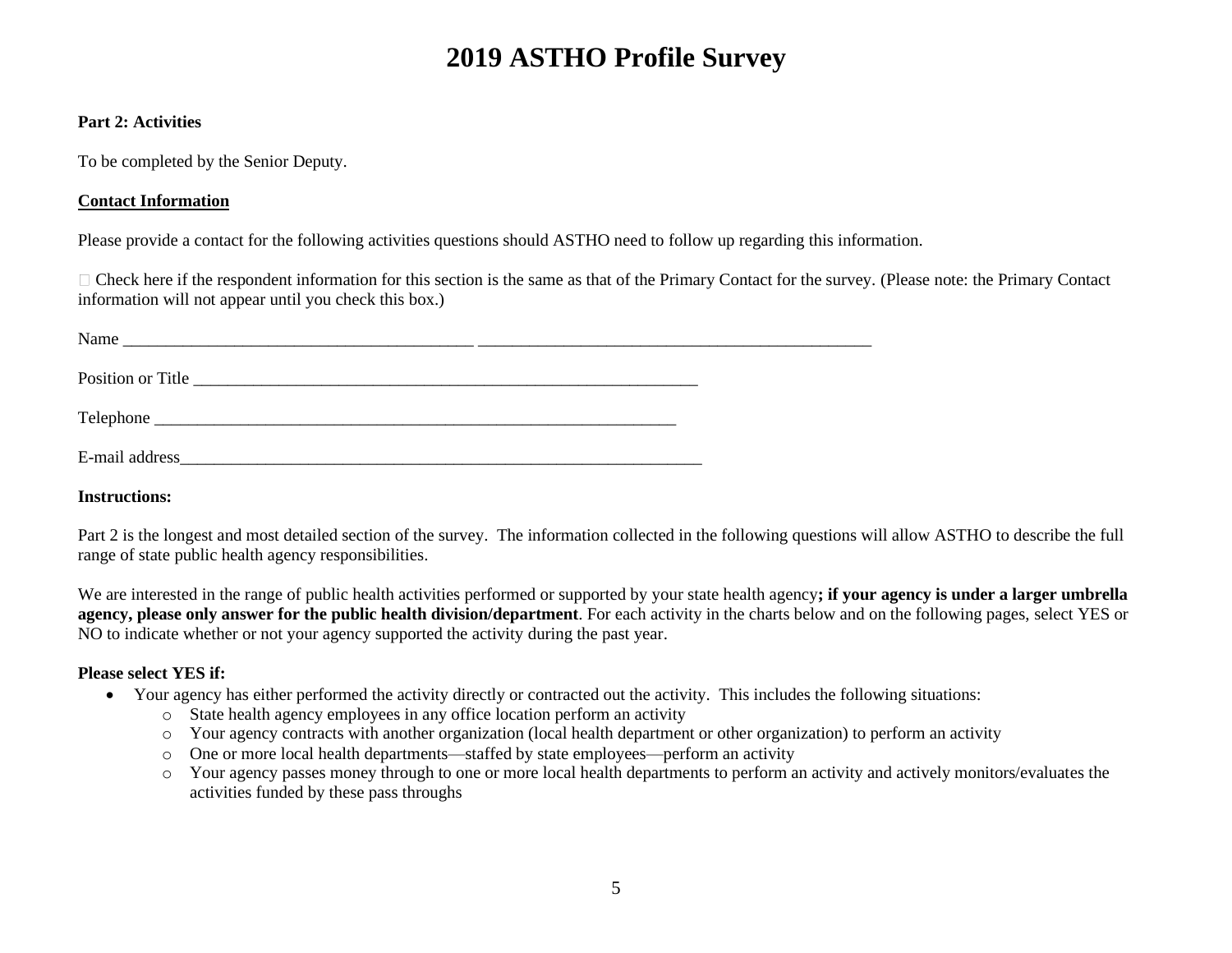# 2019 ASTHO Profile Survey

**Part 2: Activities**

To be completed by the Senior Deputy.

**Contact Information**

Please provide a contact for the following activities questions should ASTHO need to follow up regarding this information.

☐ Check here if the respondent information for this section is the same as that of the Primary Contact for the survey. (Please note: the Primary Contact information will not appear until you check this box.)

Name __________________________________________ ________________________________________________

Position or Title ______________________________________________________________

Telephone _________________________________________________________________

E-mail address_________________________________________________________________

**Instructions:**

Part 2 is the longest and most detailed section of the survey. The information collected in the following questions will allow ASTHO to describe the full range of state public health agency responsibilities.

We are interested in the range of public health activities performed or supported by your state health agency**; if your agency is under a larger umbrella agency, please only answer for the public health division/department**. For each activity in the charts below and on the following pages, select YES or NO to indicate whether or not your agency supported the activity during the past year.

**Please select YES if:**

- Your agency has either performed the activity directly or contracted out the activity. This includes the following situations:
  - State health agency employees in any office location perform an activity
  - Your agency contracts with another organization (local health department or other organization) to perform an activity
  - One or more local health departments—staffed by state employees—perform an activity
  - Your agency passes money through to one or more local health departments to perform an activity and actively monitors/evaluates the activities funded by these pass throughs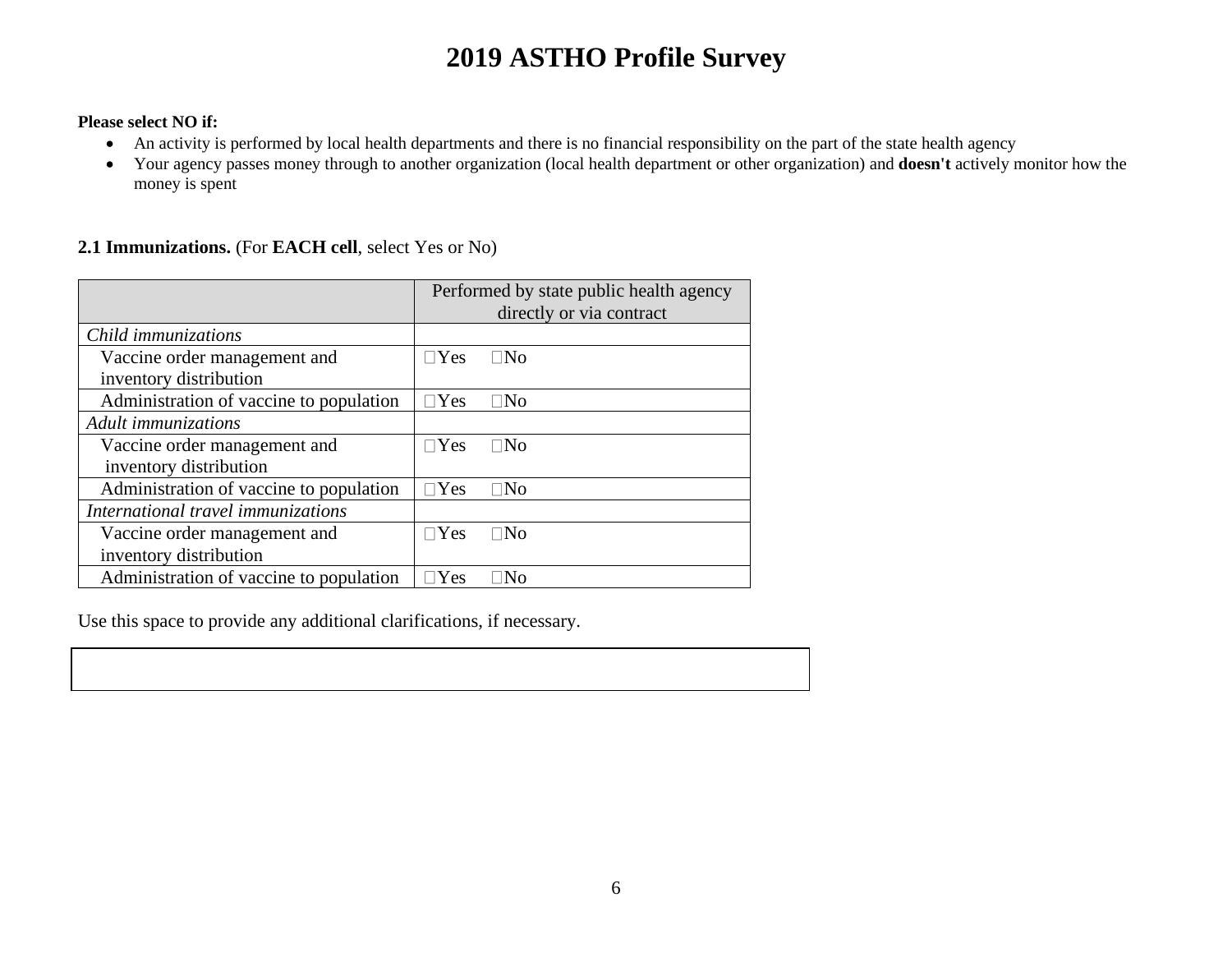# 2019 ASTHO Profile Survey

**Please select NO if:**

- An activity is performed by local health departments and there is no financial responsibility on the part of the state health agency
- Your agency passes money through to another organization (local health department or other organization) and **doesn't** actively monitor how the money is spent

**2.1 Immunizations.** (For **EACH cell**, select Yes or No)

| | Performed by state public health agency directly or via contract |
|---|---|
| *Child immunizations* | |
| Vaccine order management and inventory distribution | ☐Yes ☐No |
| Administration of vaccine to population | ☐Yes ☐No |
| *Adult immunizations* | |
| Vaccine order management and inventory distribution | ☐Yes ☐No |
| Administration of vaccine to population | ☐Yes ☐No |
| *International travel immunizations* | |
| Vaccine order management and inventory distribution | ☐Yes ☐No |
| Administration of vaccine to population | ☐Yes ☐No |

Use this space to provide any additional clarifications, if necessary.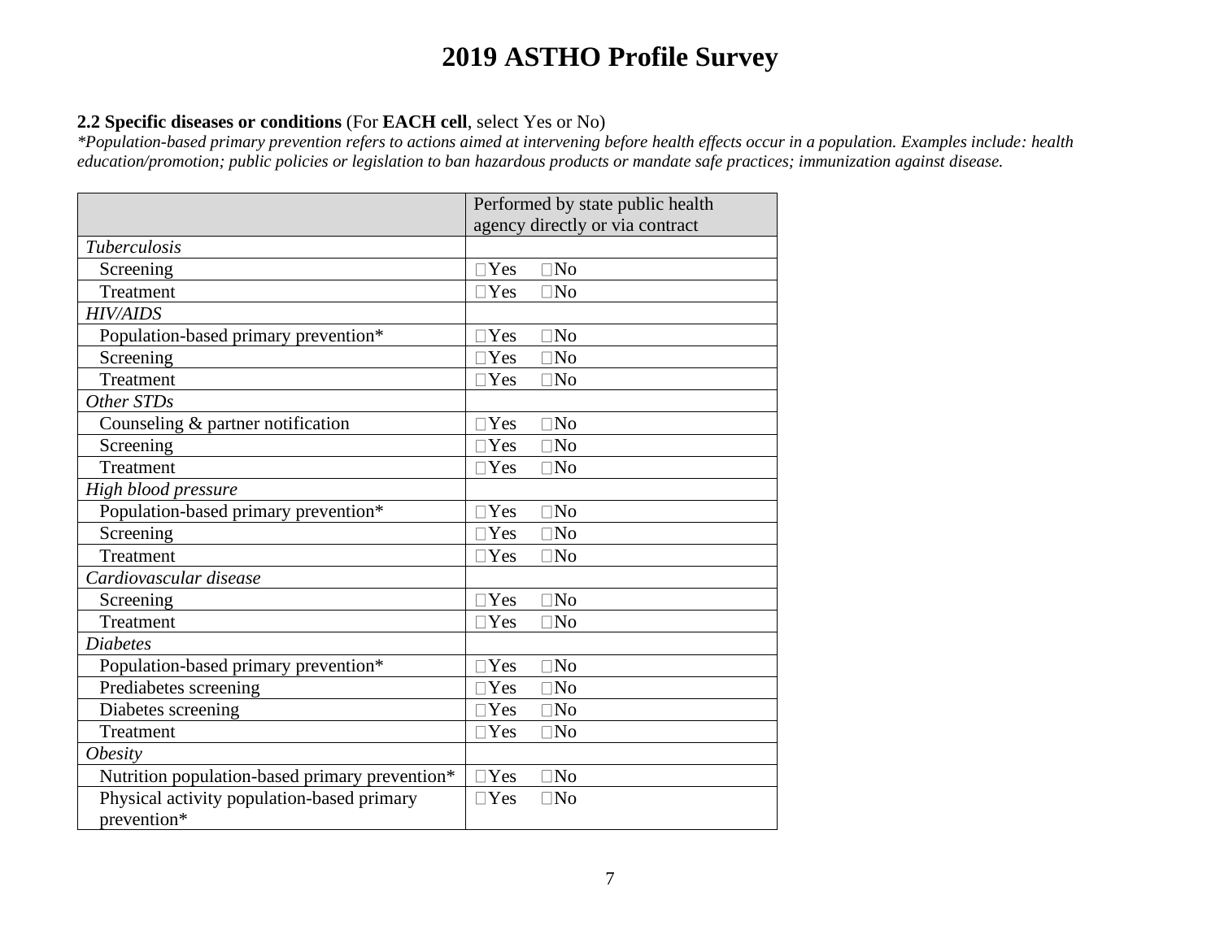# 2019 ASTHO Profile Survey

**2.2 Specific diseases or conditions** (For **EACH cell**, select Yes or No)

*\*Population-based primary prevention refers to actions aimed at intervening before health effects occur in a population. Examples include: health education/promotion; public policies or legislation to ban hazardous products or mandate safe practices; immunization against disease.*

| | Performed by state public health agency directly or via contract |
|---|---|
| *Tuberculosis* | |
| Screening | ☐Yes ☐No |
| Treatment | ☐Yes ☐No |
| *HIV/AIDS* | |
| Population-based primary prevention* | ☐Yes ☐No |
| Screening | ☐Yes ☐No |
| Treatment | ☐Yes ☐No |
| *Other STDs* | |
| Counseling & partner notification | ☐Yes ☐No |
| Screening | ☐Yes ☐No |
| Treatment | ☐Yes ☐No |
| *High blood pressure* | |
| Population-based primary prevention* | ☐Yes ☐No |
| Screening | ☐Yes ☐No |
| Treatment | ☐Yes ☐No |
| *Cardiovascular disease* | |
| Screening | ☐Yes ☐No |
| Treatment | ☐Yes ☐No |
| *Diabetes* | |
| Population-based primary prevention* | ☐Yes ☐No |
| Prediabetes screening | ☐Yes ☐No |
| Diabetes screening | ☐Yes ☐No |
| Treatment | ☐Yes ☐No |
| *Obesity* | |
| Nutrition population-based primary prevention* | ☐Yes ☐No |
| Physical activity population-based primary prevention* | ☐Yes ☐No |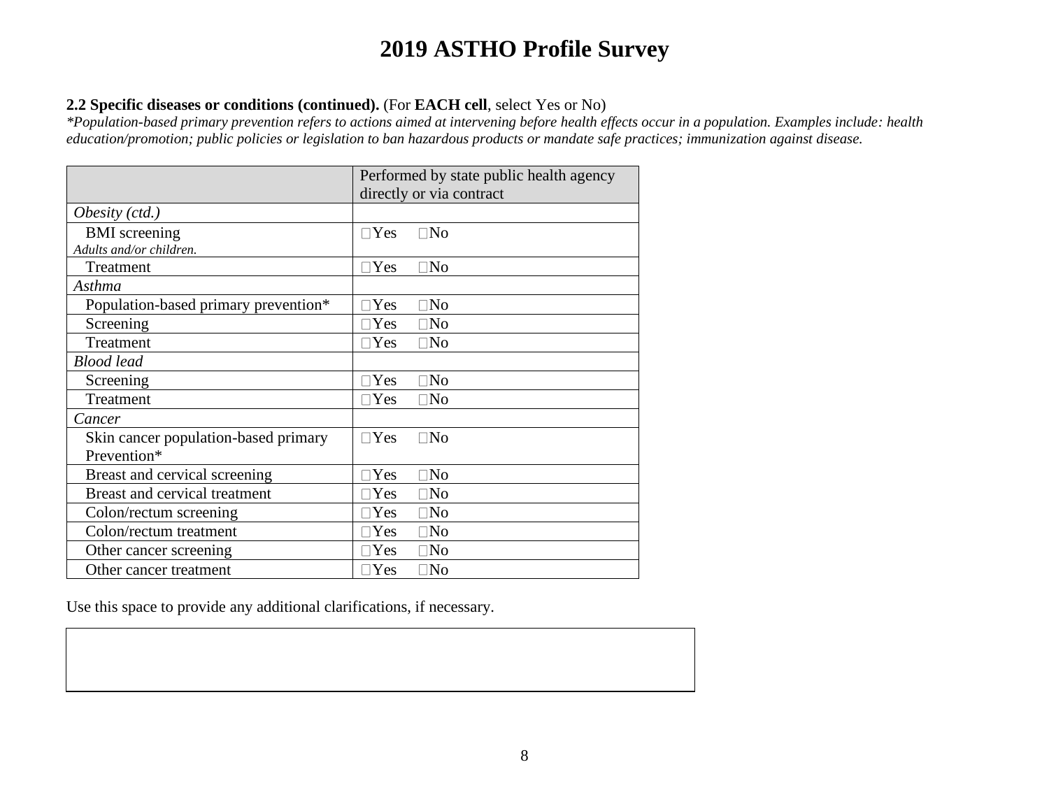# 2019 ASTHO Profile Survey

**2.2 Specific diseases or conditions (continued).** (For **EACH cell**, select Yes or No)

*\*Population-based primary prevention refers to actions aimed at intervening before health effects occur in a population. Examples include: health education/promotion; public policies or legislation to ban hazardous products or mandate safe practices; immunization against disease.*

| | Performed by state public health agency directly or via contract |
|---|---|
| *Obesity (ctd.)* | |
| BMI screening<br>*Adults and/or children.* | □Yes □No |
| Treatment | □Yes □No |
| *Asthma* | |
| Population-based primary prevention* | □Yes □No |
| Screening | □Yes □No |
| Treatment | □Yes □No |
| *Blood lead* | |
| Screening | □Yes □No |
| Treatment | □Yes □No |
| *Cancer* | |
| Skin cancer population-based primary Prevention* | □Yes □No |
| Breast and cervical screening | □Yes □No |
| Breast and cervical treatment | □Yes □No |
| Colon/rectum screening | □Yes □No |
| Colon/rectum treatment | □Yes □No |
| Other cancer screening | □Yes □No |
| Other cancer treatment | □Yes □No |

Use this space to provide any additional clarifications, if necessary.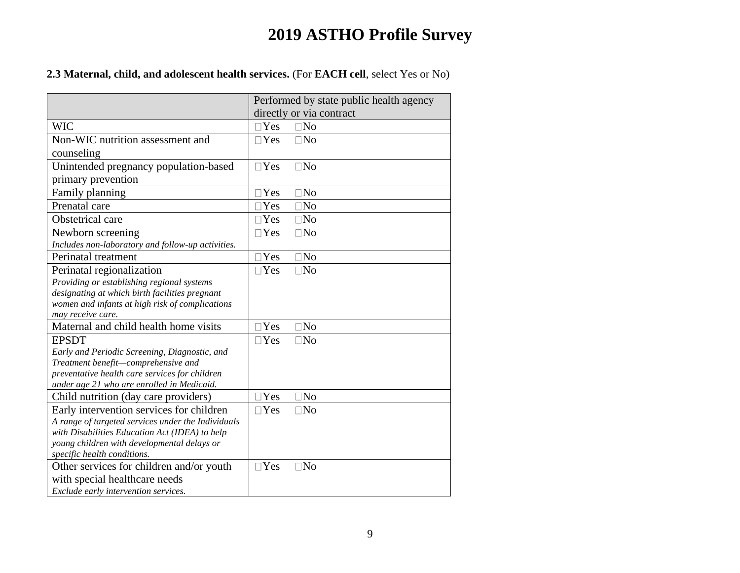# 2019 ASTHO Profile Survey

**2.3 Maternal, child, and adolescent health services.** (For **EACH cell**, select Yes or No)

| | Performed by state public health agency directly or via contract |
|---|---|
| WIC | □Yes □No |
| Non-WIC nutrition assessment and counseling | □Yes □No |
| Unintended pregnancy population-based primary prevention | □Yes □No |
| Family planning | □Yes □No |
| Prenatal care | □Yes □No |
| Obstetrical care | □Yes □No |
| Newborn screening<br>*Includes non-laboratory and follow-up activities.* | □Yes □No |
| Perinatal treatment | □Yes □No |
| Perinatal regionalization<br>*Providing or establishing regional systems designating at which birth facilities pregnant women and infants at high risk of complications may receive care.* | □Yes □No |
| Maternal and child health home visits | □Yes □No |
| EPSDT<br>*Early and Periodic Screening, Diagnostic, and Treatment benefit—comprehensive and preventative health care services for children under age 21 who are enrolled in Medicaid.* | □Yes □No |
| Child nutrition (day care providers) | □Yes □No |
| Early intervention services for children<br>*A range of targeted services under the Individuals with Disabilities Education Act (IDEA) to help young children with developmental delays or specific health conditions.* | □Yes □No |
| Other services for children and/or youth with special healthcare needs<br>*Exclude early intervention services.* | □Yes □No |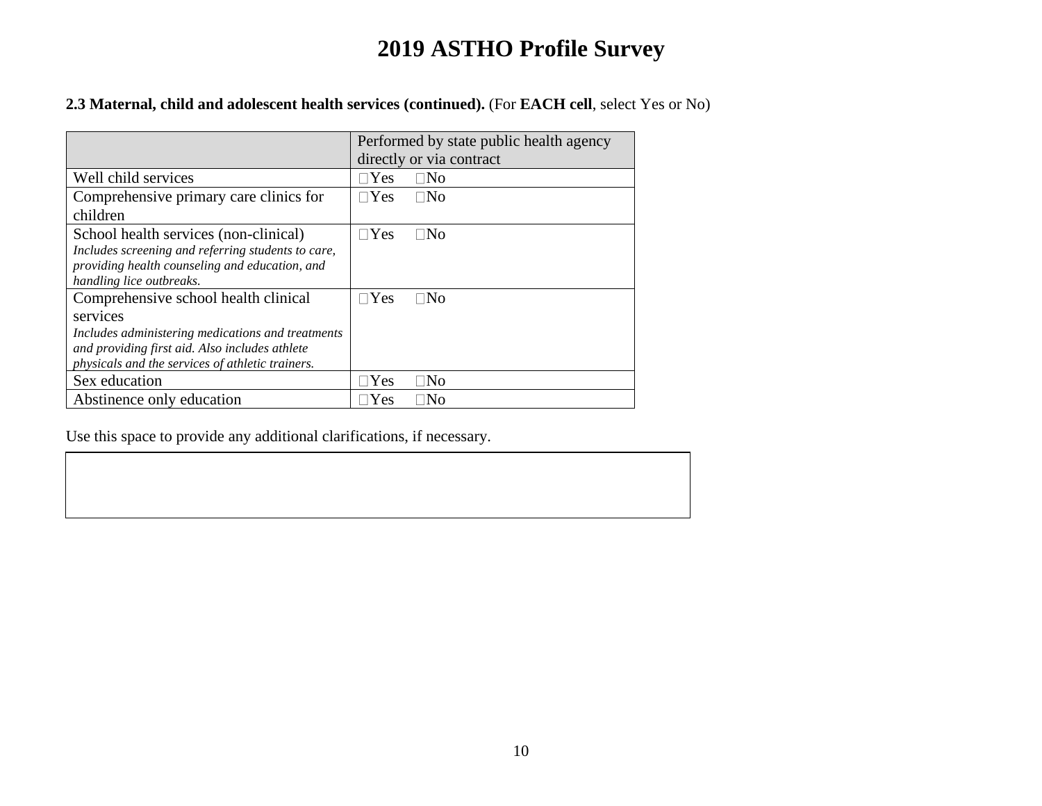# 2019 ASTHO Profile Survey

**2.3 Maternal, child and adolescent health services (continued).** (For **EACH cell**, select Yes or No)

| | Performed by state public health agency directly or via contract |
|---|---|
| Well child services | ☐Yes ☐No |
| Comprehensive primary care clinics for children | ☐Yes ☐No |
| School health services (non-clinical) *Includes screening and referring students to care, providing health counseling and education, and handling lice outbreaks.* | ☐Yes ☐No |
| Comprehensive school health clinical services *Includes administering medications and treatments and providing first aid. Also includes athlete physicals and the services of athletic trainers.* | ☐Yes ☐No |
| Sex education | ☐Yes ☐No |
| Abstinence only education | ☐Yes ☐No |

Use this space to provide any additional clarifications, if necessary.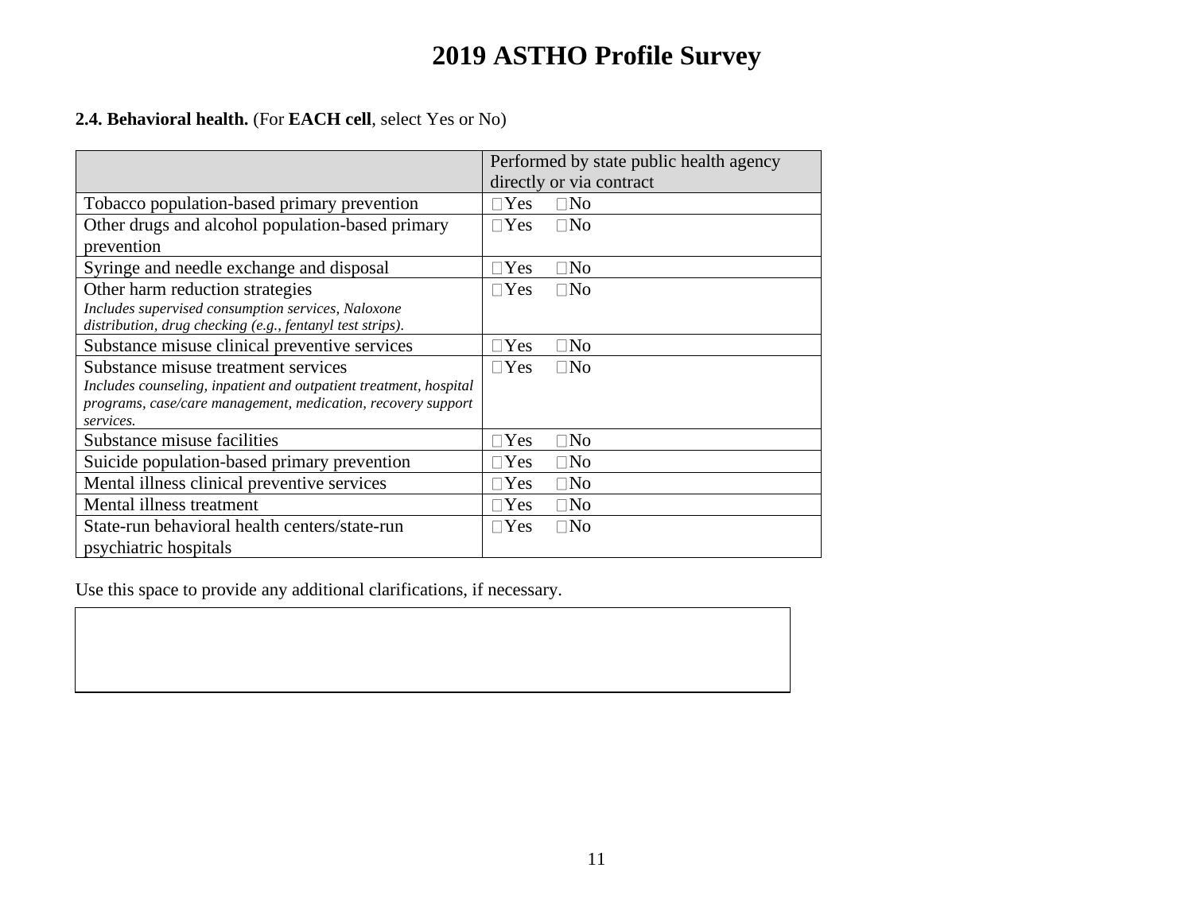# 2019 ASTHO Profile Survey

**2.4. Behavioral health.** (For **EACH cell**, select Yes or No)

| | Performed by state public health agency directly or via contract |
|---|---|
| Tobacco population-based primary prevention | ☐Yes ☐No |
| Other drugs and alcohol population-based primary prevention | ☐Yes ☐No |
| Syringe and needle exchange and disposal | ☐Yes ☐No |
| Other harm reduction strategies *Includes supervised consumption services, Naloxone distribution, drug checking (e.g., fentanyl test strips).* | ☐Yes ☐No |
| Substance misuse clinical preventive services | ☐Yes ☐No |
| Substance misuse treatment services *Includes counseling, inpatient and outpatient treatment, hospital programs, case/care management, medication, recovery support services.* | ☐Yes ☐No |
| Substance misuse facilities | ☐Yes ☐No |
| Suicide population-based primary prevention | ☐Yes ☐No |
| Mental illness clinical preventive services | ☐Yes ☐No |
| Mental illness treatment | ☐Yes ☐No |
| State-run behavioral health centers/state-run psychiatric hospitals | ☐Yes ☐No |

Use this space to provide any additional clarifications, if necessary.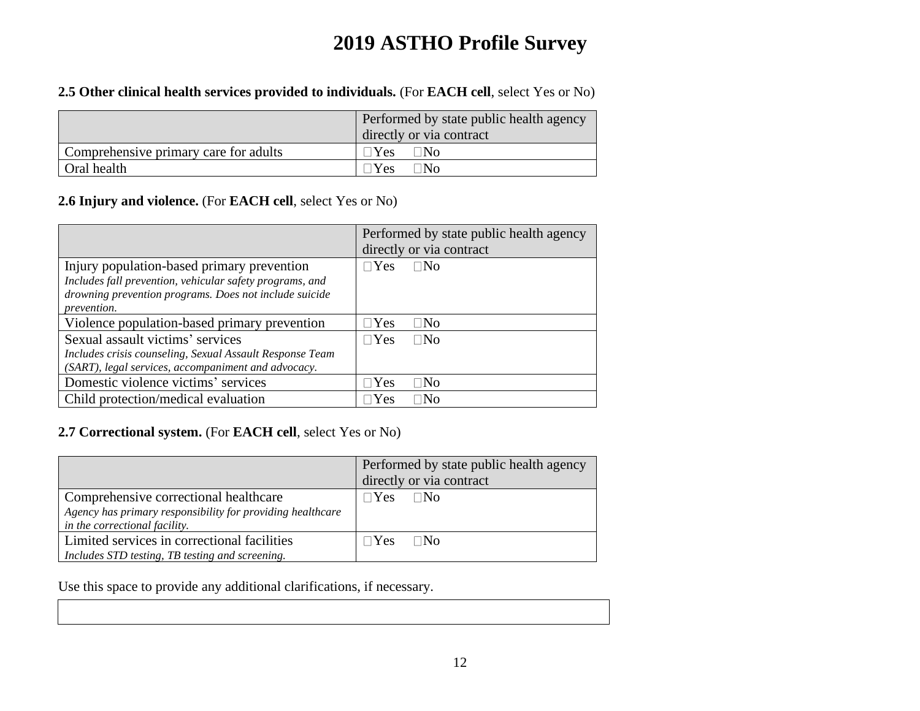# 2019 ASTHO Profile Survey

**2.5 Other clinical health services provided to individuals.** (For **EACH cell**, select Yes or No)

| | Performed by state public health agency directly or via contract |
|---|---|
| Comprehensive primary care for adults | □Yes □No |
| Oral health | □Yes □No |

**2.6 Injury and violence.** (For **EACH cell**, select Yes or No)

| | Performed by state public health agency directly or via contract |
|---|---|
| Injury population-based primary prevention<br>*Includes fall prevention, vehicular safety programs, and drowning prevention programs. Does not include suicide prevention.* | □Yes □No |
| Violence population-based primary prevention | □Yes □No |
| Sexual assault victims' services<br>*Includes crisis counseling, Sexual Assault Response Team (SART), legal services, accompaniment and advocacy.* | □Yes □No |
| Domestic violence victims' services | □Yes □No |
| Child protection/medical evaluation | □Yes □No |

**2.7 Correctional system.** (For **EACH cell**, select Yes or No)

| | Performed by state public health agency directly or via contract |
|---|---|
| Comprehensive correctional healthcare<br>*Agency has primary responsibility for providing healthcare in the correctional facility.* | □Yes □No |
| Limited services in correctional facilities<br>*Includes STD testing, TB testing and screening.* | □Yes □No |

Use this space to provide any additional clarifications, if necessary.

| |
|---|
| |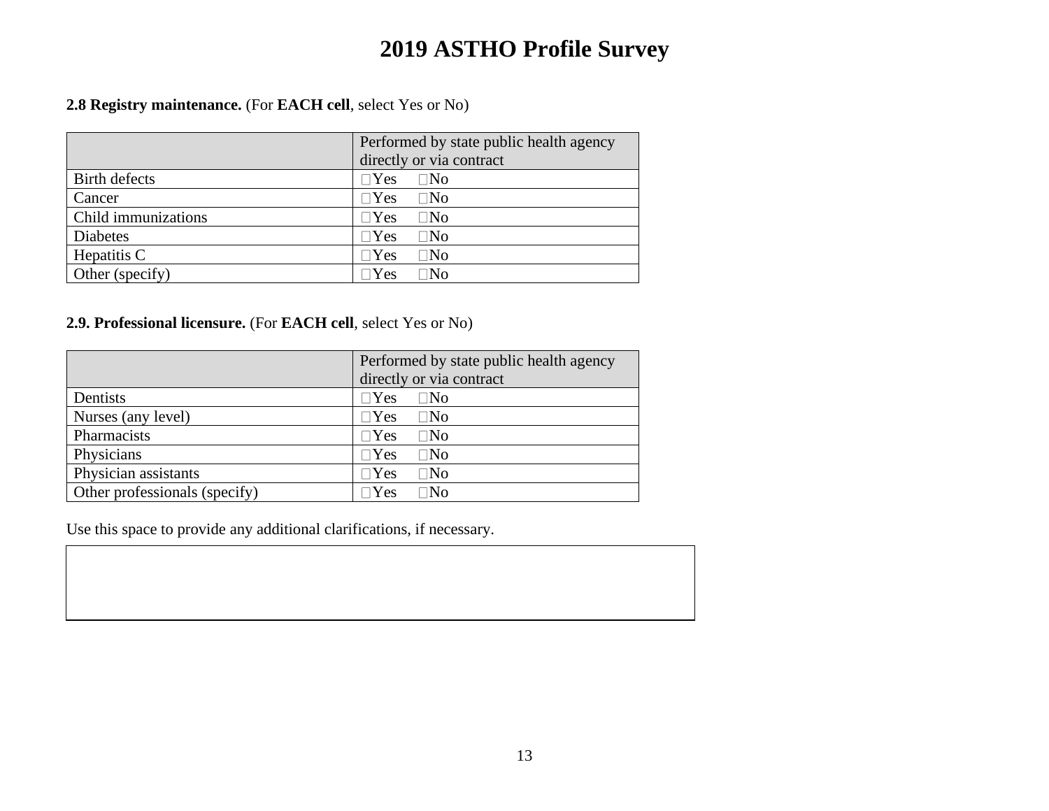# 2019 ASTHO Profile Survey

**2.8 Registry maintenance.** (For **EACH cell**, select Yes or No)

| | Performed by state public health agency directly or via contract |
|---|---|
| Birth defects | ☐Yes ☐No |
| Cancer | ☐Yes ☐No |
| Child immunizations | ☐Yes ☐No |
| Diabetes | ☐Yes ☐No |
| Hepatitis C | ☐Yes ☐No |
| Other (specify) | ☐Yes ☐No |

**2.9. Professional licensure.** (For **EACH cell**, select Yes or No)

| | Performed by state public health agency directly or via contract |
|---|---|
| Dentists | ☐Yes ☐No |
| Nurses (any level) | ☐Yes ☐No |
| Pharmacists | ☐Yes ☐No |
| Physicians | ☐Yes ☐No |
| Physician assistants | ☐Yes ☐No |
| Other professionals (specify) | ☐Yes ☐No |

Use this space to provide any additional clarifications, if necessary.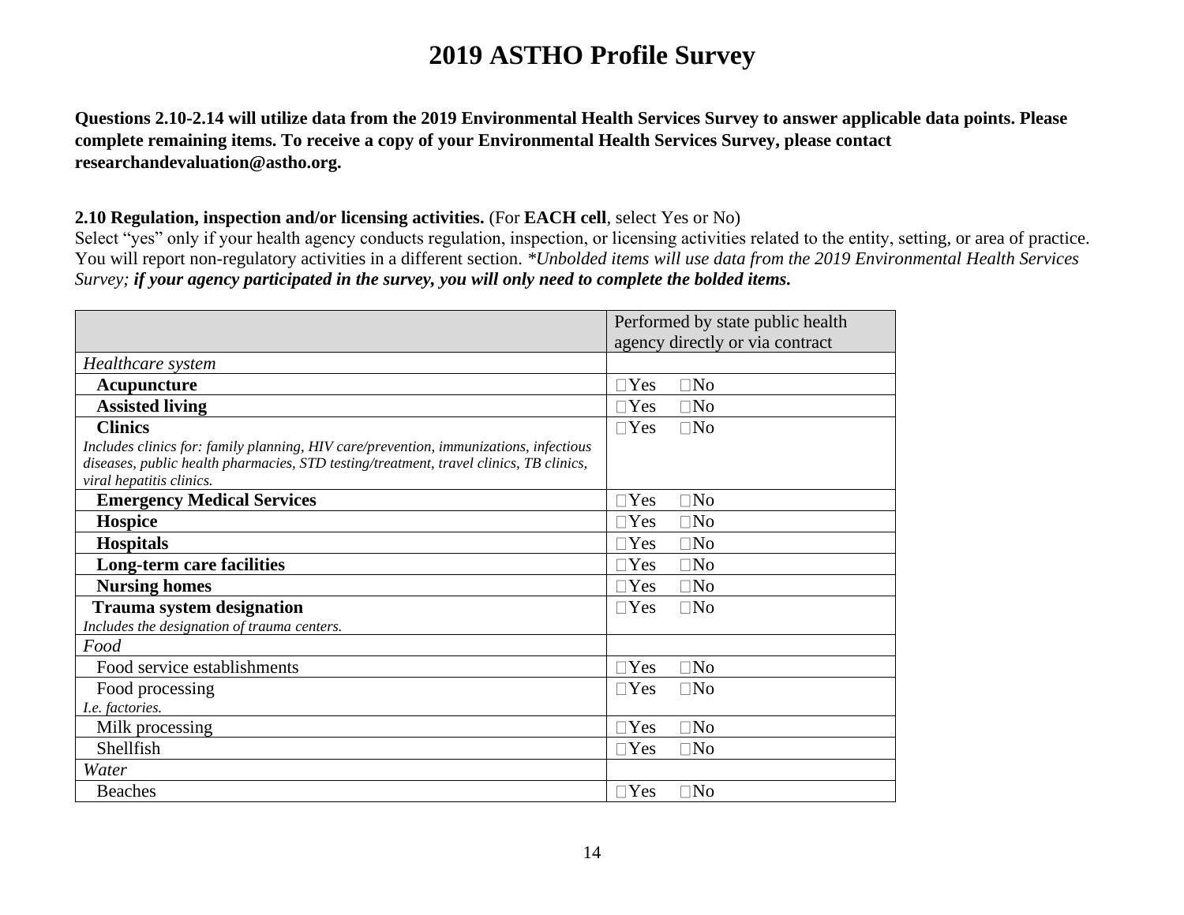# 2019 ASTHO Profile Survey

**Questions 2.10-2.14 will utilize data from the 2019 Environmental Health Services Survey to answer applicable data points. Please complete remaining items. To receive a copy of your Environmental Health Services Survey, please contact researchandevaluation@astho.org.**

**2.10 Regulation, inspection and/or licensing activities.** (For **EACH cell**, select Yes or No)
Select "yes" only if your health agency conducts regulation, inspection, or licensing activities related to the entity, setting, or area of practice. You will report non-regulatory activities in a different section. *\*Unbolded items will use data from the 2019 Environmental Health Services Survey;* ***if your agency participated in the survey, you will only need to complete the bolded items.***

| | Performed by state public health agency directly or via contract |
|---|---|
| *Healthcare system* | |
| **Acupuncture** | ☐Yes ☐No |
| **Assisted living** | ☐Yes ☐No |
| **Clinics**<br>*Includes clinics for: family planning, HIV care/prevention, immunizations, infectious diseases, public health pharmacies, STD testing/treatment, travel clinics, TB clinics, viral hepatitis clinics.* | ☐Yes ☐No |
| **Emergency Medical Services** | ☐Yes ☐No |
| **Hospice** | ☐Yes ☐No |
| **Hospitals** | ☐Yes ☐No |
| **Long-term care facilities** | ☐Yes ☐No |
| **Nursing homes** | ☐Yes ☐No |
| **Trauma system designation**<br>*Includes the designation of trauma centers.* | ☐Yes ☐No |
| *Food* | |
| Food service establishments | ☐Yes ☐No |
| Food processing<br>*I.e. factories.* | ☐Yes ☐No |
| Milk processing | ☐Yes ☐No |
| Shellfish | ☐Yes ☐No |
| *Water* | |
| Beaches | ☐Yes ☐No |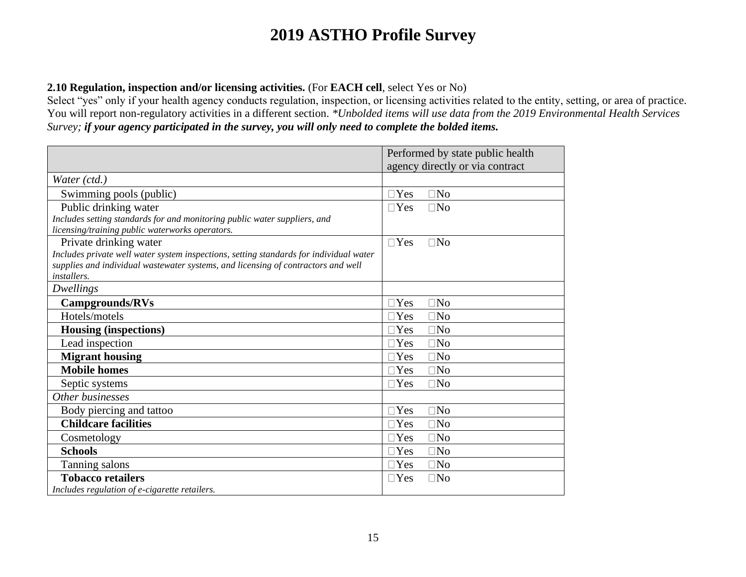# 2019 ASTHO Profile Survey

**2.10 Regulation, inspection and/or licensing activities.** (For **EACH cell**, select Yes or No)
Select "yes" only if your health agency conducts regulation, inspection, or licensing activities related to the entity, setting, or area of practice. You will report non-regulatory activities in a different section. *\*Unbolded items will use data from the 2019 Environmental Health Services Survey;* ***if your agency participated in the survey, you will only need to complete the bolded items.***

| | Performed by state public health agency directly or via contract |
|---|---|
| *Water (ctd.)* | |
| Swimming pools (public) | ☐Yes ☐No |
| Public drinking water<br>*Includes setting standards for and monitoring public water suppliers, and licensing/training public waterworks operators.* | ☐Yes ☐No |
| Private drinking water<br>*Includes private well water system inspections, setting standards for individual water supplies and individual wastewater systems, and licensing of contractors and well installers.* | ☐Yes ☐No |
| *Dwellings* | |
| **Campgrounds/RVs** | ☐Yes ☐No |
| Hotels/motels | ☐Yes ☐No |
| **Housing (inspections)** | ☐Yes ☐No |
| Lead inspection | ☐Yes ☐No |
| **Migrant housing** | ☐Yes ☐No |
| **Mobile homes** | ☐Yes ☐No |
| Septic systems | ☐Yes ☐No |
| *Other businesses* | |
| Body piercing and tattoo | ☐Yes ☐No |
| **Childcare facilities** | ☐Yes ☐No |
| Cosmetology | ☐Yes ☐No |
| **Schools** | ☐Yes ☐No |
| Tanning salons | ☐Yes ☐No |
| **Tobacco retailers**<br>*Includes regulation of e-cigarette retailers.* | ☐Yes ☐No |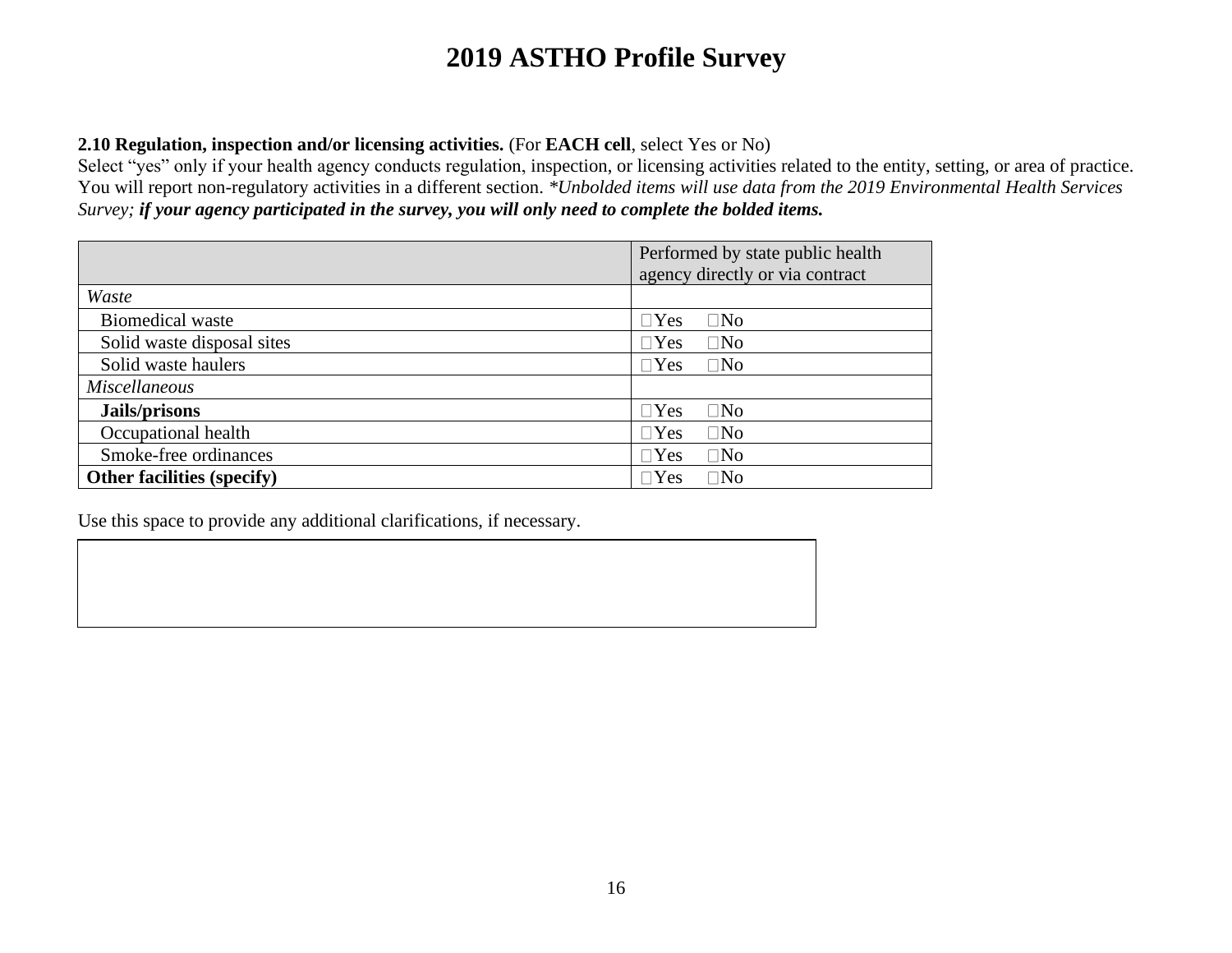# 2019 ASTHO Profile Survey

**2.10 Regulation, inspection and/or licensing activities.** (For **EACH cell**, select Yes or No)
Select "yes" only if your health agency conducts regulation, inspection, or licensing activities related to the entity, setting, or area of practice. You will report non-regulatory activities in a different section. *\*Unbolded items will use data from the 2019 Environmental Health Services Survey;* ***if your agency participated in the survey, you will only need to complete the bolded items.***

| | Performed by state public health agency directly or via contract |
|---|---|
| *Waste* | |
| Biomedical waste | ☐Yes ☐No |
| Solid waste disposal sites | ☐Yes ☐No |
| Solid waste haulers | ☐Yes ☐No |
| *Miscellaneous* | |
| **Jails/prisons** | ☐Yes ☐No |
| Occupational health | ☐Yes ☐No |
| Smoke-free ordinances | ☐Yes ☐No |
| **Other facilities (specify)** | ☐Yes ☐No |

Use this space to provide any additional clarifications, if necessary.

| |
|---|
| |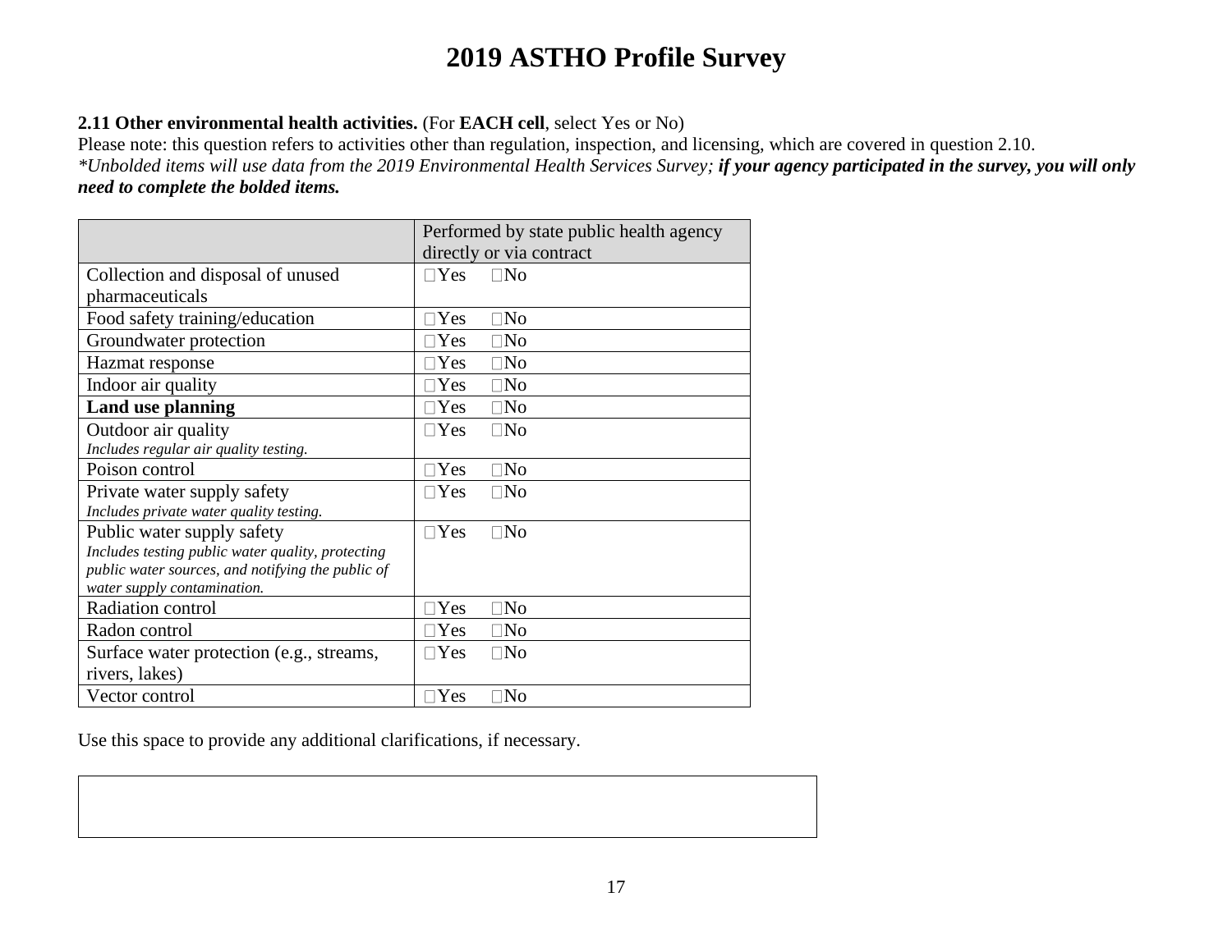# 2019 ASTHO Profile Survey

**2.11 Other environmental health activities.** (For **EACH cell**, select Yes or No)

Please note: this question refers to activities other than regulation, inspection, and licensing, which are covered in question 2.10.

*\*Unbolded items will use data from the 2019 Environmental Health Services Survey;* ***if your agency participated in the survey, you will only need to complete the bolded items.***

| | Performed by state public health agency directly or via contract |
|---|---|
| Collection and disposal of unused pharmaceuticals | ☐Yes ☐No |
| Food safety training/education | ☐Yes ☐No |
| Groundwater protection | ☐Yes ☐No |
| Hazmat response | ☐Yes ☐No |
| Indoor air quality | ☐Yes ☐No |
| **Land use planning** | ☐Yes ☐No |
| Outdoor air quality<br>*Includes regular air quality testing.* | ☐Yes ☐No |
| Poison control | ☐Yes ☐No |
| Private water supply safety<br>*Includes private water quality testing.* | ☐Yes ☐No |
| Public water supply safety<br>*Includes testing public water quality, protecting public water sources, and notifying the public of water supply contamination.* | ☐Yes ☐No |
| Radiation control | ☐Yes ☐No |
| Radon control | ☐Yes ☐No |
| Surface water protection (e.g., streams, rivers, lakes) | ☐Yes ☐No |
| Vector control | ☐Yes ☐No |

Use this space to provide any additional clarifications, if necessary.

| |
|---|
| |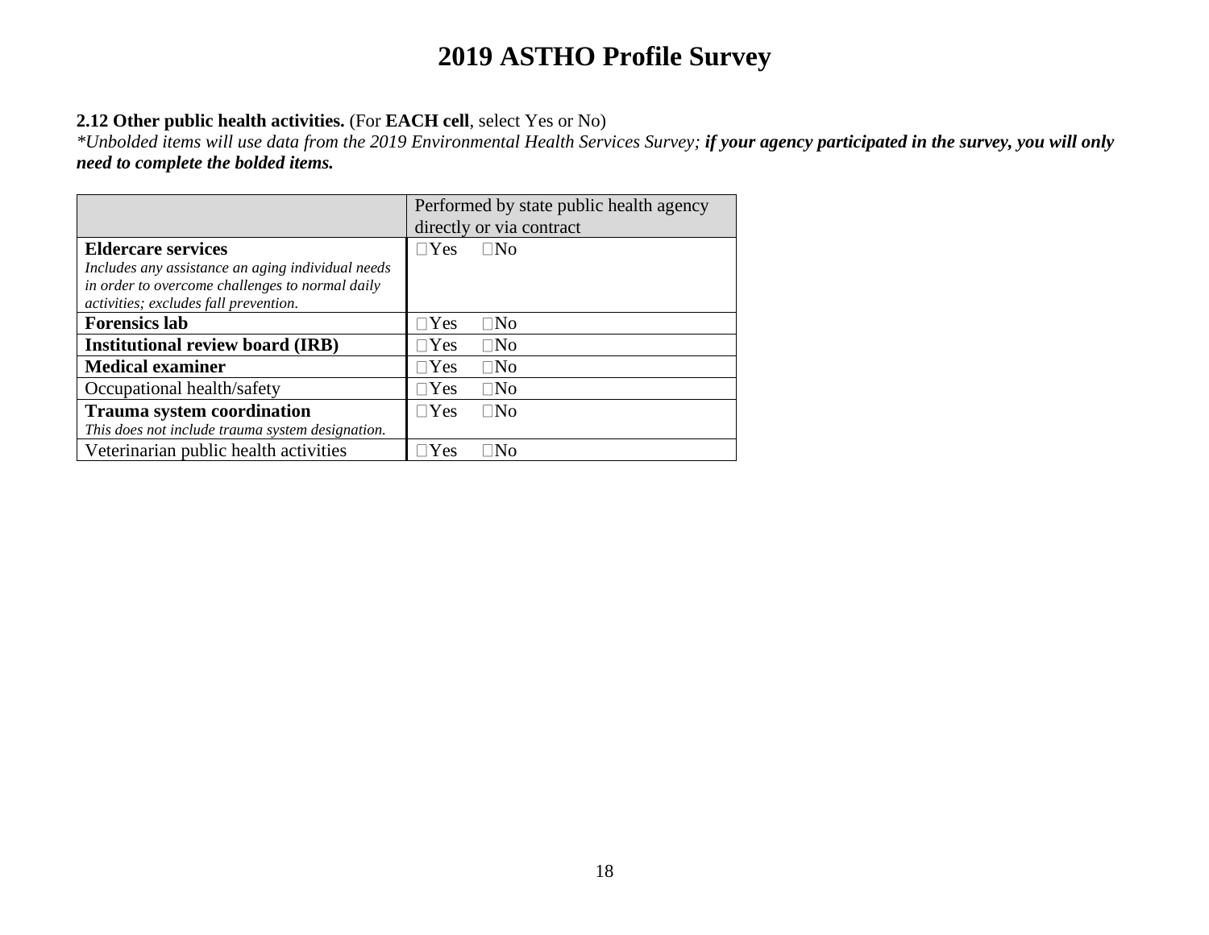# 2019 ASTHO Profile Survey

**2.12 Other public health activities.** (For **EACH cell**, select Yes or No)
*\*Unbolded items will use data from the 2019 Environmental Health Services Survey;* ***if your agency participated in the survey, you will only need to complete the bolded items.***

| | Performed by state public health agency directly or via contract |
|---|---|
| **Eldercare services** *Includes any assistance an aging individual needs in order to overcome challenges to normal daily activities; excludes fall prevention.* | ☐Yes ☐No |
| **Forensics lab** | ☐Yes ☐No |
| **Institutional review board (IRB)** | ☐Yes ☐No |
| **Medical examiner** | ☐Yes ☐No |
| Occupational health/safety | ☐Yes ☐No |
| **Trauma system coordination** *This does not include trauma system designation.* | ☐Yes ☐No |
| Veterinarian public health activities | ☐Yes ☐No |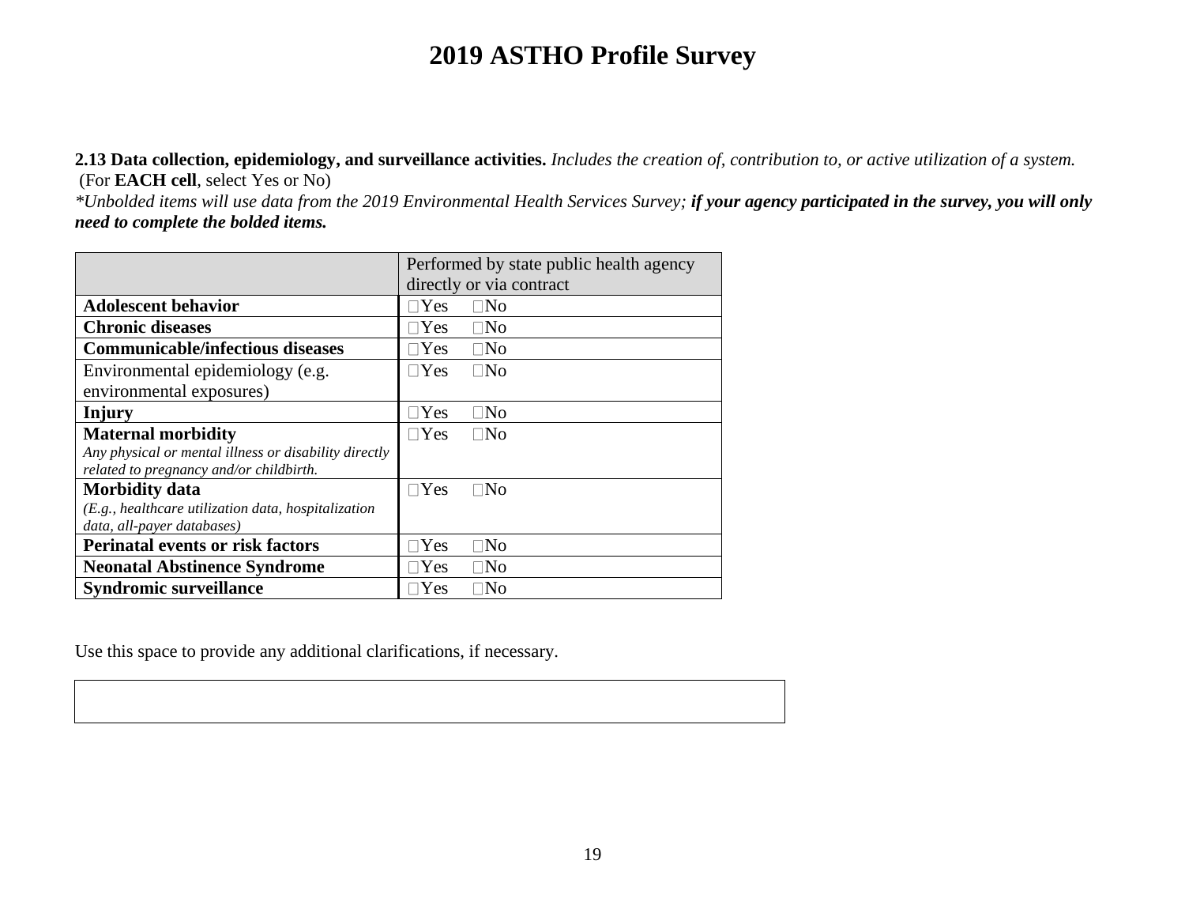# 2019 ASTHO Profile Survey

**2.13 Data collection, epidemiology, and surveillance activities.** *Includes the creation of, contribution to, or active utilization of a system.*
(For **EACH cell**, select Yes or No)
*\*Unbolded items will use data from the 2019 Environmental Health Services Survey;* ***if your agency participated in the survey, you will only need to complete the bolded items.***

| | Performed by state public health agency directly or via contract |
|---|---|
| **Adolescent behavior** | ☐Yes ☐No |
| **Chronic diseases** | ☐Yes ☐No |
| **Communicable/infectious diseases** | ☐Yes ☐No |
| Environmental epidemiology (e.g. environmental exposures) | ☐Yes ☐No |
| **Injury** | ☐Yes ☐No |
| **Maternal morbidity**<br>*Any physical or mental illness or disability directly related to pregnancy and/or childbirth.* | ☐Yes ☐No |
| **Morbidity data**<br>*(E.g., healthcare utilization data, hospitalization data, all-payer databases)* | ☐Yes ☐No |
| **Perinatal events or risk factors** | ☐Yes ☐No |
| **Neonatal Abstinence Syndrome** | ☐Yes ☐No |
| **Syndromic surveillance** | ☐Yes ☐No |

Use this space to provide any additional clarifications, if necessary.

| |
|---|
| |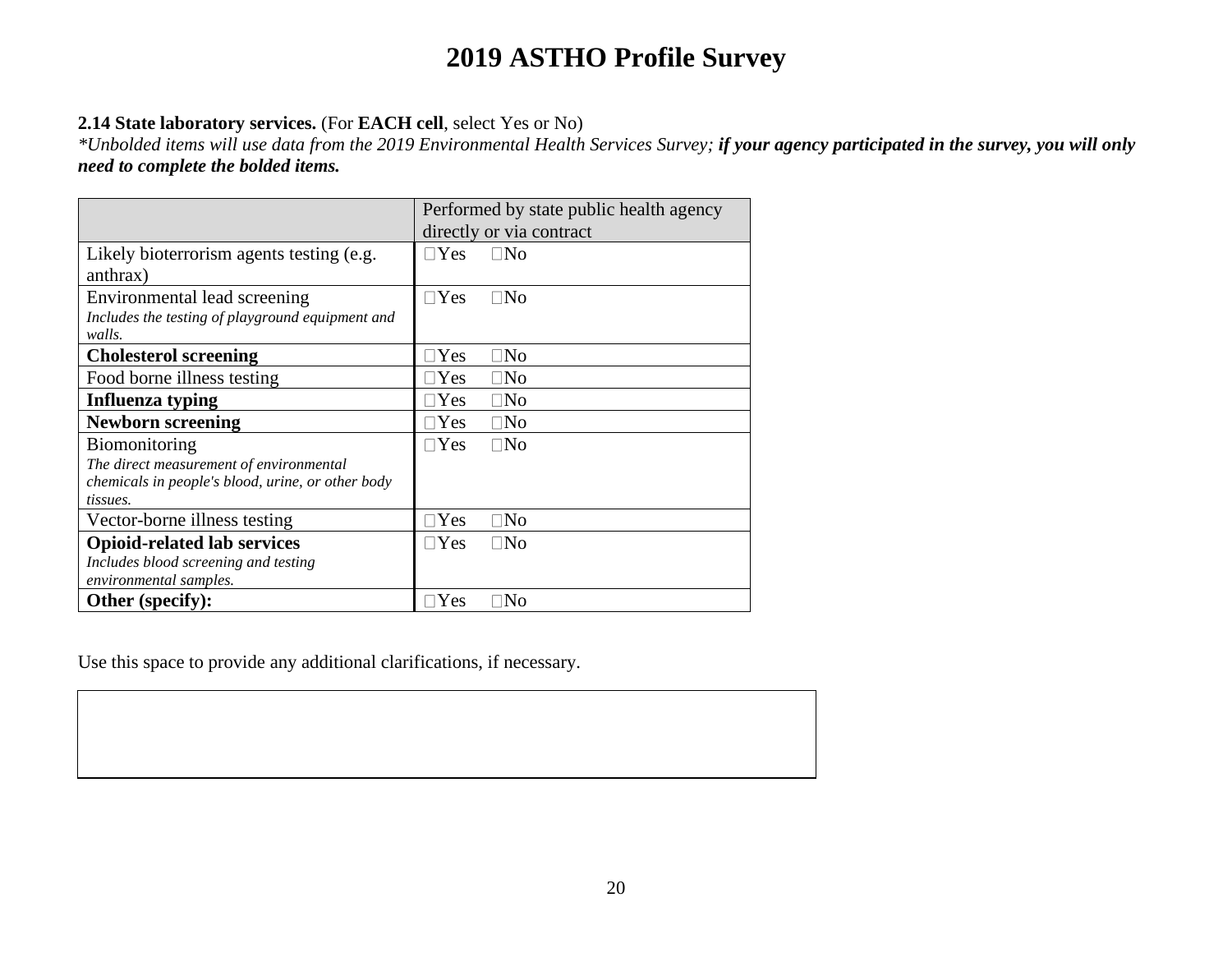# 2019 ASTHO Profile Survey

**2.14 State laboratory services.** (For **EACH cell**, select Yes or No)

*\*Unbolded items will use data from the 2019 Environmental Health Services Survey;* ***if your agency participated in the survey, you will only need to complete the bolded items.***

| | Performed by state public health agency directly or via contract |
|---|---|
| Likely bioterrorism agents testing (e.g. anthrax) | ☐Yes ☐No |
| Environmental lead screening<br>*Includes the testing of playground equipment and walls.* | ☐Yes ☐No |
| **Cholesterol screening** | ☐Yes ☐No |
| Food borne illness testing | ☐Yes ☐No |
| **Influenza typing** | ☐Yes ☐No |
| **Newborn screening** | ☐Yes ☐No |
| Biomonitoring<br>*The direct measurement of environmental chemicals in people's blood, urine, or other body tissues.* | ☐Yes ☐No |
| Vector-borne illness testing | ☐Yes ☐No |
| **Opioid-related lab services**<br>*Includes blood screening and testing environmental samples.* | ☐Yes ☐No |
| **Other (specify):** | ☐Yes ☐No |

Use this space to provide any additional clarifications, if necessary.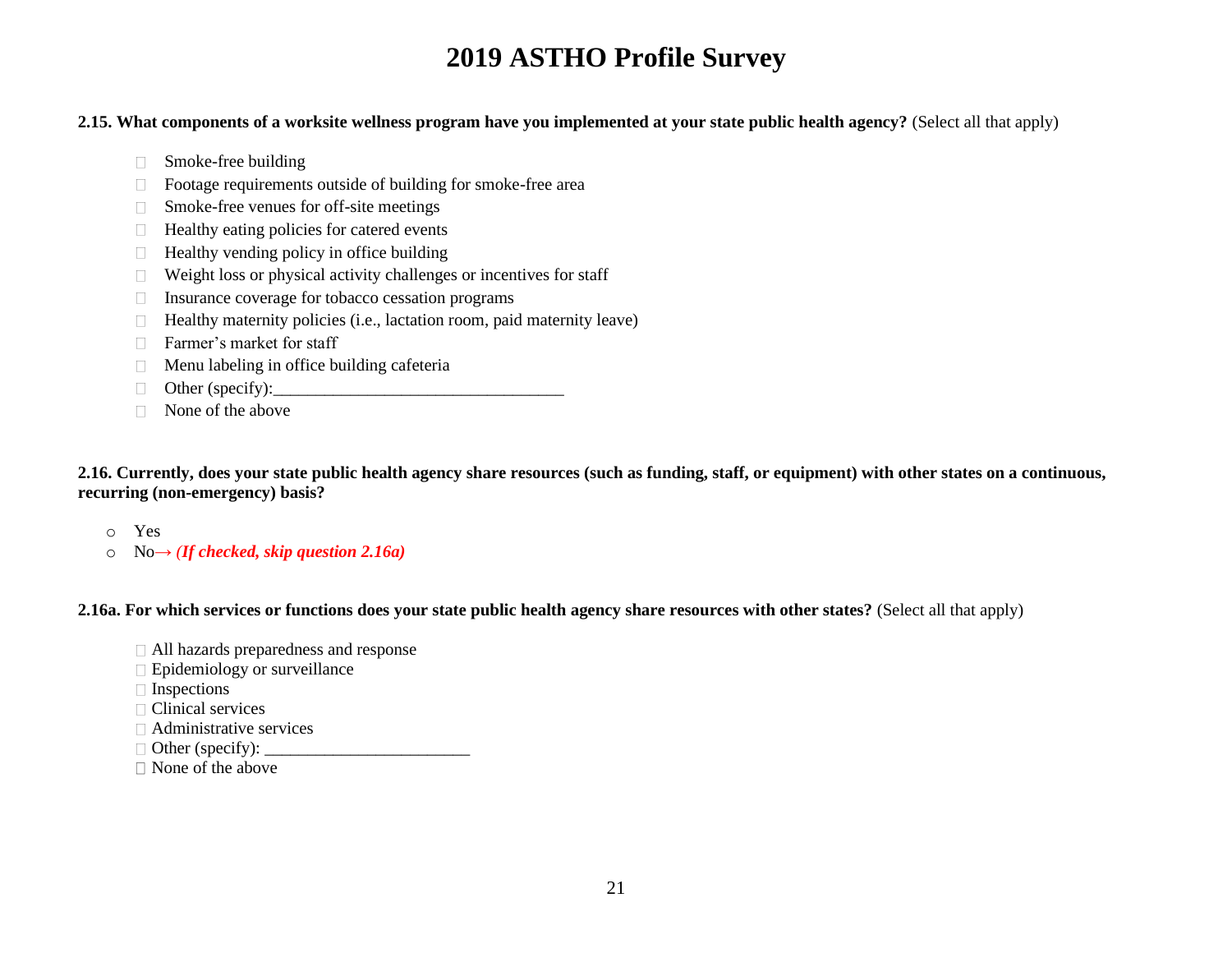# 2019 ASTHO Profile Survey

**2.15. What components of a worksite wellness program have you implemented at your state public health agency?** (Select all that apply)

- ☐ Smoke-free building
- ☐ Footage requirements outside of building for smoke-free area
- ☐ Smoke-free venues for off-site meetings
- ☐ Healthy eating policies for catered events
- ☐ Healthy vending policy in office building
- ☐ Weight loss or physical activity challenges or incentives for staff
- ☐ Insurance coverage for tobacco cessation programs
- ☐ Healthy maternity policies (i.e., lactation room, paid maternity leave)
- ☐ Farmer's market for staff
- ☐ Menu labeling in office building cafeteria
- ☐ Other (specify):_________________________________
- ☐ None of the above

**2.16. Currently, does your state public health agency share resources (such as funding, staff, or equipment) with other states on a continuous, recurring (non-emergency) basis?**

- ○ Yes
- ○ No→ ***(If checked, skip question 2.16a)***

**2.16a. For which services or functions does your state public health agency share resources with other states?** (Select all that apply)

- ☐ All hazards preparedness and response
- ☐ Epidemiology or surveillance
- ☐ Inspections
- ☐ Clinical services
- ☐ Administrative services
- ☐ Other (specify): _______________________
- ☐ None of the above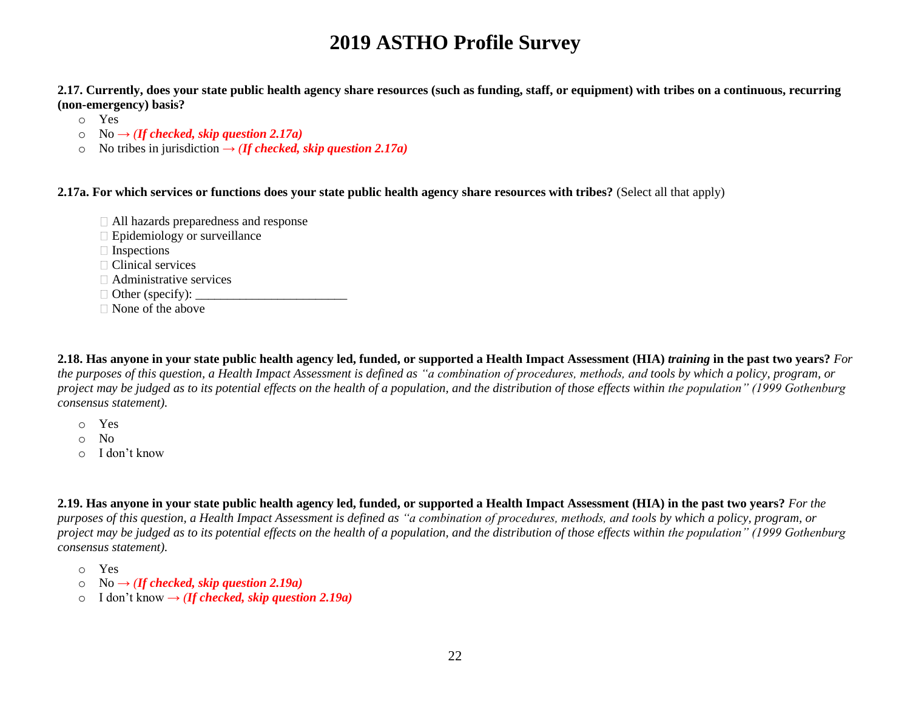# 2019 ASTHO Profile Survey

**2.17. Currently, does your state public health agency share resources (such as funding, staff, or equipment) with tribes on a continuous, recurring (non-emergency) basis?**

- Yes
- No → ***(If checked, skip question 2.17a)***
- No tribes in jurisdiction → ***(If checked, skip question 2.17a)***

**2.17a. For which services or functions does your state public health agency share resources with tribes?** (Select all that apply)

- ☐ All hazards preparedness and response
- ☐ Epidemiology or surveillance
- ☐ Inspections
- ☐ Clinical services
- ☐ Administrative services
- ☐ Other (specify): _______________________
- ☐ None of the above

**2.18. Has anyone in your state public health agency led, funded, or supported a Health Impact Assessment (HIA) *training* in the past two years?** *For the purposes of this question, a Health Impact Assessment is defined as "a combination of procedures, methods, and tools by which a policy, program, or project may be judged as to its potential effects on the health of a population, and the distribution of those effects within the population" (1999 Gothenburg consensus statement).*

- Yes
- No
- I don't know

**2.19. Has anyone in your state public health agency led, funded, or supported a Health Impact Assessment (HIA) in the past two years?** *For the purposes of this question, a Health Impact Assessment is defined as "a combination of procedures, methods, and tools by which a policy, program, or project may be judged as to its potential effects on the health of a population, and the distribution of those effects within the population" (1999 Gothenburg consensus statement).*

- Yes
- No → ***(If checked, skip question 2.19a)***
- I don't know → ***(If checked, skip question 2.19a)***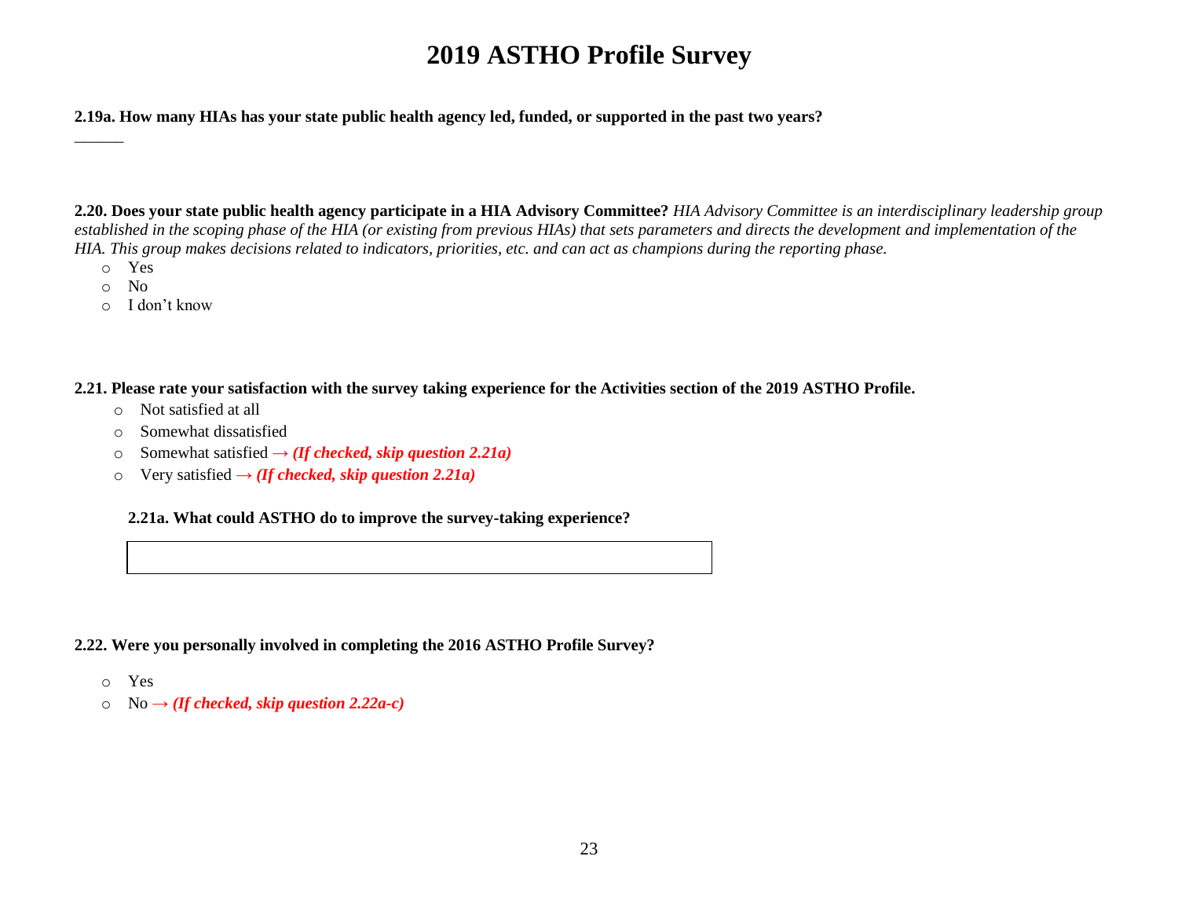# 2019 ASTHO Profile Survey

**2.19a. How many HIAs has your state public health agency led, funded, or supported in the past two years?**

______

**2.20. Does your state public health agency participate in a HIA Advisory Committee?** *HIA Advisory Committee is an interdisciplinary leadership group established in the scoping phase of the HIA (or existing from previous HIAs) that sets parameters and directs the development and implementation of the HIA. This group makes decisions related to indicators, priorities, etc. and can act as champions during the reporting phase.*

- Yes
- No
- I don't know

**2.21. Please rate your satisfaction with the survey taking experience for the Activities section of the 2019 ASTHO Profile.**

- Not satisfied at all
- Somewhat dissatisfied
- Somewhat satisfied → ***(If checked, skip question 2.21a)***
- Very satisfied → ***(If checked, skip question 2.21a)***

**2.21a. What could ASTHO do to improve the survey-taking experience?**

| |
|---|
| |

**2.22. Were you personally involved in completing the 2016 ASTHO Profile Survey?**

- Yes
- No → ***(If checked, skip question 2.22a-c)***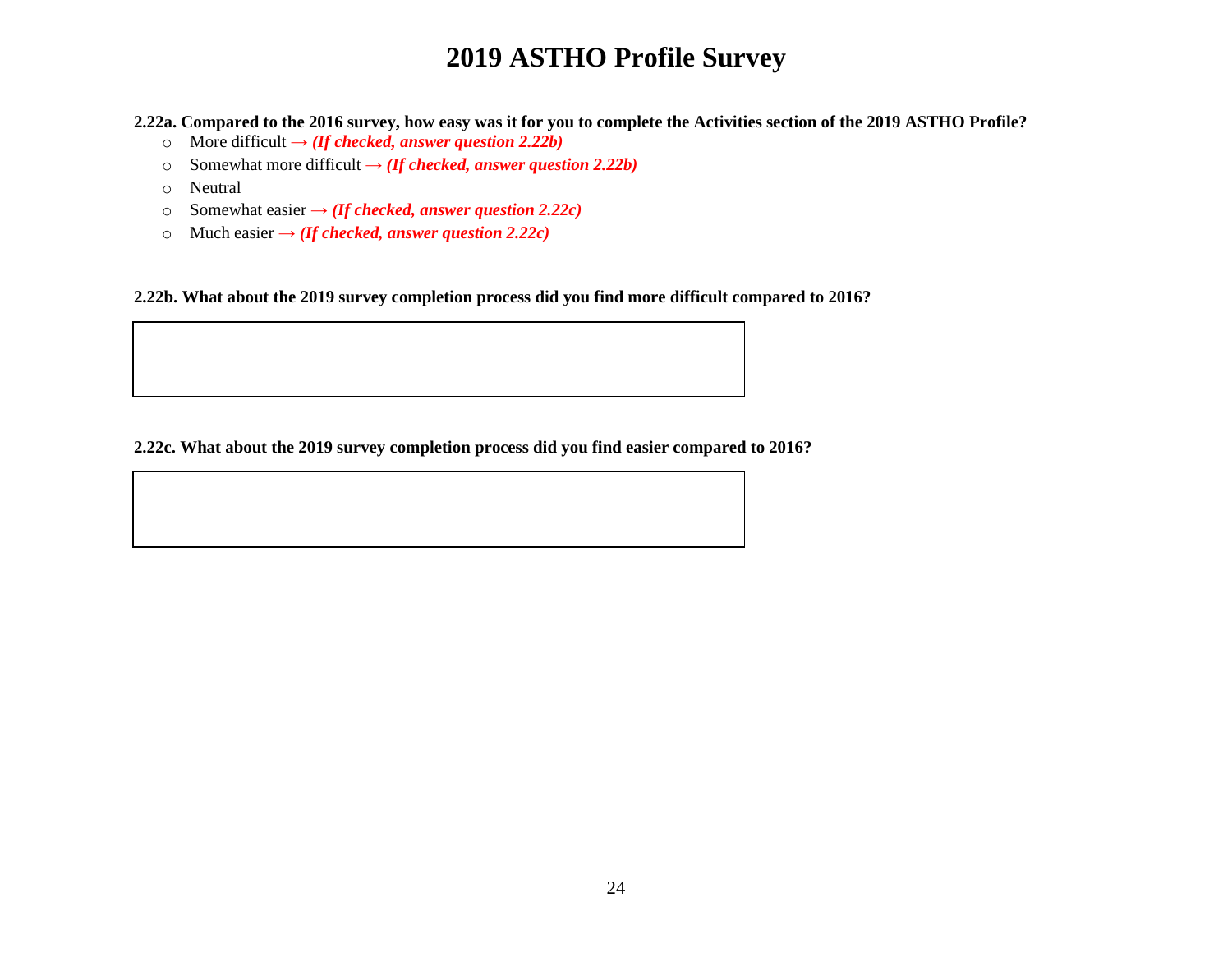# 2019 ASTHO Profile Survey

**2.22a. Compared to the 2016 survey, how easy was it for you to complete the Activities section of the 2019 ASTHO Profile?**

- More difficult → ***(If checked, answer question 2.22b)***
- Somewhat more difficult → ***(If checked, answer question 2.22b)***
- Neutral
- Somewhat easier → ***(If checked, answer question 2.22c)***
- Much easier → ***(If checked, answer question 2.22c)***

**2.22b. What about the 2019 survey completion process did you find more difficult compared to 2016?**

**2.22c. What about the 2019 survey completion process did you find easier compared to 2016?**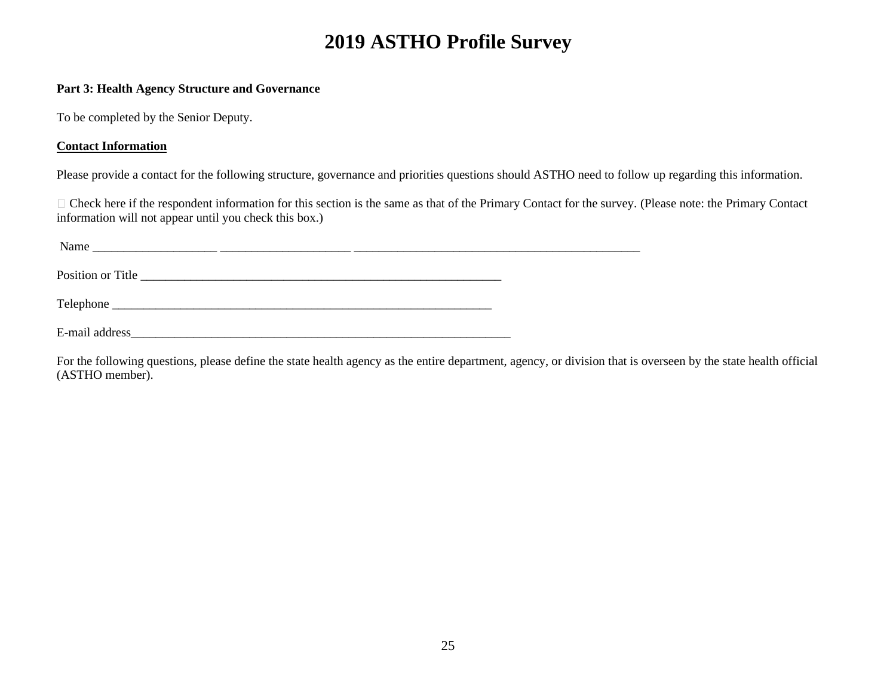# 2019 ASTHO Profile Survey

**Part 3: Health Agency Structure and Governance**

To be completed by the Senior Deputy.

**Contact Information**

Please provide a contact for the following structure, governance and priorities questions should ASTHO need to follow up regarding this information.

☐ Check here if the respondent information for this section is the same as that of the Primary Contact for the survey. (Please note: the Primary Contact information will not appear until you check this box.)

Name ____________________ _____________________ ______________________________________________

Position or Title ___________________________________________________________

Telephone _______________________________________________________________

E-mail address_______________________________________________________________

For the following questions, please define the state health agency as the entire department, agency, or division that is overseen by the state health official (ASTHO member).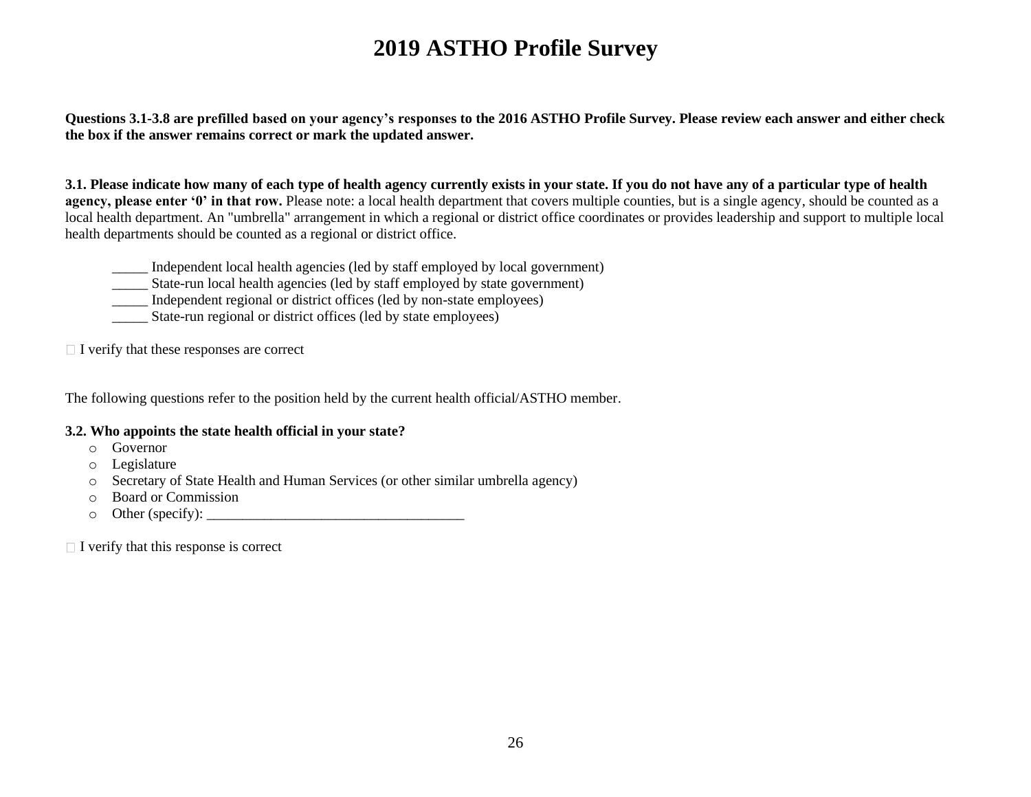# 2019 ASTHO Profile Survey

**Questions 3.1-3.8 are prefilled based on your agency's responses to the 2016 ASTHO Profile Survey. Please review each answer and either check the box if the answer remains correct or mark the updated answer.**

**3.1. Please indicate how many of each type of health agency currently exists in your state. If you do not have any of a particular type of health agency, please enter '0' in that row.** Please note: a local health department that covers multiple counties, but is a single agency, should be counted as a local health department. An "umbrella" arrangement in which a regional or district office coordinates or provides leadership and support to multiple local health departments should be counted as a regional or district office.

_____ Independent local health agencies (led by staff employed by local government)
_____ State-run local health agencies (led by staff employed by state government)
_____ Independent regional or district offices (led by non-state employees)
_____ State-run regional or district offices (led by state employees)

☐ I verify that these responses are correct

The following questions refer to the position held by the current health official/ASTHO member.

**3.2. Who appoints the state health official in your state?**

- Governor
- Legislature
- Secretary of State Health and Human Services (or other similar umbrella agency)
- Board or Commission
- Other (specify): ____________________________________

☐ I verify that this response is correct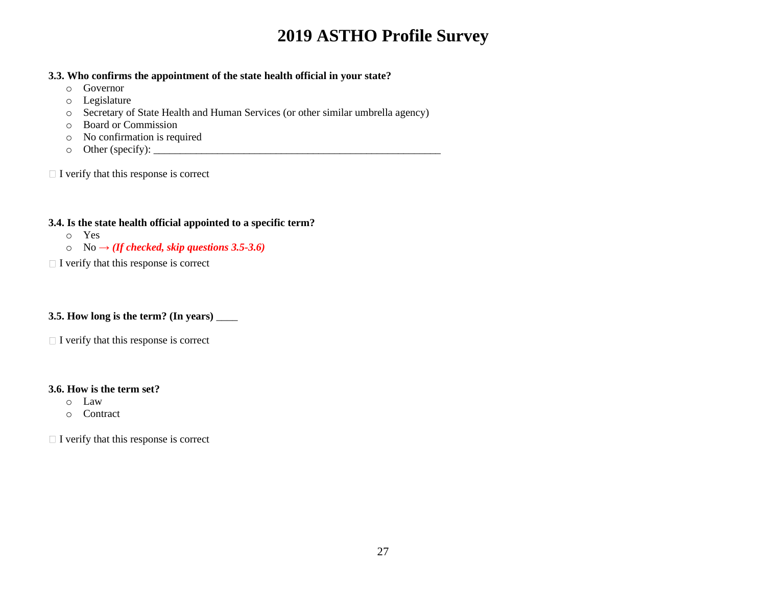# 2019 ASTHO Profile Survey

**3.3. Who confirms the appointment of the state health official in your state?**

- Governor
- Legislature
- Secretary of State Health and Human Services (or other similar umbrella agency)
- Board or Commission
- No confirmation is required
- Other (specify): ___________________________________________________________

☐ I verify that this response is correct

**3.4. Is the state health official appointed to a specific term?**

- Yes
- No → ***(If checked, skip questions 3.5-3.6)***

☐ I verify that this response is correct

**3.5. How long is the term? (In years)** ____

☐ I verify that this response is correct

**3.6. How is the term set?**

- Law
- Contract

☐ I verify that this response is correct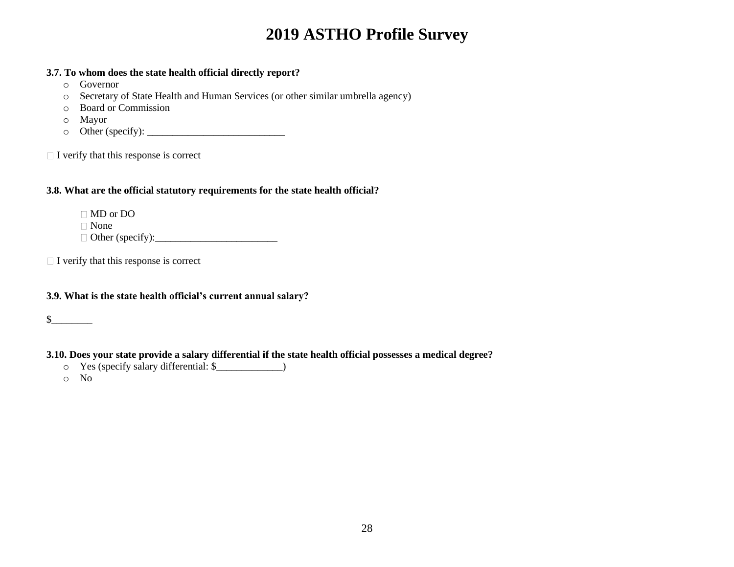# 2019 ASTHO Profile Survey

**3.7. To whom does the state health official directly report?**

- Governor
- Secretary of State Health and Human Services (or other similar umbrella agency)
- Board or Commission
- Mayor
- Other (specify): ___________________________

☐ I verify that this response is correct

**3.8. What are the official statutory requirements for the state health official?**

- ☐ MD or DO
- ☐ None
- ☐ Other (specify):________________________

☐ I verify that this response is correct

**3.9. What is the state health official's current annual salary?**

$________

**3.10. Does your state provide a salary differential if the state health official possesses a medical degree?**

- Yes (specify salary differential: $_____________)
- No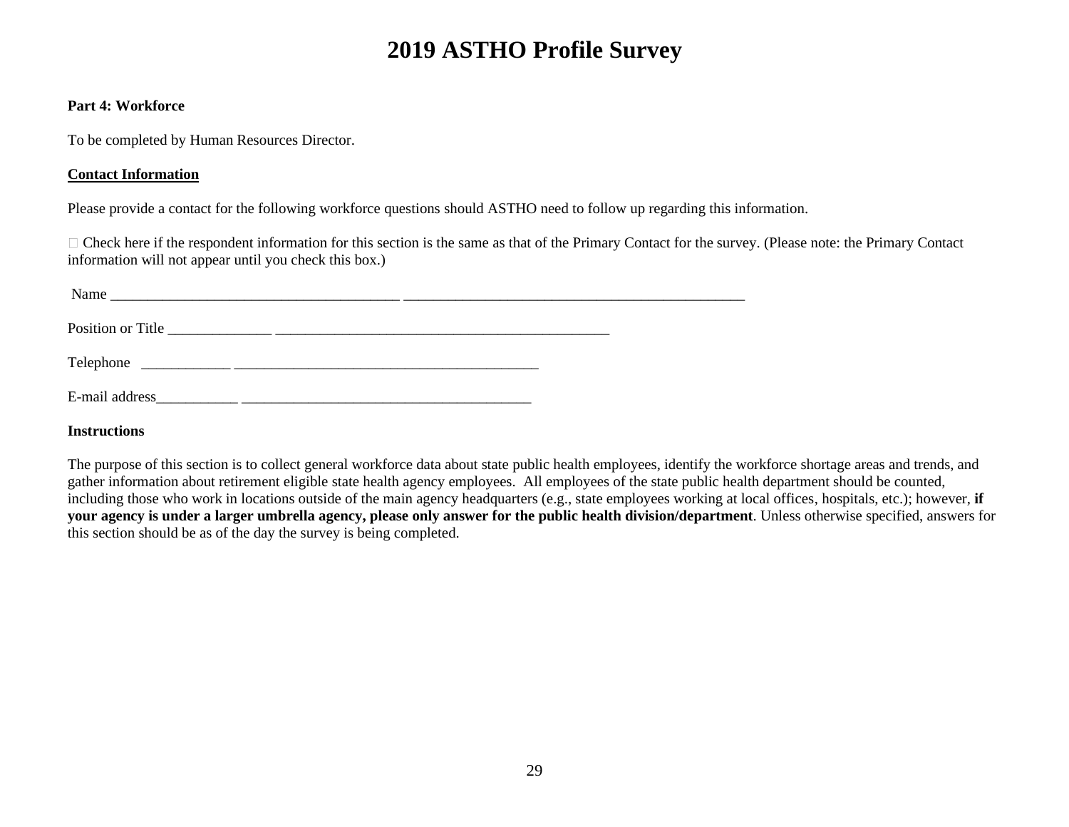# 2019 ASTHO Profile Survey

**Part 4: Workforce**

To be completed by Human Resources Director.

**Contact Information**

Please provide a contact for the following workforce questions should ASTHO need to follow up regarding this information.

☐ Check here if the respondent information for this section is the same as that of the Primary Contact for the survey. (Please note: the Primary Contact information will not appear until you check this box.)

Name _______________________________________ _______________________________________________

Position or Title ______________ _______________________________________________

Telephone ____________ __________________________________________

E-mail address___________ ________________________________________

**Instructions**

The purpose of this section is to collect general workforce data about state public health employees, identify the workforce shortage areas and trends, and gather information about retirement eligible state health agency employees. All employees of the state public health department should be counted, including those who work in locations outside of the main agency headquarters (e.g., state employees working at local offices, hospitals, etc.); however, **if your agency is under a larger umbrella agency, please only answer for the public health division/department**. Unless otherwise specified, answers for this section should be as of the day the survey is being completed.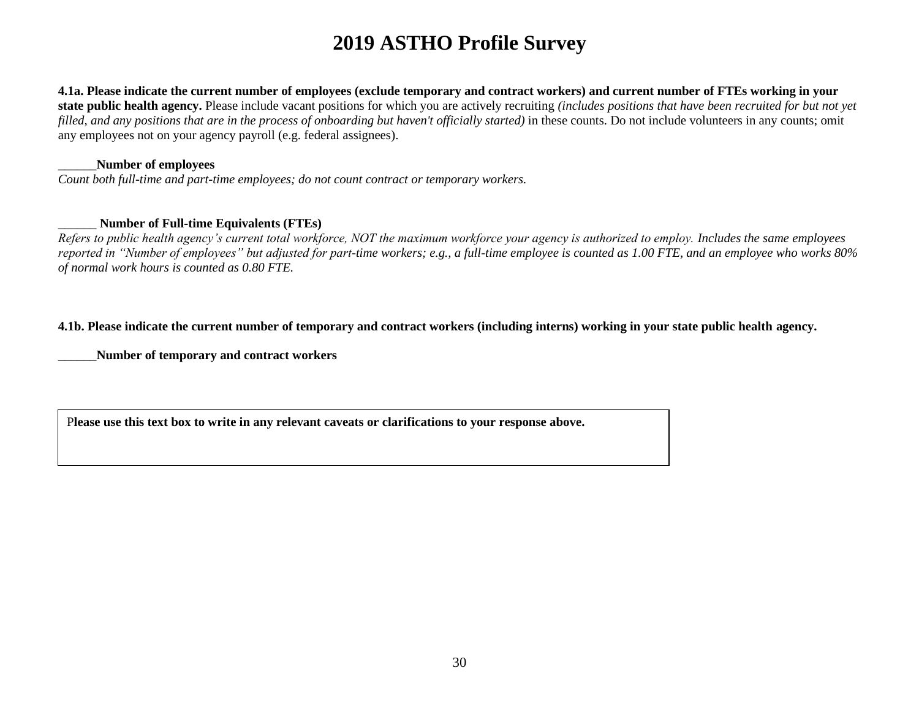# 2019 ASTHO Profile Survey

**4.1a. Please indicate the current number of employees (exclude temporary and contract workers) and current number of FTEs working in your state public health agency.** Please include vacant positions for which you are actively recruiting *(includes positions that have been recruited for but not yet filled, and any positions that are in the process of onboarding but haven't officially started)* in these counts. Do not include volunteers in any counts; omit any employees not on your agency payroll (e.g. federal assignees).

______**Number of employees**
*Count both full-time and part-time employees; do not count contract or temporary workers.*

______ **Number of Full-time Equivalents (FTEs)**
*Refers to public health agency's current total workforce, NOT the maximum workforce your agency is authorized to employ. Includes the same employees reported in "Number of employees" but adjusted for part-time workers; e.g., a full-time employee is counted as 1.00 FTE, and an employee who works 80% of normal work hours is counted as 0.80 FTE.*

**4.1b. Please indicate the current number of temporary and contract workers (including interns) working in your state public health agency.**

______**Number of temporary and contract workers**

| **Please use this text box to write in any relevant caveats or clarifications to your response above.** |
|---|
| |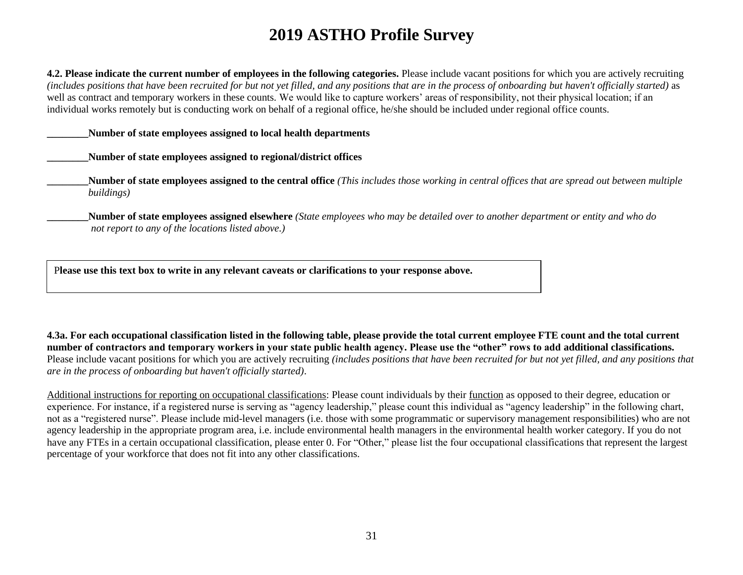# 2019 ASTHO Profile Survey

**4.2. Please indicate the current number of employees in the following categories.** Please include vacant positions for which you are actively recruiting *(includes positions that have been recruited for but not yet filled, and any positions that are in the process of onboarding but haven't officially started)* as well as contract and temporary workers in these counts. We would like to capture workers' areas of responsibility, not their physical location; if an individual works remotely but is conducting work on behalf of a regional office, he/she should be included under regional office counts.

________**Number of state employees assigned to local health departments**

________**Number of state employees assigned to regional/district offices**

________**Number of state employees assigned to the central office** *(This includes those working in central offices that are spread out between multiple buildings)*

________**Number of state employees assigned elsewhere** *(State employees who may be detailed over to another department or entity and who do not report to any of the locations listed above.)*

| P**lease use this text box to write in any relevant caveats or clarifications to your response above.** |
|---|
| |

**4.3a. For each occupational classification listed in the following table, please provide the total current employee FTE count and the total current number of contractors and temporary workers in your state public health agency. Please use the "other" rows to add additional classifications.** Please include vacant positions for which you are actively recruiting *(includes positions that have been recruited for but not yet filled, and any positions that are in the process of onboarding but haven't officially started)*.

<u>Additional instructions for reporting on occupational classifications</u>: Please count individuals by their <u>function</u> as opposed to their degree, education or experience. For instance, if a registered nurse is serving as "agency leadership," please count this individual as "agency leadership" in the following chart, not as a "registered nurse". Please include mid-level managers (i.e. those with some programmatic or supervisory management responsibilities) who are not agency leadership in the appropriate program area, i.e. include environmental health managers in the environmental health worker category. If you do not have any FTEs in a certain occupational classification, please enter 0. For "Other," please list the four occupational classifications that represent the largest percentage of your workforce that does not fit into any other classifications.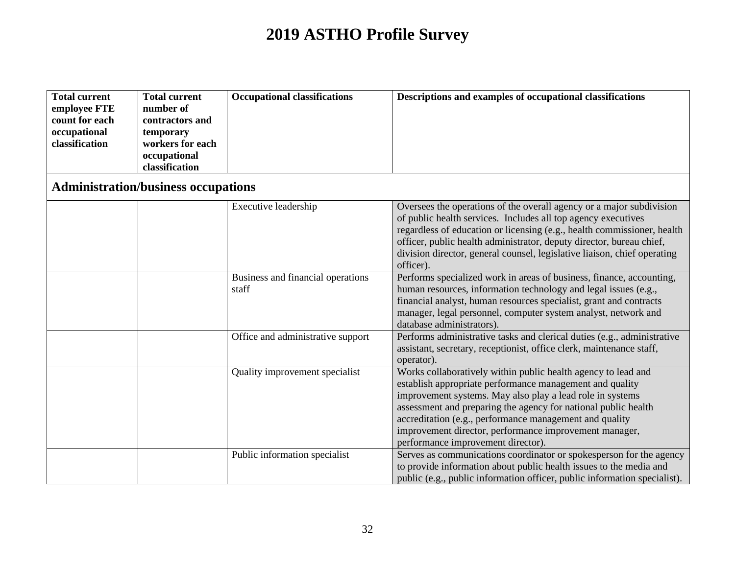# 2019 ASTHO Profile Survey

| Total current employee FTE count for each occupational classification | Total current number of contractors and temporary workers for each occupational classification | Occupational classifications | Descriptions and examples of occupational classifications |
|---|---|---|---|
| **Administration/business occupations** | | | |
| | | Executive leadership | Oversees the operations of the overall agency or a major subdivision of public health services. Includes all top agency executives regardless of education or licensing (e.g., health commissioner, health officer, public health administrator, deputy director, bureau chief, division director, general counsel, legislative liaison, chief operating officer). |
| | | Business and financial operations staff | Performs specialized work in areas of business, finance, accounting, human resources, information technology and legal issues (e.g., financial analyst, human resources specialist, grant and contracts manager, legal personnel, computer system analyst, network and database administrators). |
| | | Office and administrative support | Performs administrative tasks and clerical duties (e.g., administrative assistant, secretary, receptionist, office clerk, maintenance staff, operator). |
| | | Quality improvement specialist | Works collaboratively within public health agency to lead and establish appropriate performance management and quality improvement systems. May also play a lead role in systems assessment and preparing the agency for national public health accreditation (e.g., performance management and quality improvement director, performance improvement manager, performance improvement director). |
| | | Public information specialist | Serves as communications coordinator or spokesperson for the agency to provide information about public health issues to the media and public (e.g., public information officer, public information specialist). |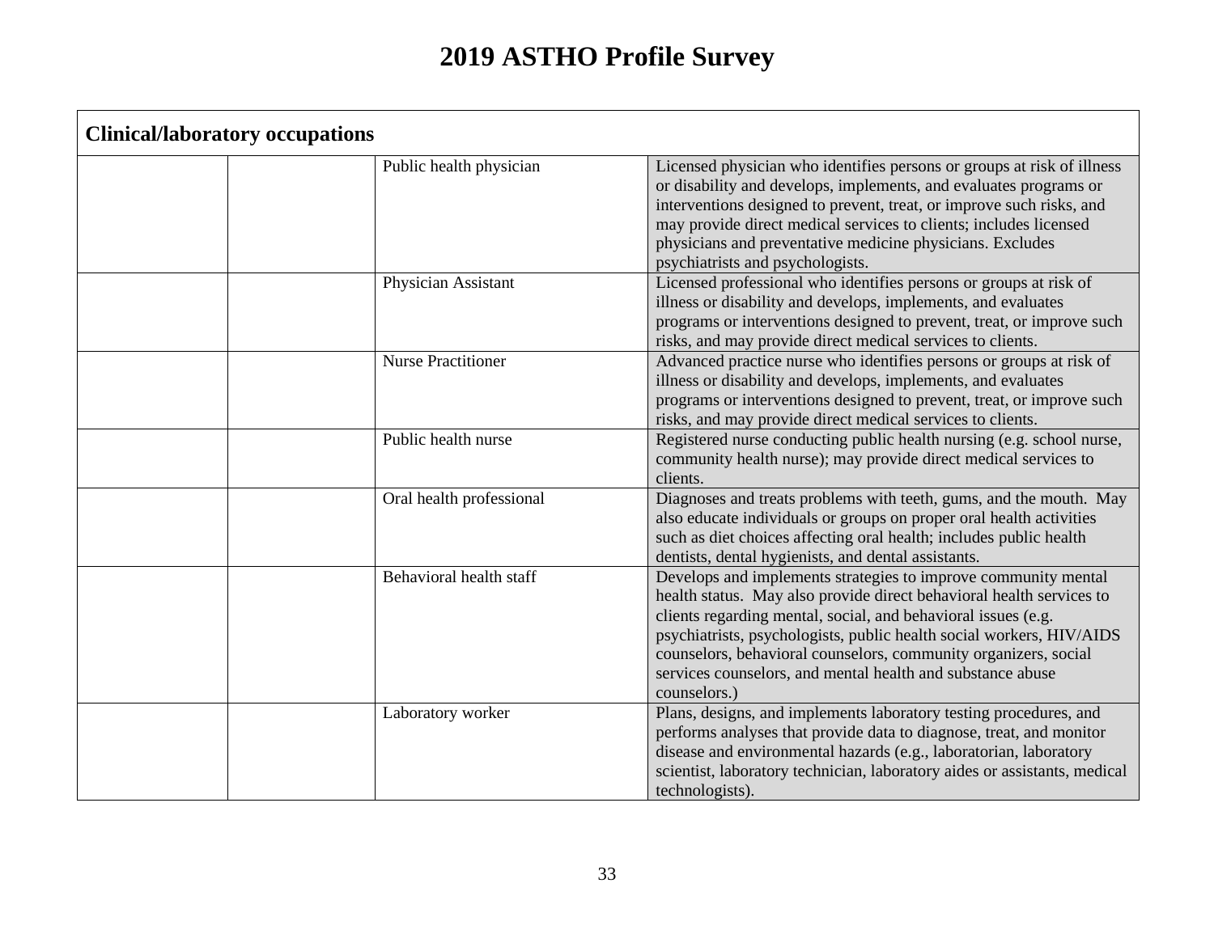# 2019 ASTHO Profile Survey

| Clinical/laboratory occupations | | | |
|---|---|---|---|
| | | Public health physician | Licensed physician who identifies persons or groups at risk of illness or disability and develops, implements, and evaluates programs or interventions designed to prevent, treat, or improve such risks, and may provide direct medical services to clients; includes licensed physicians and preventative medicine physicians. Excludes psychiatrists and psychologists. |
| | | Physician Assistant | Licensed professional who identifies persons or groups at risk of illness or disability and develops, implements, and evaluates programs or interventions designed to prevent, treat, or improve such risks, and may provide direct medical services to clients. |
| | | Nurse Practitioner | Advanced practice nurse who identifies persons or groups at risk of illness or disability and develops, implements, and evaluates programs or interventions designed to prevent, treat, or improve such risks, and may provide direct medical services to clients. |
| | | Public health nurse | Registered nurse conducting public health nursing (e.g. school nurse, community health nurse); may provide direct medical services to clients. |
| | | Oral health professional | Diagnoses and treats problems with teeth, gums, and the mouth. May also educate individuals or groups on proper oral health activities such as diet choices affecting oral health; includes public health dentists, dental hygienists, and dental assistants. |
| | | Behavioral health staff | Develops and implements strategies to improve community mental health status. May also provide direct behavioral health services to clients regarding mental, social, and behavioral issues (e.g. psychiatrists, psychologists, public health social workers, HIV/AIDS counselors, behavioral counselors, community organizers, social services counselors, and mental health and substance abuse counselors.) |
| | | Laboratory worker | Plans, designs, and implements laboratory testing procedures, and performs analyses that provide data to diagnose, treat, and monitor disease and environmental hazards (e.g., laboratorian, laboratory scientist, laboratory technician, laboratory aides or assistants, medical technologists). |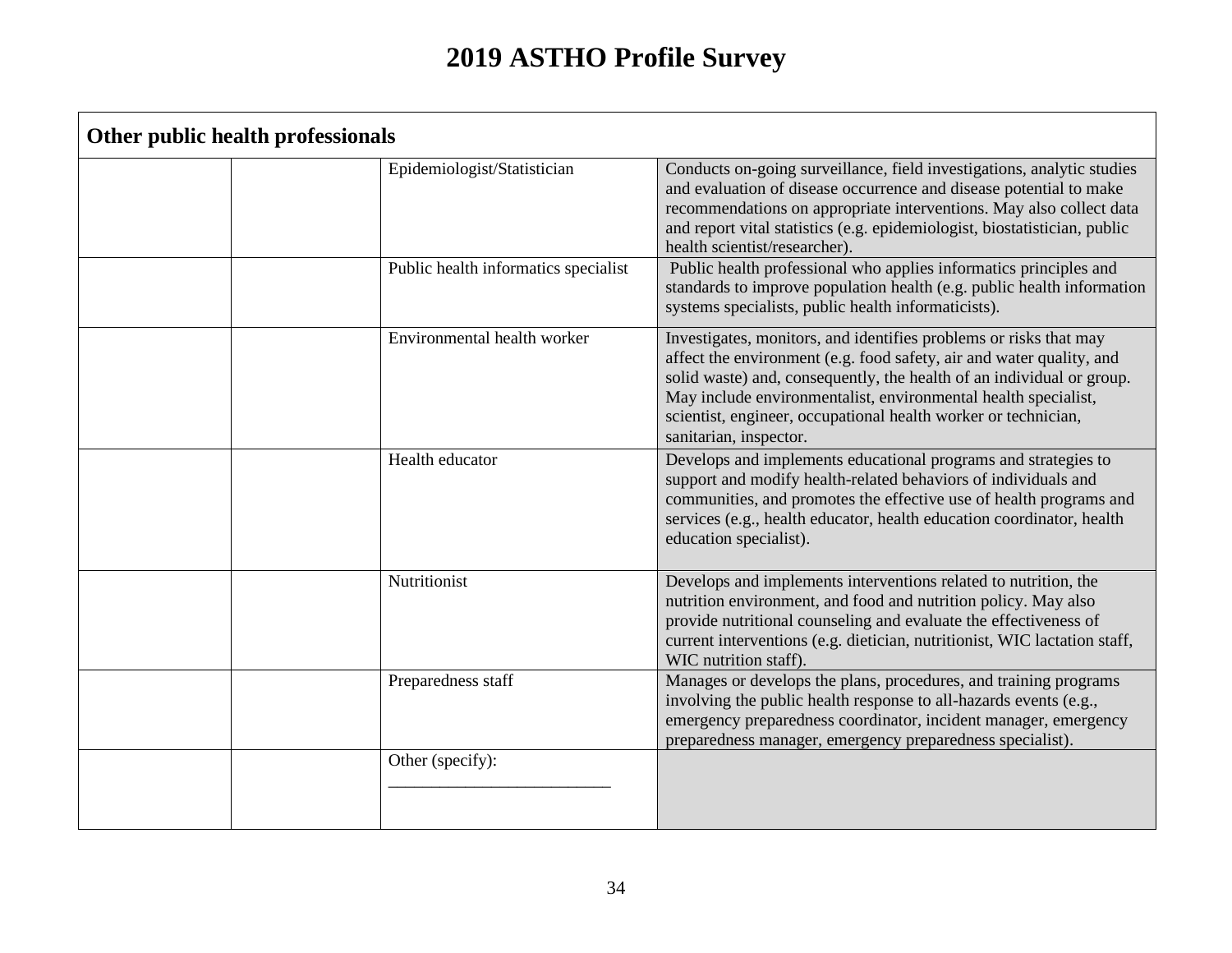# 2019 ASTHO Profile Survey

| Other public health professionals | | | |
|---|---|---|---|
| | | Epidemiologist/Statistician | Conducts on-going surveillance, field investigations, analytic studies and evaluation of disease occurrence and disease potential to make recommendations on appropriate interventions. May also collect data and report vital statistics (e.g. epidemiologist, biostatistician, public health scientist/researcher). |
| | | Public health informatics specialist | Public health professional who applies informatics principles and standards to improve population health (e.g. public health information systems specialists, public health informaticists). |
| | | Environmental health worker | Investigates, monitors, and identifies problems or risks that may affect the environment (e.g. food safety, air and water quality, and solid waste) and, consequently, the health of an individual or group. May include environmentalist, environmental health specialist, scientist, engineer, occupational health worker or technician, sanitarian, inspector. |
| | | Health educator | Develops and implements educational programs and strategies to support and modify health-related behaviors of individuals and communities, and promotes the effective use of health programs and services (e.g., health educator, health education coordinator, health education specialist). |
| | | Nutritionist | Develops and implements interventions related to nutrition, the nutrition environment, and food and nutrition policy. May also provide nutritional counseling and evaluate the effectiveness of current interventions (e.g. dietician, nutritionist, WIC lactation staff, WIC nutrition staff). |
| | | Preparedness staff | Manages or develops the plans, procedures, and training programs involving the public health response to all-hazards events (e.g., emergency preparedness coordinator, incident manager, emergency preparedness manager, emergency preparedness specialist). |
| | | Other (specify): ___________________________ | |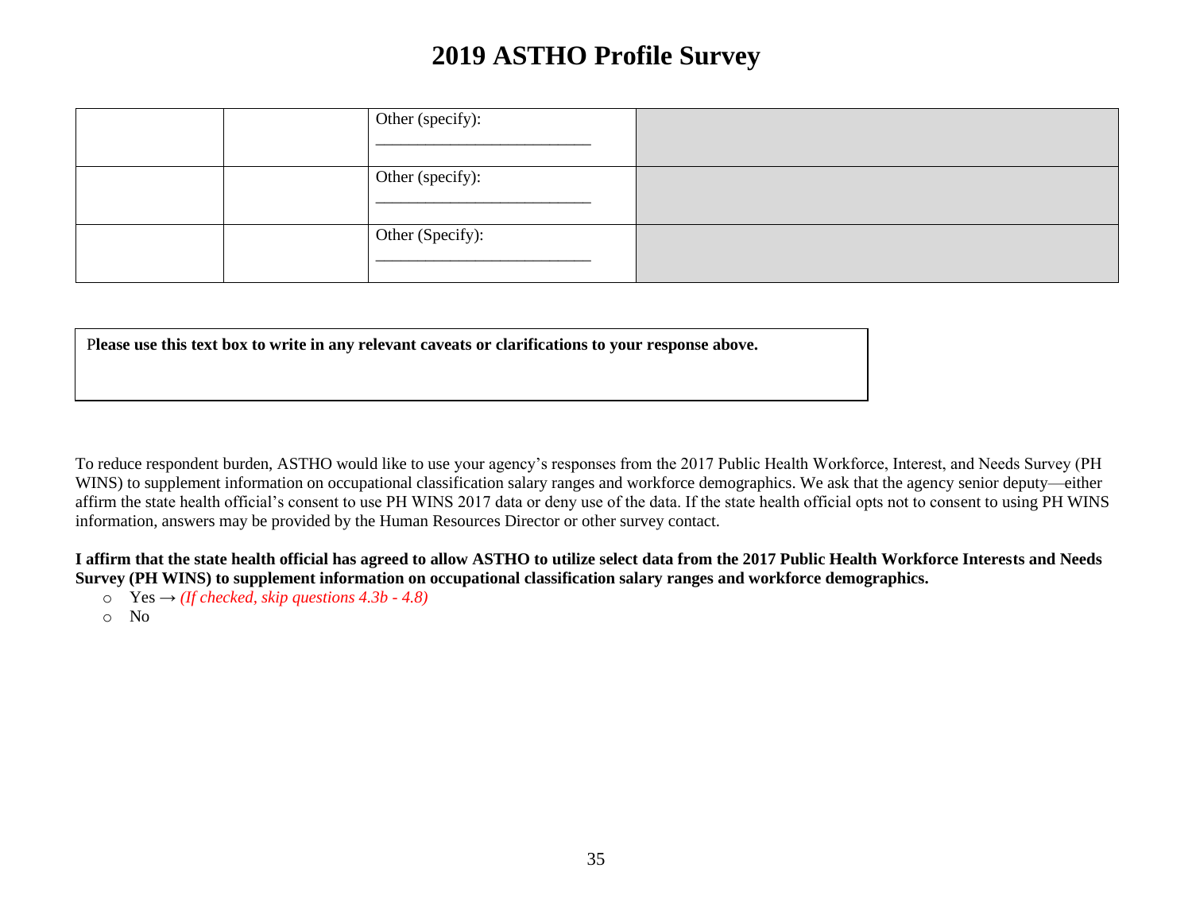# 2019 ASTHO Profile Survey

| | | | |
|---|---|---|---|
| | | Other (specify): ___________________________ | |
| | | Other (specify): ___________________________ | |
| | | Other (Specify): ___________________________ | |

| **Please use this text box to write in any relevant caveats or clarifications to your response above.** |
|---|
| |

To reduce respondent burden, ASTHO would like to use your agency's responses from the 2017 Public Health Workforce, Interest, and Needs Survey (PH WINS) to supplement information on occupational classification salary ranges and workforce demographics. We ask that the agency senior deputy—either affirm the state health official's consent to use PH WINS 2017 data or deny use of the data. If the state health official opts not to consent to using PH WINS information, answers may be provided by the Human Resources Director or other survey contact.

**I affirm that the state health official has agreed to allow ASTHO to utilize select data from the 2017 Public Health Workforce Interests and Needs Survey (PH WINS) to supplement information on occupational classification salary ranges and workforce demographics.**

- Yes → *(If checked, skip questions 4.3b - 4.8)*
- No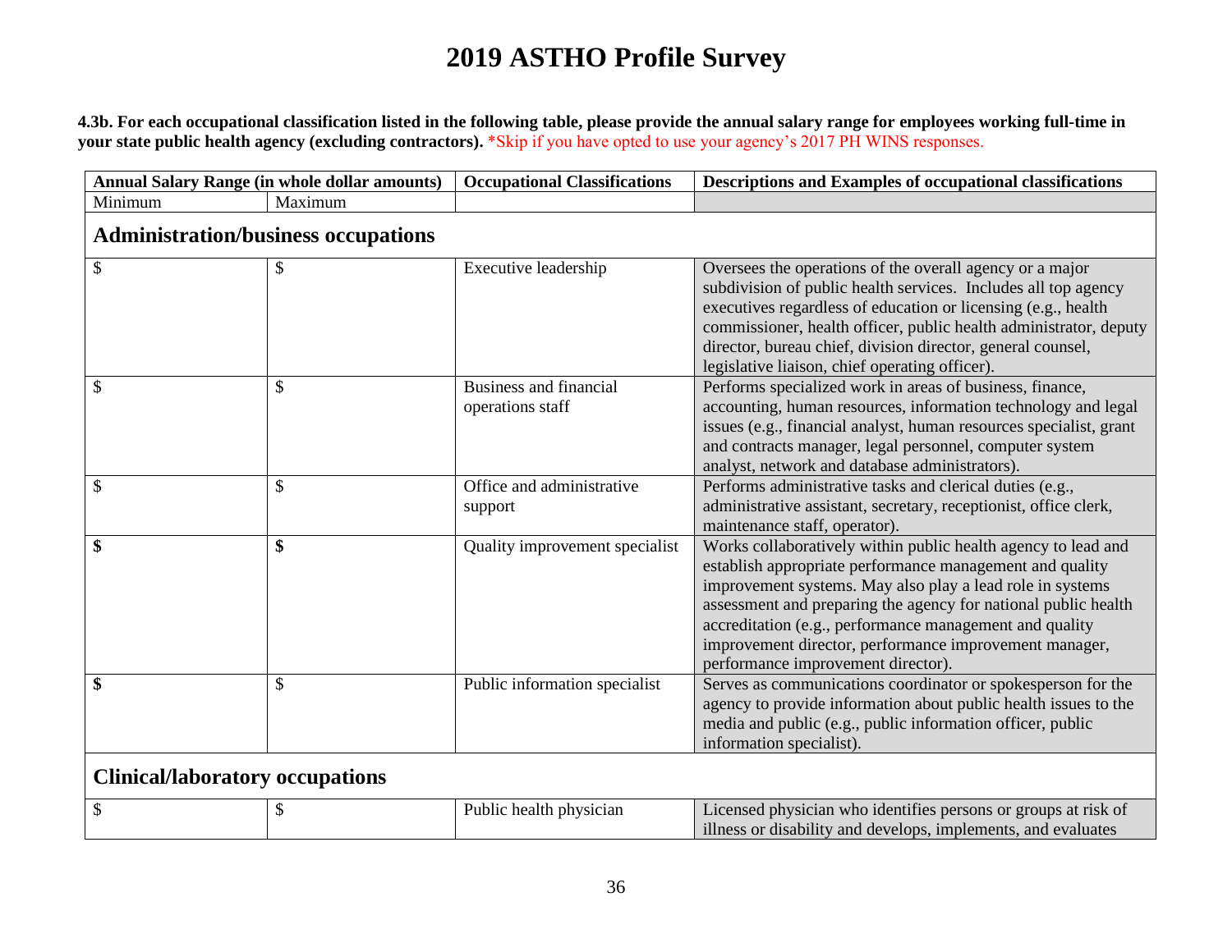# 2019 ASTHO Profile Survey

**4.3b. For each occupational classification listed in the following table, please provide the annual salary range for employees working full-time in your state public health agency (excluding contractors).** *Skip if you have opted to use your agency's 2017 PH WINS responses.

| Annual Salary Range (in whole dollar amounts) | | Occupational Classifications | Descriptions and Examples of occupational classifications |
|---|---|---|---|
| Minimum | Maximum | | |
| **Administration/business occupations** | | | |
| $ | $ | Executive leadership | Oversees the operations of the overall agency or a major subdivision of public health services. Includes all top agency executives regardless of education or licensing (e.g., health commissioner, health officer, public health administrator, deputy director, bureau chief, division director, general counsel, legislative liaison, chief operating officer). |
| $ | $ | Business and financial operations staff | Performs specialized work in areas of business, finance, accounting, human resources, information technology and legal issues (e.g., financial analyst, human resources specialist, grant and contracts manager, legal personnel, computer system analyst, network and database administrators). |
| $ | $ | Office and administrative support | Performs administrative tasks and clerical duties (e.g., administrative assistant, secretary, receptionist, office clerk, maintenance staff, operator). |
| **$** | **$** | Quality improvement specialist | Works collaboratively within public health agency to lead and establish appropriate performance management and quality improvement systems. May also play a lead role in systems assessment and preparing the agency for national public health accreditation (e.g., performance management and quality improvement director, performance improvement manager, performance improvement director). |
| **$** | $ | Public information specialist | Serves as communications coordinator or spokesperson for the agency to provide information about public health issues to the media and public (e.g., public information officer, public information specialist). |
| **Clinical/laboratory occupations** | | | |
| $ | $ | Public health physician | Licensed physician who identifies persons or groups at risk of illness or disability and develops, implements, and evaluates |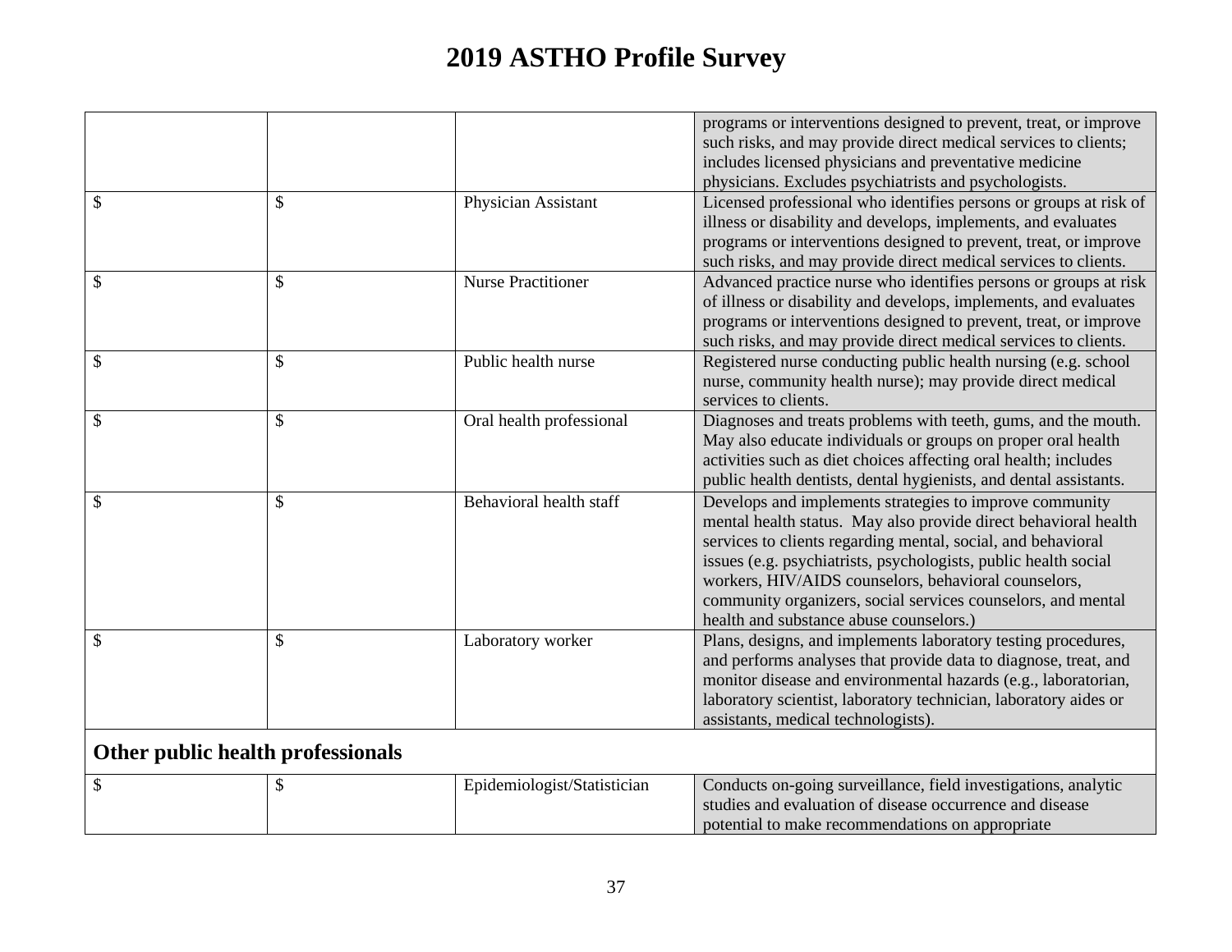# 2019 ASTHO Profile Survey

| | | | |
|---|---|---|---|
| | | | programs or interventions designed to prevent, treat, or improve such risks, and may provide direct medical services to clients; includes licensed physicians and preventative medicine physicians. Excludes psychiatrists and psychologists. |
| $ | $ | Physician Assistant | Licensed professional who identifies persons or groups at risk of illness or disability and develops, implements, and evaluates programs or interventions designed to prevent, treat, or improve such risks, and may provide direct medical services to clients. |
| $ | $ | Nurse Practitioner | Advanced practice nurse who identifies persons or groups at risk of illness or disability and develops, implements, and evaluates programs or interventions designed to prevent, treat, or improve such risks, and may provide direct medical services to clients. |
| $ | $ | Public health nurse | Registered nurse conducting public health nursing (e.g. school nurse, community health nurse); may provide direct medical services to clients. |
| $ | $ | Oral health professional | Diagnoses and treats problems with teeth, gums, and the mouth. May also educate individuals or groups on proper oral health activities such as diet choices affecting oral health; includes public health dentists, dental hygienists, and dental assistants. |
| $ | $ | Behavioral health staff | Develops and implements strategies to improve community mental health status. May also provide direct behavioral health services to clients regarding mental, social, and behavioral issues (e.g. psychiatrists, psychologists, public health social workers, HIV/AIDS counselors, behavioral counselors, community organizers, social services counselors, and mental health and substance abuse counselors.) |
| $ | $ | Laboratory worker | Plans, designs, and implements laboratory testing procedures, and performs analyses that provide data to diagnose, treat, and monitor disease and environmental hazards (e.g., laboratorian, laboratory scientist, laboratory technician, laboratory aides or assistants, medical technologists). |
| **Other public health professionals** | | | |
| $ | $ | Epidemiologist/Statistician | Conducts on-going surveillance, field investigations, analytic studies and evaluation of disease occurrence and disease potential to make recommendations on appropriate |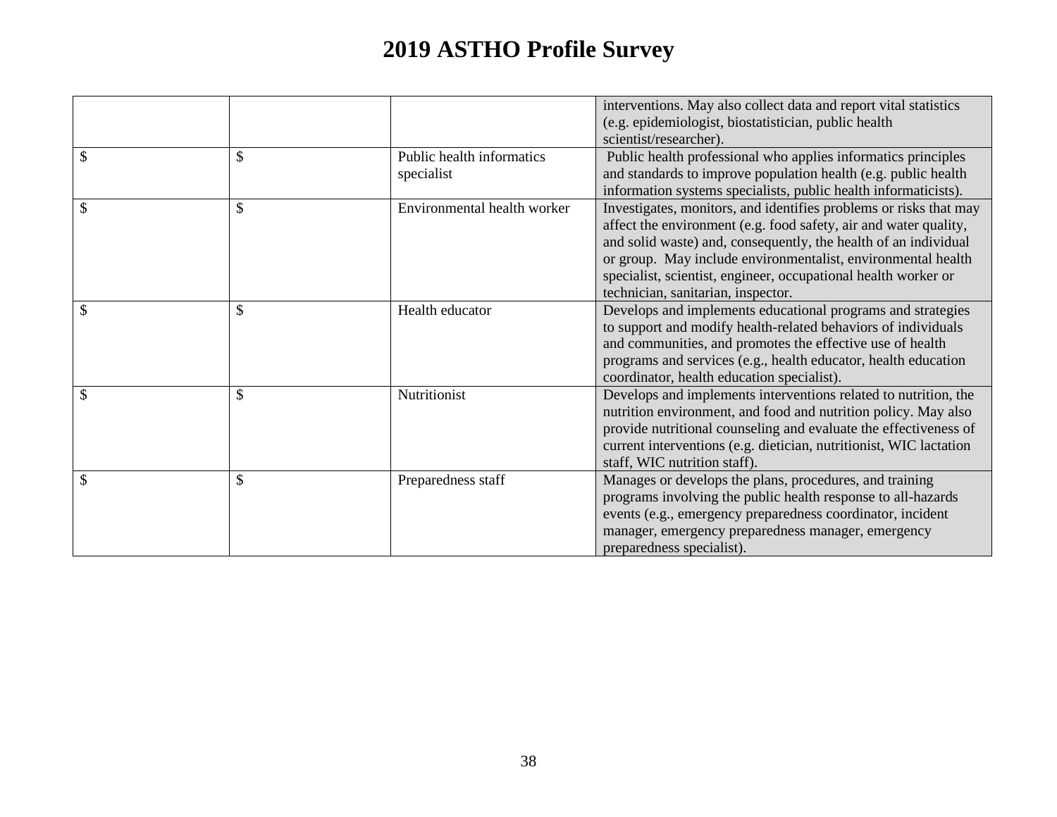# 2019 ASTHO Profile Survey

| | | | |
|---|---|---|---|
| | | | interventions. May also collect data and report vital statistics (e.g. epidemiologist, biostatistician, public health scientist/researcher). |
| $ | $ | Public health informatics specialist | Public health professional who applies informatics principles and standards to improve population health (e.g. public health information systems specialists, public health informaticists). |
| $ | $ | Environmental health worker | Investigates, monitors, and identifies problems or risks that may affect the environment (e.g. food safety, air and water quality, and solid waste) and, consequently, the health of an individual or group. May include environmentalist, environmental health specialist, scientist, engineer, occupational health worker or technician, sanitarian, inspector. |
| $ | $ | Health educator | Develops and implements educational programs and strategies to support and modify health-related behaviors of individuals and communities, and promotes the effective use of health programs and services (e.g., health educator, health education coordinator, health education specialist). |
| $ | $ | Nutritionist | Develops and implements interventions related to nutrition, the nutrition environment, and food and nutrition policy. May also provide nutritional counseling and evaluate the effectiveness of current interventions (e.g. dietician, nutritionist, WIC lactation staff, WIC nutrition staff). |
| $ | $ | Preparedness staff | Manages or develops the plans, procedures, and training programs involving the public health response to all-hazards events (e.g., emergency preparedness coordinator, incident manager, emergency preparedness manager, emergency preparedness specialist). |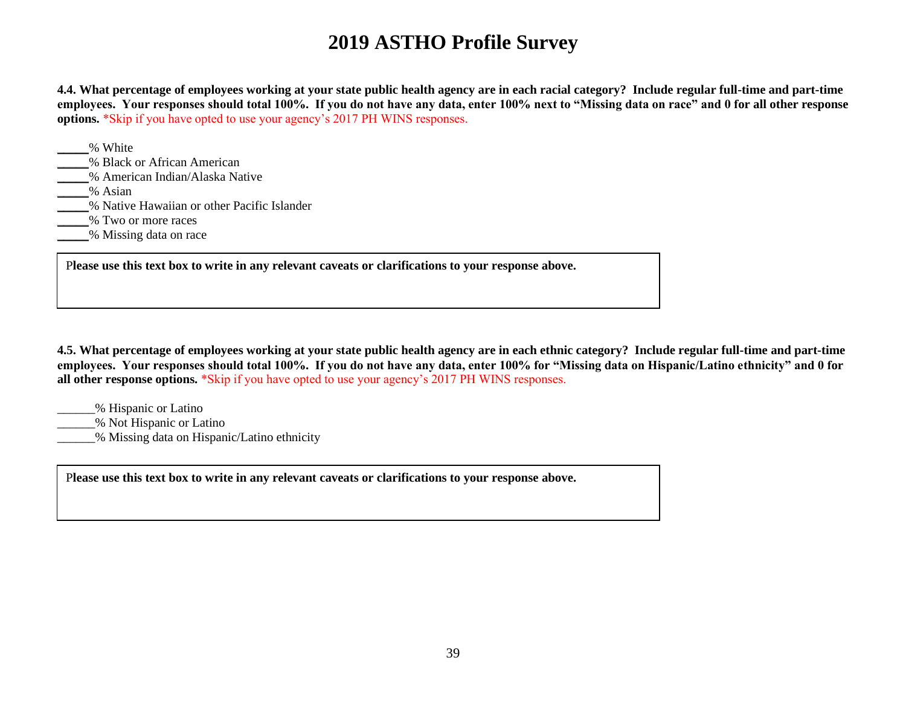# 2019 ASTHO Profile Survey

**4.4. What percentage of employees working at your state public health agency are in each racial category? Include regular full-time and part-time employees. Your responses should total 100%. If you do not have any data, enter 100% next to "Missing data on race" and 0 for all other response options.** *Skip if you have opted to use your agency's 2017 PH WINS responses.

_____% White
_____% Black or African American
_____% American Indian/Alaska Native
_____% Asian
_____% Native Hawaiian or other Pacific Islander
_____% Two or more races
_____% Missing data on race

| **Please use this text box to write in any relevant caveats or clarifications to your response above.** |
|---|
| |

**4.5. What percentage of employees working at your state public health agency are in each ethnic category? Include regular full-time and part-time employees. Your responses should total 100%. If you do not have any data, enter 100% for "Missing data on Hispanic/Latino ethnicity" and 0 for all other response options.** *Skip if you have opted to use your agency's 2017 PH WINS responses.

______% Hispanic or Latino
______% Not Hispanic or Latino
______% Missing data on Hispanic/Latino ethnicity

| **Please use this text box to write in any relevant caveats or clarifications to your response above.** |
|---|
| |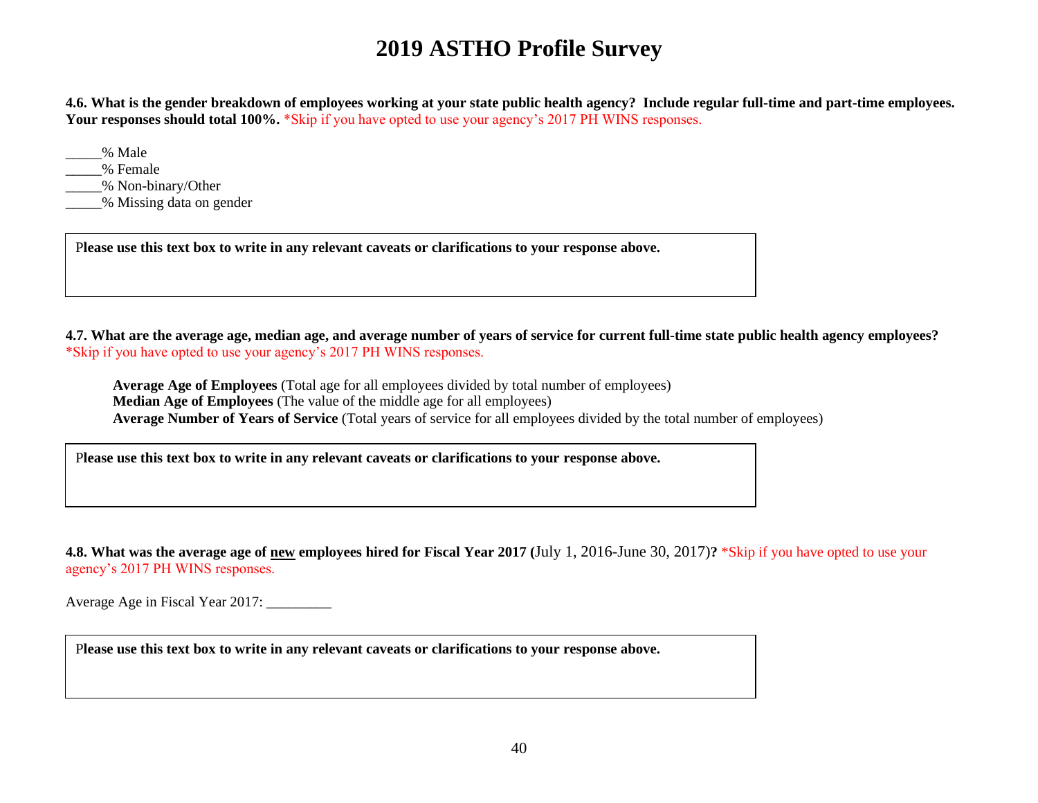# 2019 ASTHO Profile Survey

**4.6. What is the gender breakdown of employees working at your state public health agency? Include regular full-time and part-time employees. Your responses should total 100%.** *Skip if you have opted to use your agency's 2017 PH WINS responses.

_____% Male
_____% Female
_____% Non-binary/Other
_____% Missing data on gender

| **Please use this text box to write in any relevant caveats or clarifications to your response above.** |
|---|
| |

**4.7. What are the average age, median age, and average number of years of service for current full-time state public health agency employees?** *Skip if you have opted to use your agency's 2017 PH WINS responses.

**Average Age of Employees** (Total age for all employees divided by total number of employees)
**Median Age of Employees** (The value of the middle age for all employees)
**Average Number of Years of Service** (Total years of service for all employees divided by the total number of employees)

| **Please use this text box to write in any relevant caveats or clarifications to your response above.** |
|---|
| |

**4.8. What was the average age of <u>new</u> employees hired for Fiscal Year 2017 (**July 1, 2016-June 30, 2017)**?** *Skip if you have opted to use your agency's 2017 PH WINS responses.

Average Age in Fiscal Year 2017: _________

| **Please use this text box to write in any relevant caveats or clarifications to your response above.** |
|---|
| |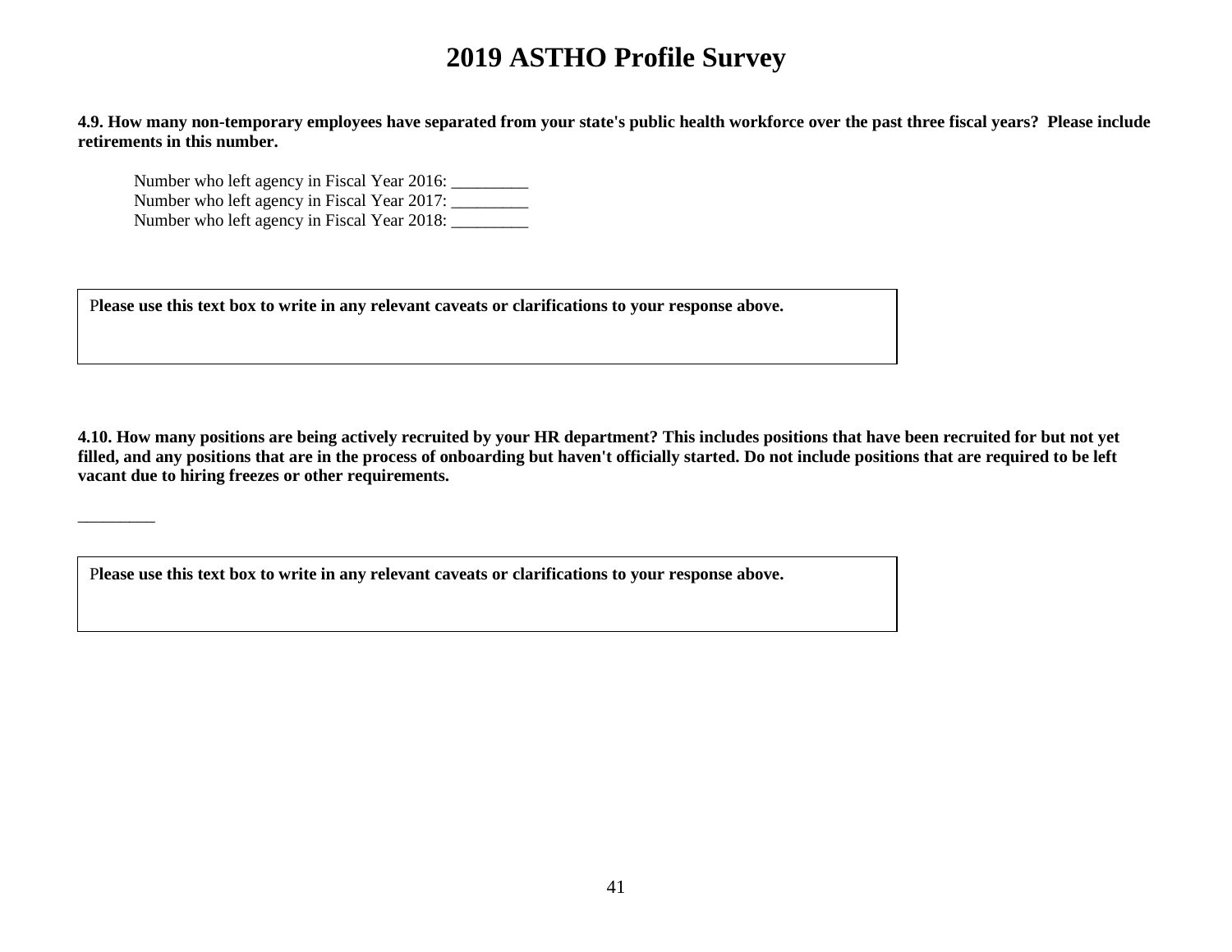**4.9. How many non-temporary employees have separated from your state's public health workforce over the past three fiscal years? Please include retirements in this number.**

Number who left agency in Fiscal Year 2016: _________
Number who left agency in Fiscal Year 2017: _________
Number who left agency in Fiscal Year 2018: _________

| **Please use this text box to write in any relevant caveats or clarifications to your response above.** |
|---|
| |

**4.10. How many positions are being actively recruited by your HR department? This includes positions that have been recruited for but not yet filled, and any positions that are in the process of onboarding but haven't officially started. Do not include positions that are required to be left vacant due to hiring freezes or other requirements.**

_________

| **Please use this text box to write in any relevant caveats or clarifications to your response above.** |
|---|
| |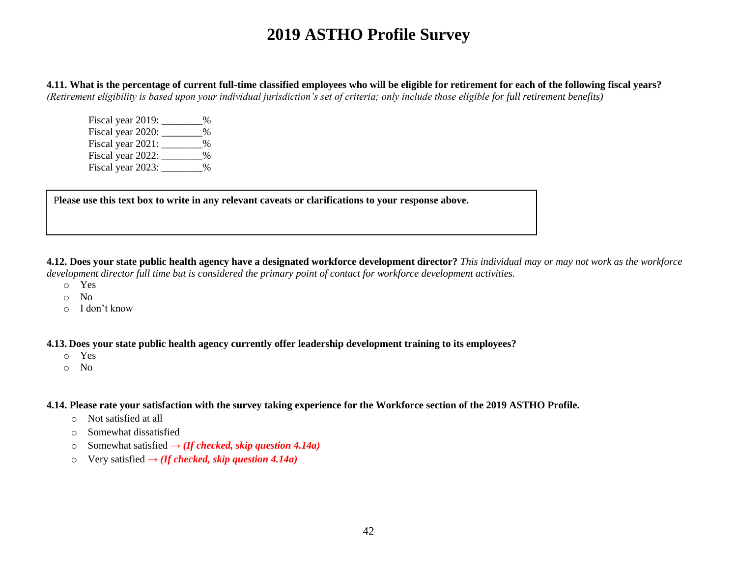**4.11. What is the percentage of current full-time classified employees who will be eligible for retirement for each of the following fiscal years?** *(Retirement eligibility is based upon your individual jurisdiction's set of criteria; only include those eligible for full retirement benefits)*

Fiscal year 2019: ________%
Fiscal year 2020: ________%
Fiscal year 2021: ________%
Fiscal year 2022: ________%
Fiscal year 2023: ________%

| **Please use this text box to write in any relevant caveats or clarifications to your response above.** |
|---|
| |

**4.12. Does your state public health agency have a designated workforce development director?** *This individual may or may not work as the workforce development director full time but is considered the primary point of contact for workforce development activities.*

- Yes
- No
- I don't know

**4.13. Does your state public health agency currently offer leadership development training to its employees?**

- Yes
- No

**4.14. Please rate your satisfaction with the survey taking experience for the Workforce section of the 2019 ASTHO Profile.**

- Not satisfied at all
- Somewhat dissatisfied
- Somewhat satisfied → ***(If checked, skip question 4.14a)***
- Very satisfied → ***(If checked, skip question 4.14a)***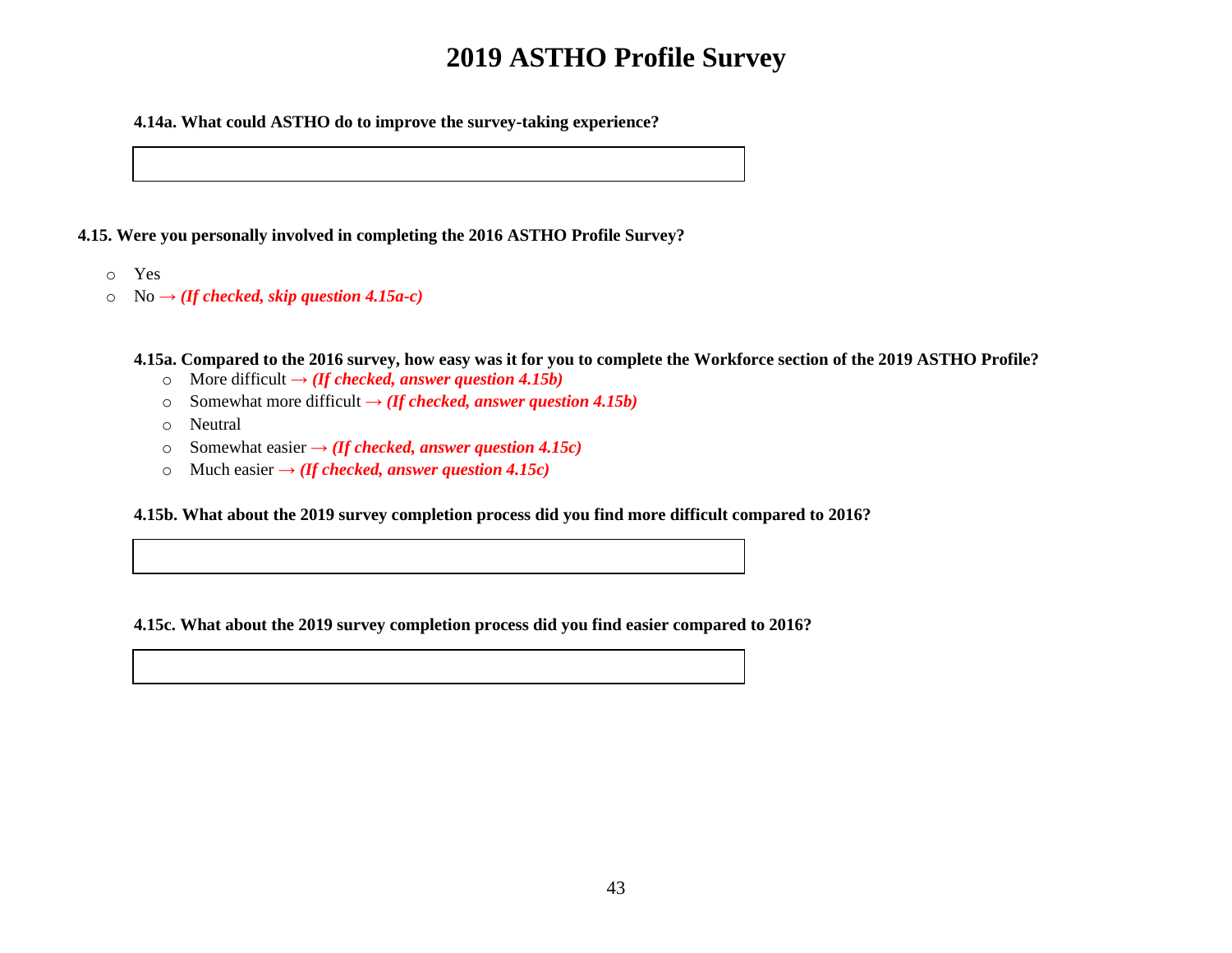# 2019 ASTHO Profile Survey

**4.14a. What could ASTHO do to improve the survey-taking experience?**

**4.15. Were you personally involved in completing the 2016 ASTHO Profile Survey?**

- Yes
- No → ***(If checked, skip question 4.15a-c)***

**4.15a. Compared to the 2016 survey, how easy was it for you to complete the Workforce section of the 2019 ASTHO Profile?**

- More difficult → ***(If checked, answer question 4.15b)***
- Somewhat more difficult → ***(If checked, answer question 4.15b)***
- Neutral
- Somewhat easier → ***(If checked, answer question 4.15c)***
- Much easier → ***(If checked, answer question 4.15c)***

**4.15b. What about the 2019 survey completion process did you find more difficult compared to 2016?**

**4.15c. What about the 2019 survey completion process did you find easier compared to 2016?**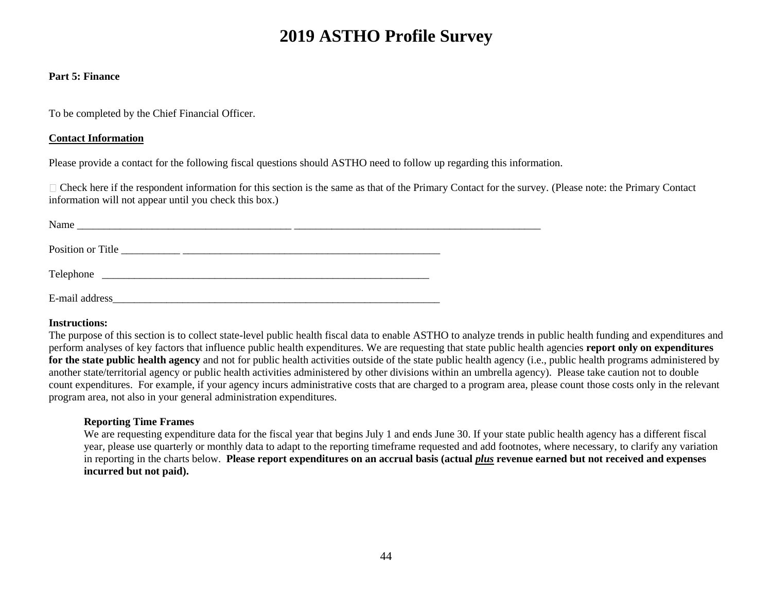# 2019 ASTHO Profile Survey

**Part 5: Finance**

To be completed by the Chief Financial Officer.

**Contact Information**

Please provide a contact for the following fiscal questions should ASTHO need to follow up regarding this information.

☐ Check here if the respondent information for this section is the same as that of the Primary Contact for the survey. (Please note: the Primary Contact information will not appear until you check this box.)

Name ________________________________________ _______________________________________________

Position or Title ___________ ___________________________________________________

Telephone _______________________________________________________________

E-mail address_________________________________________________________________

**Instructions:**
The purpose of this section is to collect state-level public health fiscal data to enable ASTHO to analyze trends in public health funding and expenditures and perform analyses of key factors that influence public health expenditures. We are requesting that state public health agencies **report only on expenditures for the state public health agency** and not for public health activities outside of the state public health agency (i.e., public health programs administered by another state/territorial agency or public health activities administered by other divisions within an umbrella agency). Please take caution not to double count expenditures. For example, if your agency incurs administrative costs that are charged to a program area, please count those costs only in the relevant program area, not also in your general administration expenditures.

**Reporting Time Frames**
We are requesting expenditure data for the fiscal year that begins July 1 and ends June 30. If your state public health agency has a different fiscal year, please use quarterly or monthly data to adapt to the reporting timeframe requested and add footnotes, where necessary, to clarify any variation in reporting in the charts below. **Please report expenditures on an accrual basis (actual *plus* revenue earned but not received and expenses incurred but not paid).**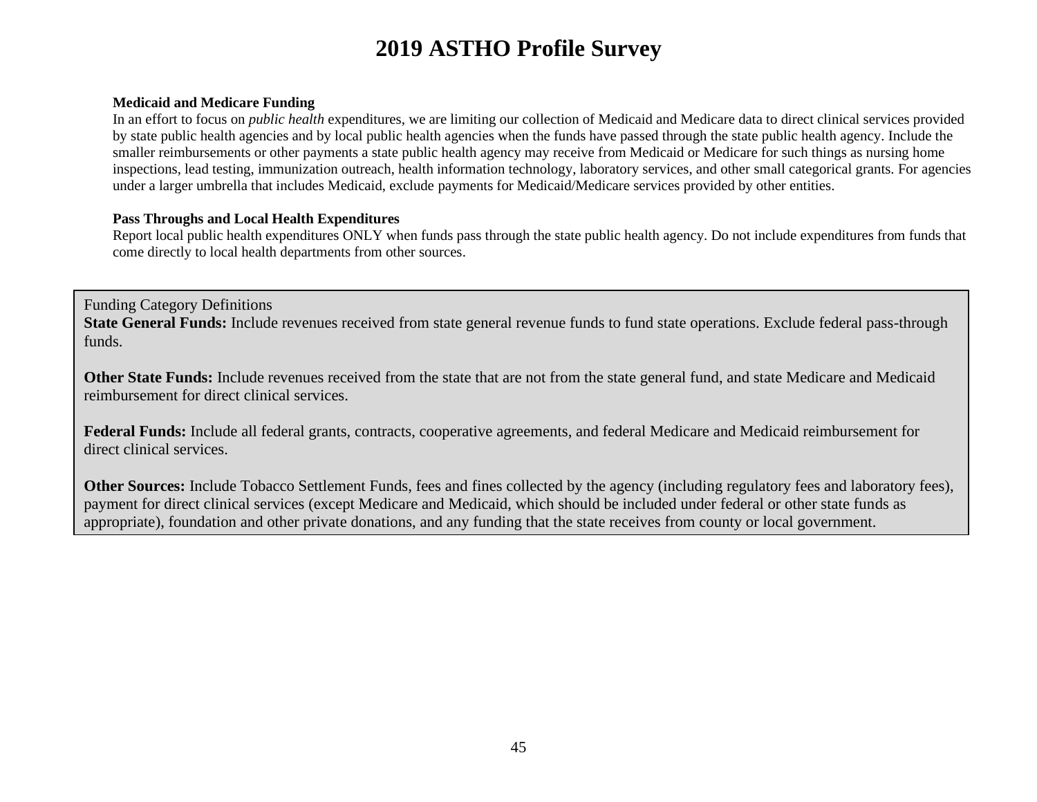# 2019 ASTHO Profile Survey

**Medicaid and Medicare Funding**

In an effort to focus on *public health* expenditures, we are limiting our collection of Medicaid and Medicare data to direct clinical services provided by state public health agencies and by local public health agencies when the funds have passed through the state public health agency. Include the smaller reimbursements or other payments a state public health agency may receive from Medicaid or Medicare for such things as nursing home inspections, lead testing, immunization outreach, health information technology, laboratory services, and other small categorical grants. For agencies under a larger umbrella that includes Medicaid, exclude payments for Medicaid/Medicare services provided by other entities.

**Pass Throughs and Local Health Expenditures**

Report local public health expenditures ONLY when funds pass through the state public health agency. Do not include expenditures from funds that come directly to local health departments from other sources.

Funding Category Definitions

**State General Funds:** Include revenues received from state general revenue funds to fund state operations. Exclude federal pass-through funds.

**Other State Funds:** Include revenues received from the state that are not from the state general fund, and state Medicare and Medicaid reimbursement for direct clinical services.

**Federal Funds:** Include all federal grants, contracts, cooperative agreements, and federal Medicare and Medicaid reimbursement for direct clinical services.

**Other Sources:** Include Tobacco Settlement Funds, fees and fines collected by the agency (including regulatory fees and laboratory fees), payment for direct clinical services (except Medicare and Medicaid, which should be included under federal or other state funds as appropriate), foundation and other private donations, and any funding that the state receives from county or local government.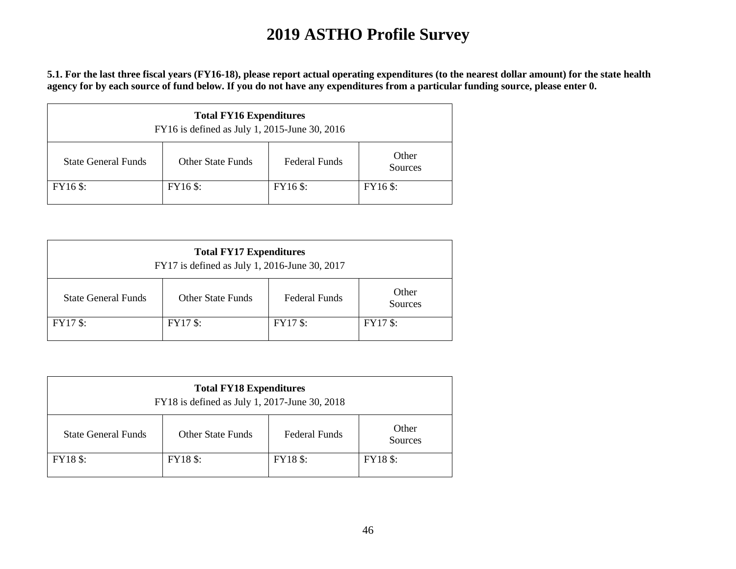# 2019 ASTHO Profile Survey

**5.1. For the last three fiscal years (FY16-18), please report actual operating expenditures (to the nearest dollar amount) for the state health agency for by each source of fund below. If you do not have any expenditures from a particular funding source, please enter 0.**

| **Total FY16 Expenditures** FY16 is defined as July 1, 2015-June 30, 2016 | | | |
|---|---|---|---|
| State General Funds | Other State Funds | Federal Funds | Other Sources |
| FY16 $: | FY16 $: | FY16 $: | FY16 $: |

| **Total FY17 Expenditures** FY17 is defined as July 1, 2016-June 30, 2017 | | | |
|---|---|---|---|
| State General Funds | Other State Funds | Federal Funds | Other Sources |
| FY17 $: | FY17 $: | FY17 $: | FY17 $: |

| **Total FY18 Expenditures** FY18 is defined as July 1, 2017-June 30, 2018 | | | |
|---|---|---|---|
| State General Funds | Other State Funds | Federal Funds | Other Sources |
| FY18 $: | FY18 $: | FY18 $: | FY18 $: |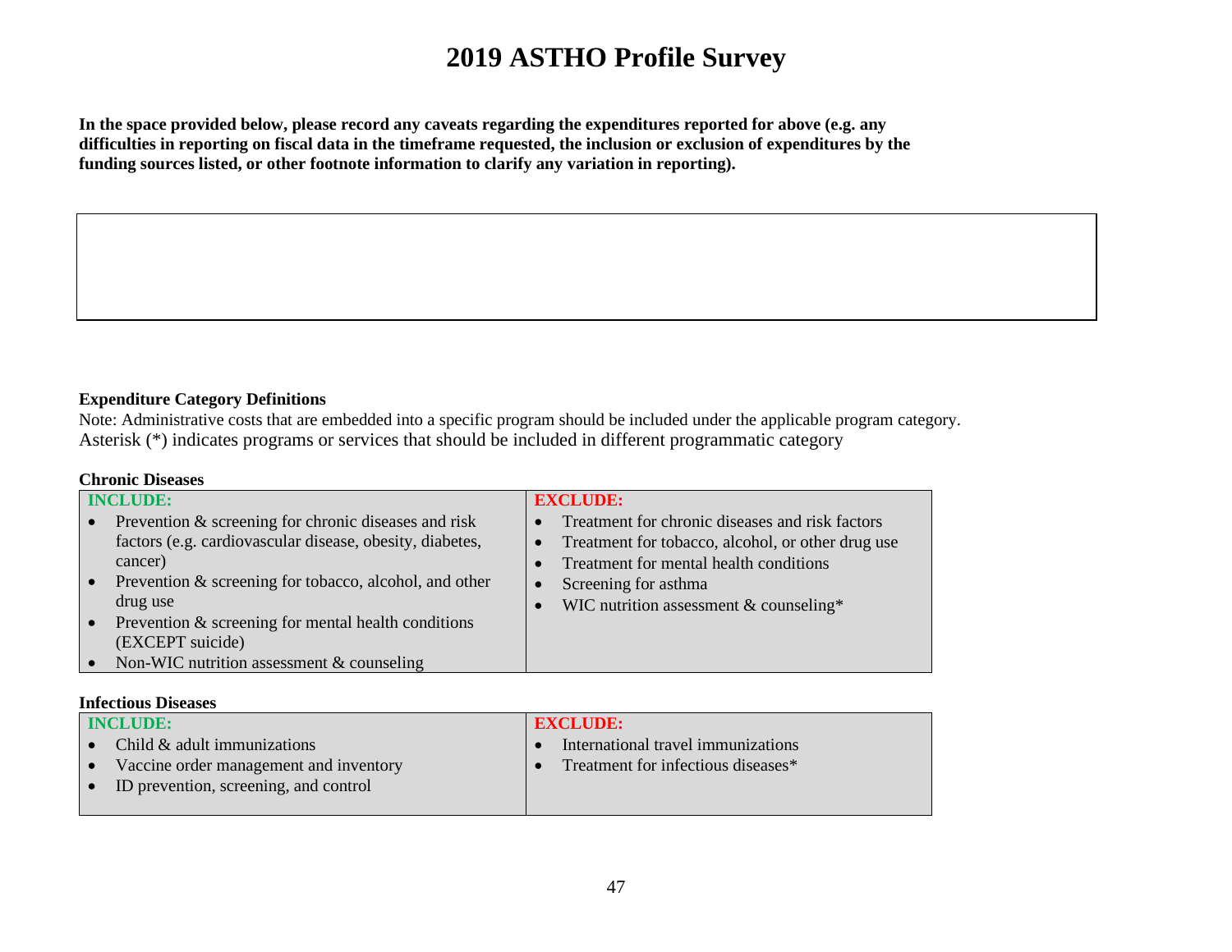# 2019 ASTHO Profile Survey

**In the space provided below, please record any caveats regarding the expenditures reported for above (e.g. any difficulties in reporting on fiscal data in the timeframe requested, the inclusion or exclusion of expenditures by the funding sources listed, or other footnote information to clarify any variation in reporting).**

| |
|---|
| |

**Expenditure Category Definitions**

Note: Administrative costs that are embedded into a specific program should be included under the applicable program category.
Asterisk (*) indicates programs or services that should be included in different programmatic category

**Chronic Diseases**

| INCLUDE: | EXCLUDE: |
|---|---|
| • Prevention & screening for chronic diseases and risk factors (e.g. cardiovascular disease, obesity, diabetes, cancer)<br>• Prevention & screening for tobacco, alcohol, and other drug use<br>• Prevention & screening for mental health conditions (EXCEPT suicide)<br>• Non-WIC nutrition assessment & counseling | • Treatment for chronic diseases and risk factors<br>• Treatment for tobacco, alcohol, or other drug use<br>• Treatment for mental health conditions<br>• Screening for asthma<br>• WIC nutrition assessment & counseling* |

**Infectious Diseases**

| INCLUDE: | EXCLUDE: |
|---|---|
| • Child & adult immunizations<br>• Vaccine order management and inventory<br>• ID prevention, screening, and control | • International travel immunizations<br>• Treatment for infectious diseases* |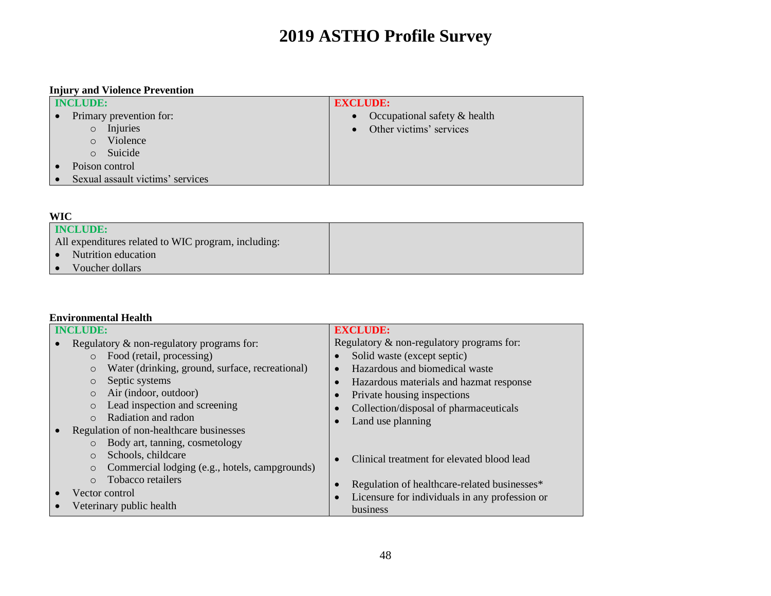# 2019 ASTHO Profile Survey

**Injury and Violence Prevention**

| INCLUDE: | EXCLUDE: |
|---|---|
| • Primary prevention for:<br>  ○ Injuries<br>  ○ Violence<br>  ○ Suicide<br>• Poison control<br>• Sexual assault victims' services | • Occupational safety & health<br>• Other victims' services |

**WIC**

| INCLUDE: | |
|---|---|
| All expenditures related to WIC program, including:<br>• Nutrition education<br>• Voucher dollars | |

**Environmental Health**

| INCLUDE: | EXCLUDE: |
|---|---|
| • Regulatory & non-regulatory programs for:<br>  ○ Food (retail, processing)<br>  ○ Water (drinking, ground, surface, recreational)<br>  ○ Septic systems<br>  ○ Air (indoor, outdoor)<br>  ○ Lead inspection and screening<br>  ○ Radiation and radon<br>• Regulation of non-healthcare businesses<br>  ○ Body art, tanning, cosmetology<br>  ○ Schools, childcare<br>  ○ Commercial lodging (e.g., hotels, campgrounds)<br>  ○ Tobacco retailers<br>• Vector control<br>• Veterinary public health | Regulatory & non-regulatory programs for:<br>• Solid waste (except septic)<br>• Hazardous and biomedical waste<br>• Hazardous materials and hazmat response<br>• Private housing inspections<br>• Collection/disposal of pharmaceuticals<br>• Land use planning<br><br>• Clinical treatment for elevated blood lead<br><br>• Regulation of healthcare-related businesses*<br>• Licensure for individuals in any profession or business |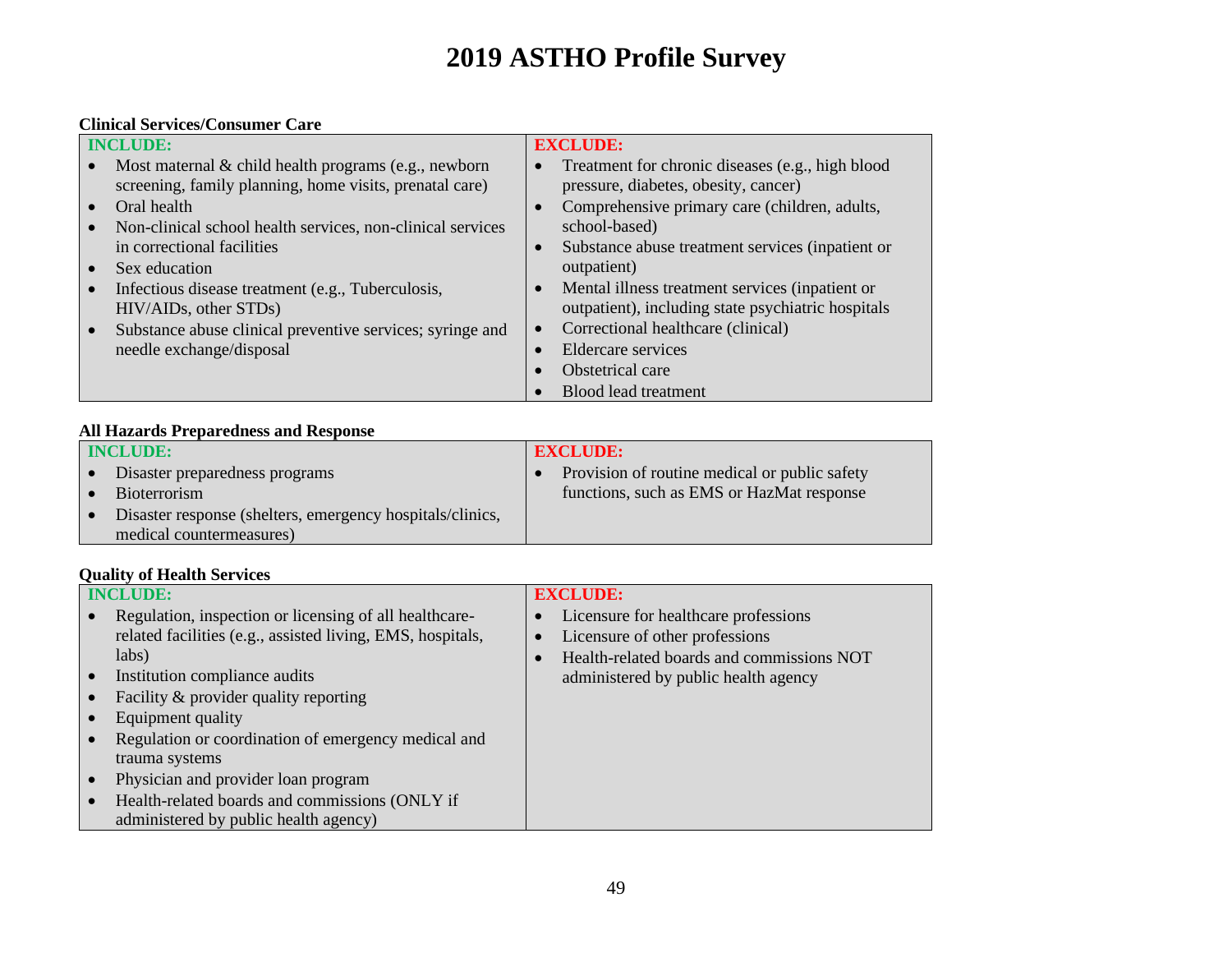# 2019 ASTHO Profile Survey

**Clinical Services/Consumer Care**

| INCLUDE: | EXCLUDE: |
|---|---|
| • Most maternal & child health programs (e.g., newborn screening, family planning, home visits, prenatal care)<br>• Oral health<br>• Non-clinical school health services, non-clinical services in correctional facilities<br>• Sex education<br>• Infectious disease treatment (e.g., Tuberculosis, HIV/AIDs, other STDs)<br>• Substance abuse clinical preventive services; syringe and needle exchange/disposal | • Treatment for chronic diseases (e.g., high blood pressure, diabetes, obesity, cancer)<br>• Comprehensive primary care (children, adults, school-based)<br>• Substance abuse treatment services (inpatient or outpatient)<br>• Mental illness treatment services (inpatient or outpatient), including state psychiatric hospitals<br>• Correctional healthcare (clinical)<br>• Eldercare services<br>• Obstetrical care<br>• Blood lead treatment |

**All Hazards Preparedness and Response**

| INCLUDE: | EXCLUDE: |
|---|---|
| • Disaster preparedness programs<br>• Bioterrorism<br>• Disaster response (shelters, emergency hospitals/clinics, medical countermeasures) | • Provision of routine medical or public safety functions, such as EMS or HazMat response |

**Quality of Health Services**

| INCLUDE: | EXCLUDE: |
|---|---|
| • Regulation, inspection or licensing of all healthcare-related facilities (e.g., assisted living, EMS, hospitals, labs)<br>• Institution compliance audits<br>• Facility & provider quality reporting<br>• Equipment quality<br>• Regulation or coordination of emergency medical and trauma systems<br>• Physician and provider loan program<br>• Health-related boards and commissions (ONLY if administered by public health agency) | • Licensure for healthcare professions<br>• Licensure of other professions<br>• Health-related boards and commissions NOT administered by public health agency |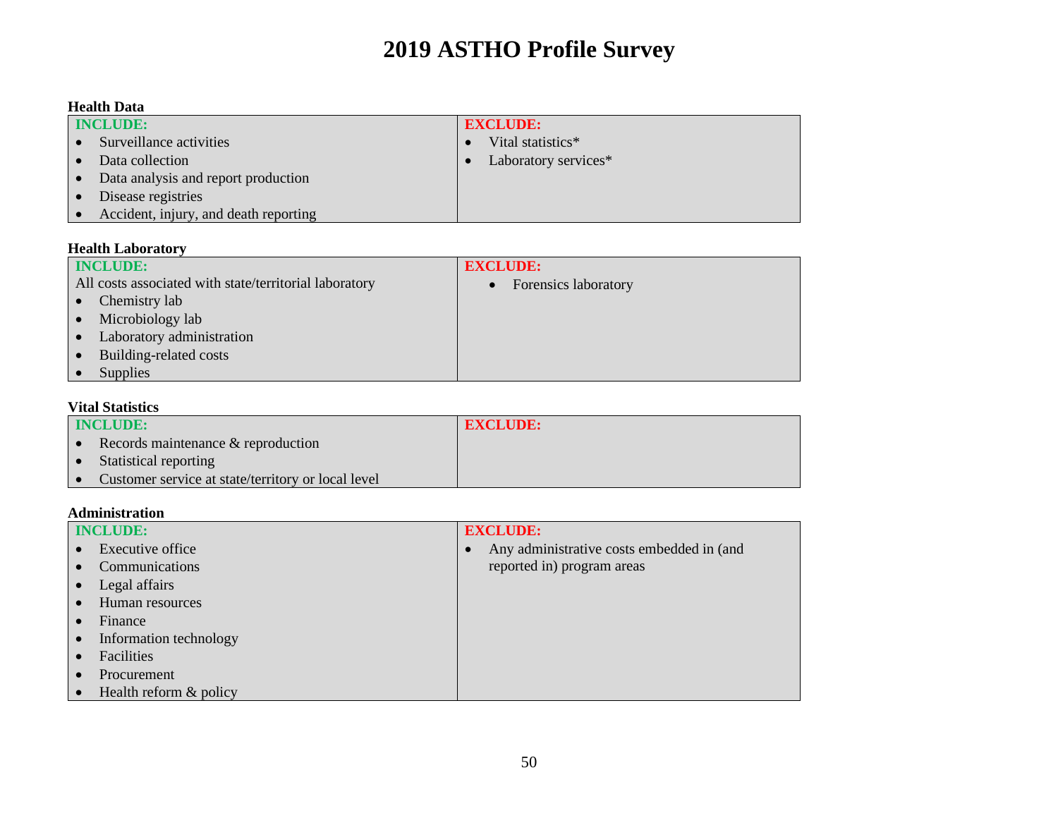# 2019 ASTHO Profile Survey

**Health Data**

| INCLUDE: | EXCLUDE: |
| --- | --- |
| • Surveillance activities<br>• Data collection<br>• Data analysis and report production<br>• Disease registries<br>• Accident, injury, and death reporting | • Vital statistics*<br>• Laboratory services* |

**Health Laboratory**

| INCLUDE: | EXCLUDE: |
| --- | --- |
| All costs associated with state/territorial laboratory<br>• Chemistry lab<br>• Microbiology lab<br>• Laboratory administration<br>• Building-related costs<br>• Supplies | • Forensics laboratory |

**Vital Statistics**

| INCLUDE: | EXCLUDE: |
| --- | --- |
| • Records maintenance & reproduction<br>• Statistical reporting<br>• Customer service at state/territory or local level | |

**Administration**

| INCLUDE: | EXCLUDE: |
| --- | --- |
| • Executive office<br>• Communications<br>• Legal affairs<br>• Human resources<br>• Finance<br>• Information technology<br>• Facilities<br>• Procurement<br>• Health reform & policy | • Any administrative costs embedded in (and reported in) program areas |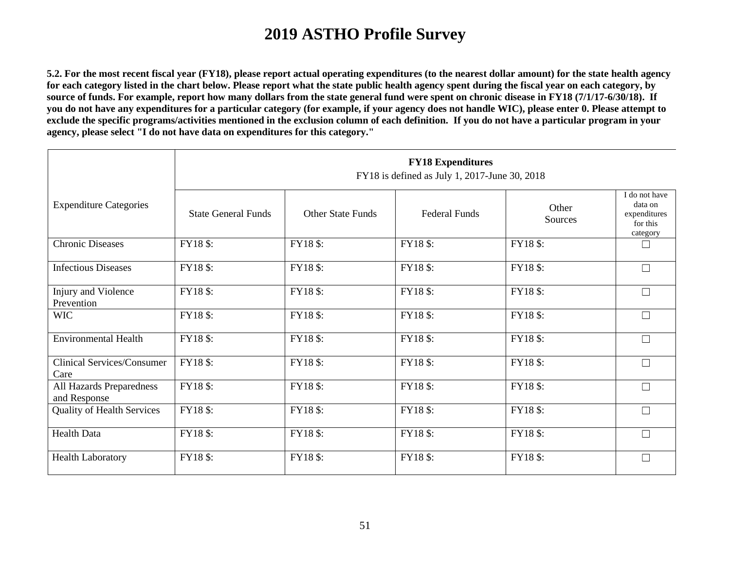# 2019 ASTHO Profile Survey

**5.2. For the most recent fiscal year (FY18), please report actual operating expenditures (to the nearest dollar amount) for the state health agency for each category listed in the chart below. Please report what the state public health agency spent during the fiscal year on each category, by source of funds. For example, report how many dollars from the state general fund were spent on chronic disease in FY18 (7/1/17-6/30/18). If you do not have any expenditures for a particular category (for example, if your agency does not handle WIC), please enter 0. Please attempt to exclude the specific programs/activities mentioned in the exclusion column of each definition. If you do not have a particular program in your agency, please select "I do not have data on expenditures for this category."**

| Expenditure Categories | **FY18 Expenditures** FY18 is defined as July 1, 2017-June 30, 2018 | | | | |
|---|---|---|---|---|---|
| | State General Funds | Other State Funds | Federal Funds | Other Sources | I do not have data on expenditures for this category |
| Chronic Diseases | FY18 $: | FY18 $: | FY18 $: | FY18 $: | ☐ |
| Infectious Diseases | FY18 $: | FY18 $: | FY18 $: | FY18 $: | ☐ |
| Injury and Violence Prevention | FY18 $: | FY18 $: | FY18 $: | FY18 $: | ☐ |
| WIC | FY18 $: | FY18 $: | FY18 $: | FY18 $: | ☐ |
| Environmental Health | FY18 $: | FY18 $: | FY18 $: | FY18 $: | ☐ |
| Clinical Services/Consumer Care | FY18 $: | FY18 $: | FY18 $: | FY18 $: | ☐ |
| All Hazards Preparedness and Response | FY18 $: | FY18 $: | FY18 $: | FY18 $: | ☐ |
| Quality of Health Services | FY18 $: | FY18 $: | FY18 $: | FY18 $: | ☐ |
| Health Data | FY18 $: | FY18 $: | FY18 $: | FY18 $: | ☐ |
| Health Laboratory | FY18 $: | FY18 $: | FY18 $: | FY18 $: | ☐ |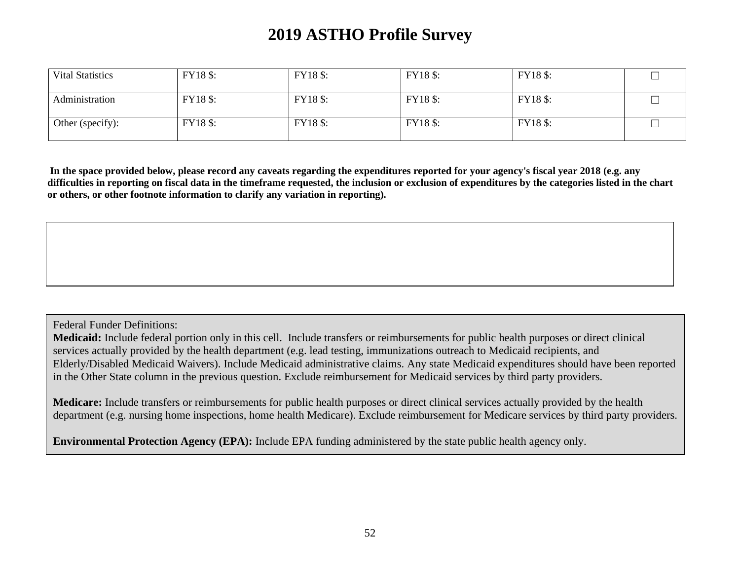# 2019 ASTHO Profile Survey

| | | | | | |
|---|---|---|---|---|---|
| Vital Statistics | FY18 $: | FY18 $: | FY18 $: | FY18 $: | ☐ |
| Administration | FY18 $: | FY18 $: | FY18 $: | FY18 $: | ☐ |
| Other (specify): | FY18 $: | FY18 $: | FY18 $: | FY18 $: | ☐ |

**In the space provided below, please record any caveats regarding the expenditures reported for your agency's fiscal year 2018 (e.g. any difficulties in reporting on fiscal data in the timeframe requested, the inclusion or exclusion of expenditures by the categories listed in the chart or others, or other footnote information to clarify any variation in reporting).**

| |
|---|
| |

Federal Funder Definitions:

**Medicaid:** Include federal portion only in this cell. Include transfers or reimbursements for public health purposes or direct clinical services actually provided by the health department (e.g. lead testing, immunizations outreach to Medicaid recipients, and Elderly/Disabled Medicaid Waivers). Include Medicaid administrative claims. Any state Medicaid expenditures should have been reported in the Other State column in the previous question. Exclude reimbursement for Medicaid services by third party providers.

**Medicare:** Include transfers or reimbursements for public health purposes or direct clinical services actually provided by the health department (e.g. nursing home inspections, home health Medicare). Exclude reimbursement for Medicare services by third party providers.

**Environmental Protection Agency (EPA):** Include EPA funding administered by the state public health agency only.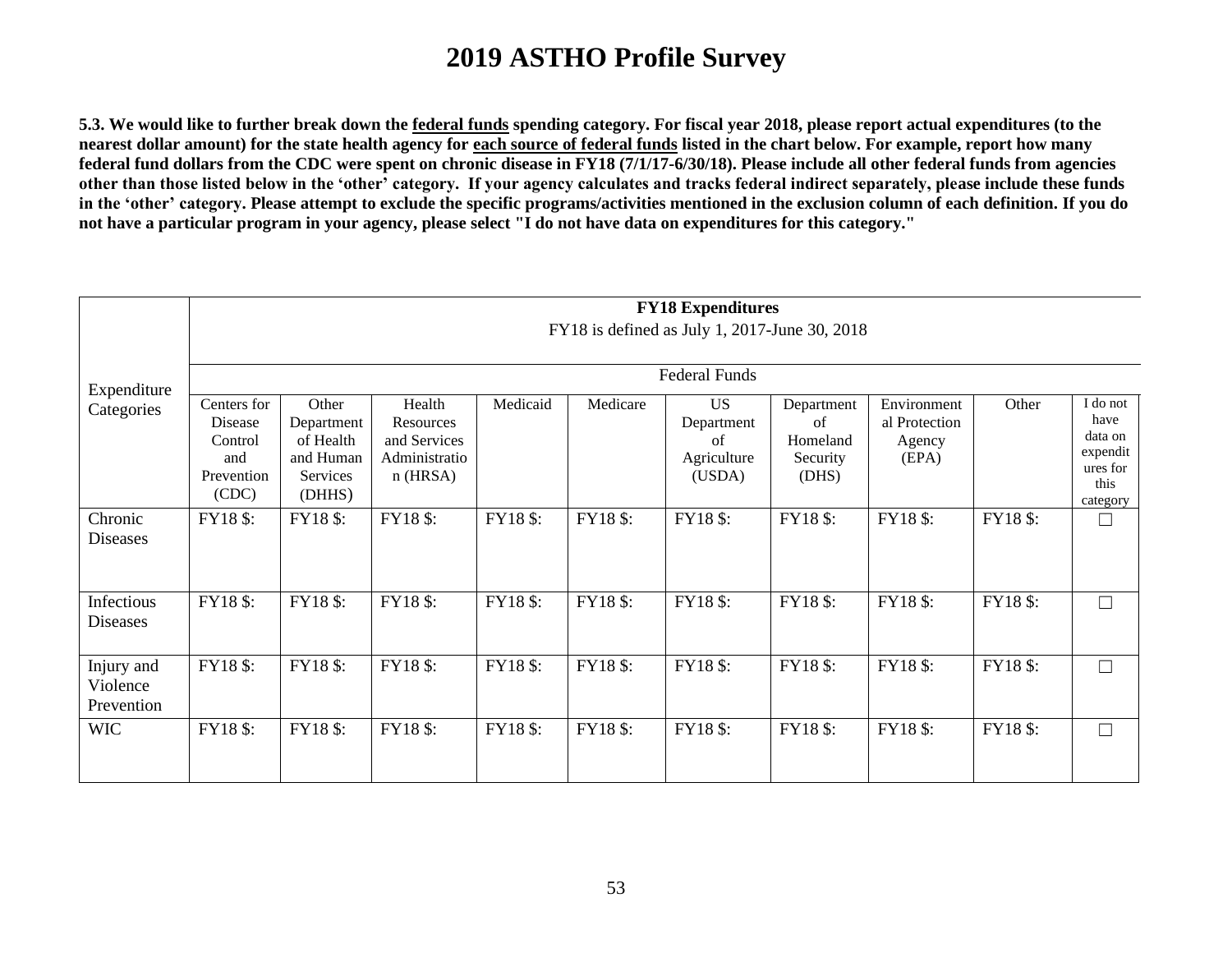# 2019 ASTHO Profile Survey

**5.3. We would like to further break down the <u>federal funds</u> spending category. For fiscal year 2018, please report actual expenditures (to the nearest dollar amount) for the state health agency for <u>each source of federal funds</u> listed in the chart below. For example, report how many federal fund dollars from the CDC were spent on chronic disease in FY18 (7/1/17-6/30/18). Please include all other federal funds from agencies other than those listed below in the 'other' category. If your agency calculates and tracks federal indirect separately, please include these funds in the 'other' category. Please attempt to exclude the specific programs/activities mentioned in the exclusion column of each definition. If you do not have a particular program in your agency, please select "I do not have data on expenditures for this category."**

| Expenditure Categories | **FY18 Expenditures** FY18 is defined as July 1, 2017-June 30, 2018 | | | | | | | | | |
|---|---|---|---|---|---|---|---|---|---|---|
| | Federal Funds | | | | | | | | | |
| | Centers for Disease Control and Prevention (CDC) | Other Department of Health and Human Services (DHHS) | Health Resources and Services Administration (HRSA) | Medicaid | Medicare | US Department of Agriculture (USDA) | Department of Homeland Security (DHS) | Environmental Protection Agency (EPA) | Other | I do not have data on expenditures for this category |
| Chronic Diseases | FY18 $: | FY18 $: | FY18 $: | FY18 $: | FY18 $: | FY18 $: | FY18 $: | FY18 $: | FY18 $: | ☐ |
| Infectious Diseases | FY18 $: | FY18 $: | FY18 $: | FY18 $: | FY18 $: | FY18 $: | FY18 $: | FY18 $: | FY18 $: | ☐ |
| Injury and Violence Prevention | FY18 $: | FY18 $: | FY18 $: | FY18 $: | FY18 $: | FY18 $: | FY18 $: | FY18 $: | FY18 $: | ☐ |
| WIC | FY18 $: | FY18 $: | FY18 $: | FY18 $: | FY18 $: | FY18 $: | FY18 $: | FY18 $: | FY18 $: | ☐ |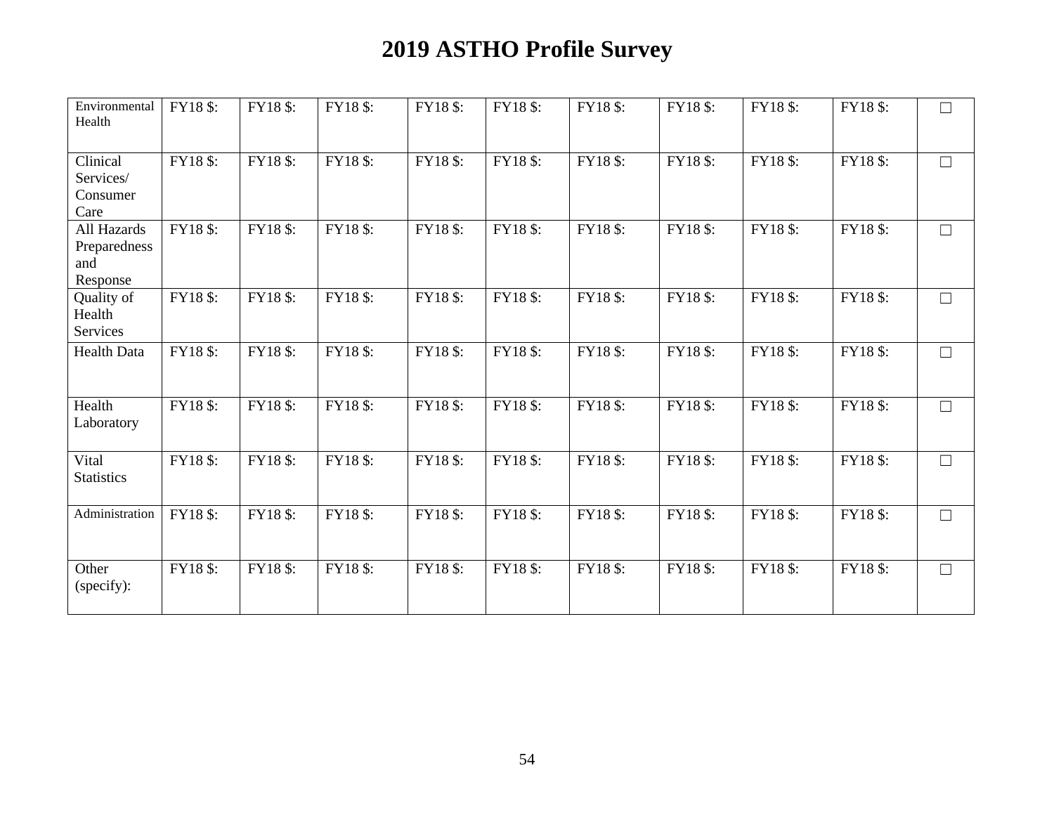# 2019 ASTHO Profile Survey

| | | | | | | | | | | |
|---|---|---|---|---|---|---|---|---|---|---|
| Environmental Health | FY18 $: | FY18 $: | FY18 $: | FY18 $: | FY18 $: | FY18 $: | FY18 $: | FY18 $: | FY18 $: | ☐ |
| Clinical Services/ Consumer Care | FY18 $: | FY18 $: | FY18 $: | FY18 $: | FY18 $: | FY18 $: | FY18 $: | FY18 $: | FY18 $: | ☐ |
| All Hazards Preparedness and Response | FY18 $: | FY18 $: | FY18 $: | FY18 $: | FY18 $: | FY18 $: | FY18 $: | FY18 $: | FY18 $: | ☐ |
| Quality of Health Services | FY18 $: | FY18 $: | FY18 $: | FY18 $: | FY18 $: | FY18 $: | FY18 $: | FY18 $: | FY18 $: | ☐ |
| Health Data | FY18 $: | FY18 $: | FY18 $: | FY18 $: | FY18 $: | FY18 $: | FY18 $: | FY18 $: | FY18 $: | ☐ |
| Health Laboratory | FY18 $: | FY18 $: | FY18 $: | FY18 $: | FY18 $: | FY18 $: | FY18 $: | FY18 $: | FY18 $: | ☐ |
| Vital Statistics | FY18 $: | FY18 $: | FY18 $: | FY18 $: | FY18 $: | FY18 $: | FY18 $: | FY18 $: | FY18 $: | ☐ |
| Administration | FY18 $: | FY18 $: | FY18 $: | FY18 $: | FY18 $: | FY18 $: | FY18 $: | FY18 $: | FY18 $: | ☐ |
| Other (specify): | FY18 $: | FY18 $: | FY18 $: | FY18 $: | FY18 $: | FY18 $: | FY18 $: | FY18 $: | FY18 $: | ☐ |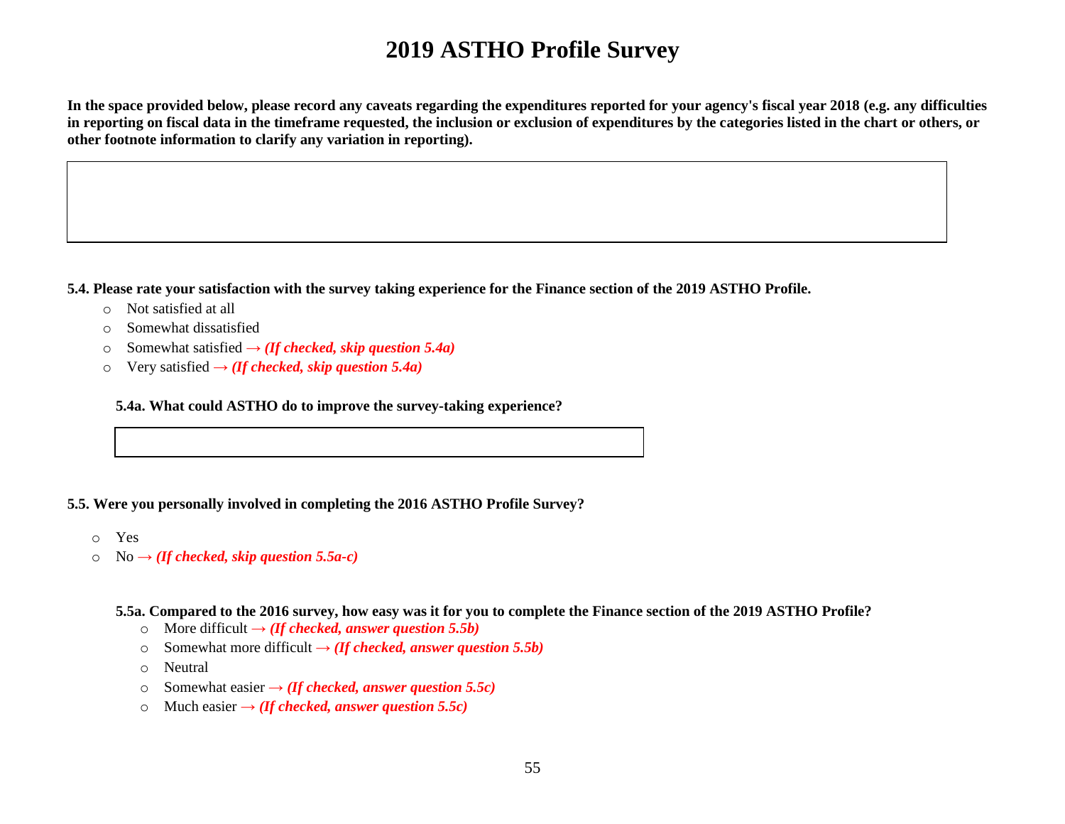# 2019 ASTHO Profile Survey

**In the space provided below, please record any caveats regarding the expenditures reported for your agency's fiscal year 2018 (e.g. any difficulties in reporting on fiscal data in the timeframe requested, the inclusion or exclusion of expenditures by the categories listed in the chart or others, or other footnote information to clarify any variation in reporting).**

|   |
|---|
|   |

**5.4. Please rate your satisfaction with the survey taking experience for the Finance section of the 2019 ASTHO Profile.**

- Not satisfied at all
- Somewhat dissatisfied
- Somewhat satisfied → ***(If checked, skip question 5.4a)***
- Very satisfied → ***(If checked, skip question 5.4a)***

**5.4a. What could ASTHO do to improve the survey-taking experience?**

|   |
|---|
|   |

**5.5. Were you personally involved in completing the 2016 ASTHO Profile Survey?**

- Yes
- No → ***(If checked, skip question 5.5a-c)***

**5.5a. Compared to the 2016 survey, how easy was it for you to complete the Finance section of the 2019 ASTHO Profile?**

- More difficult → ***(If checked, answer question 5.5b)***
- Somewhat more difficult → ***(If checked, answer question 5.5b)***
- Neutral
- Somewhat easier → ***(If checked, answer question 5.5c)***
- Much easier → ***(If checked, answer question 5.5c)***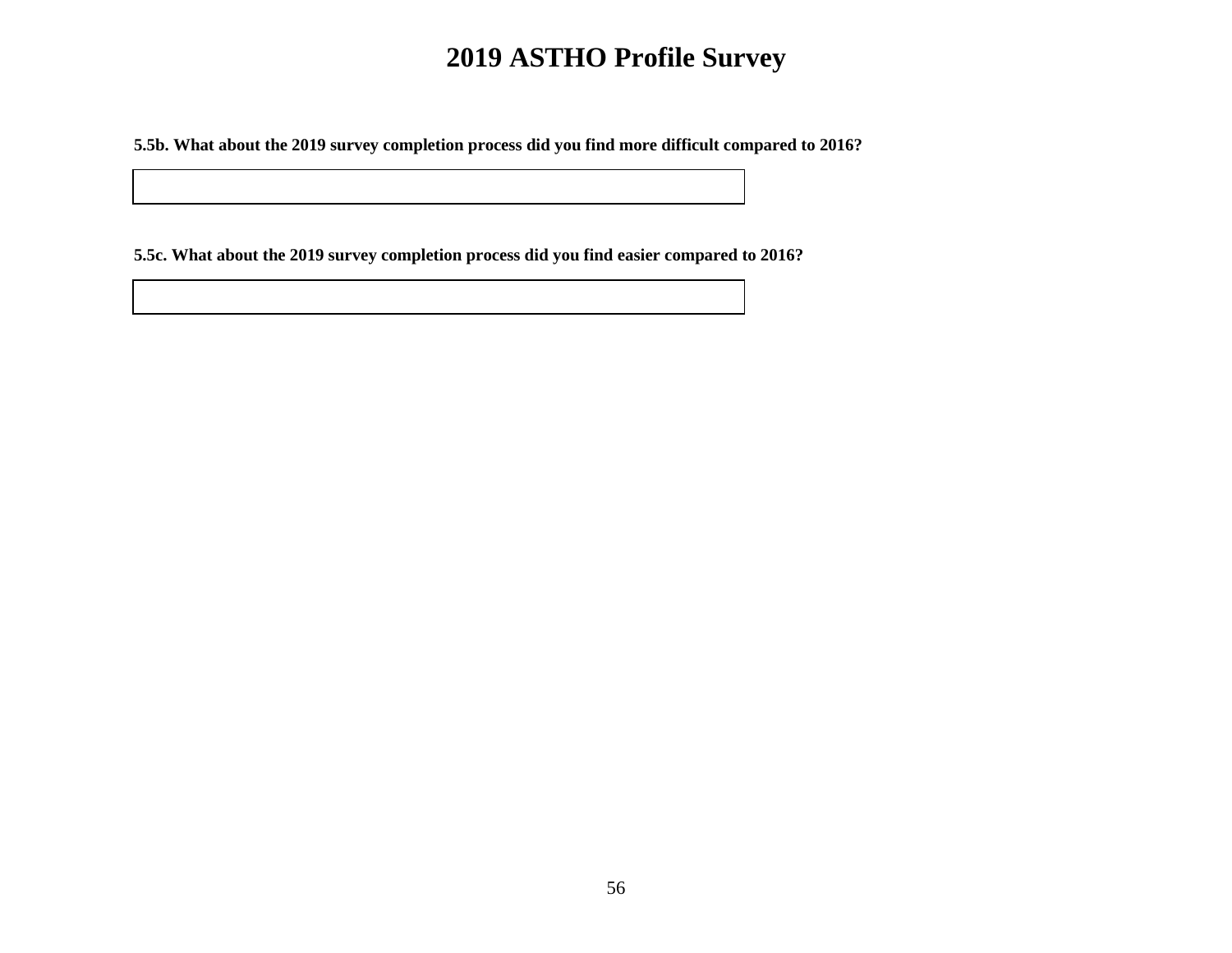# 2019 ASTHO Profile Survey

**5.5b. What about the 2019 survey completion process did you find more difficult compared to 2016?**

|   |
|---|
|   |

**5.5c. What about the 2019 survey completion process did you find easier compared to 2016?**

|   |
|---|
|   |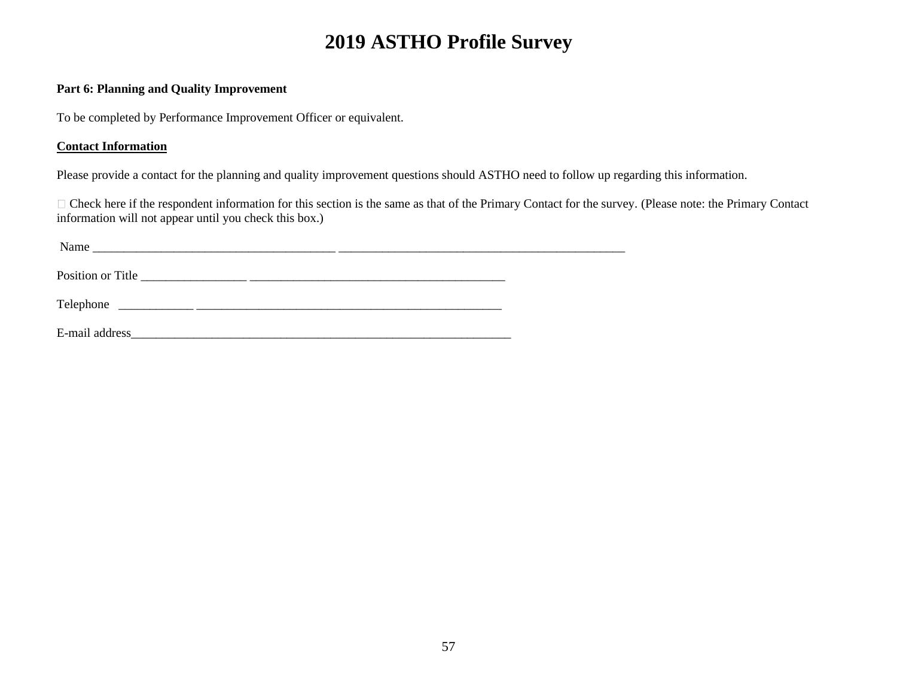# 2019 ASTHO Profile Survey

**Part 6: Planning and Quality Improvement**

To be completed by Performance Improvement Officer or equivalent.

**Contact Information**

Please provide a contact for the planning and quality improvement questions should ASTHO need to follow up regarding this information.

☐ Check here if the respondent information for this section is the same as that of the Primary Contact for the survey. (Please note: the Primary Contact information will not appear until you check this box.)

Name _______________________________________ _______________________________________________

Position or Title _________________ __________________________________________

Telephone ____________ __________________________________________________

E-mail address_______________________________________________________________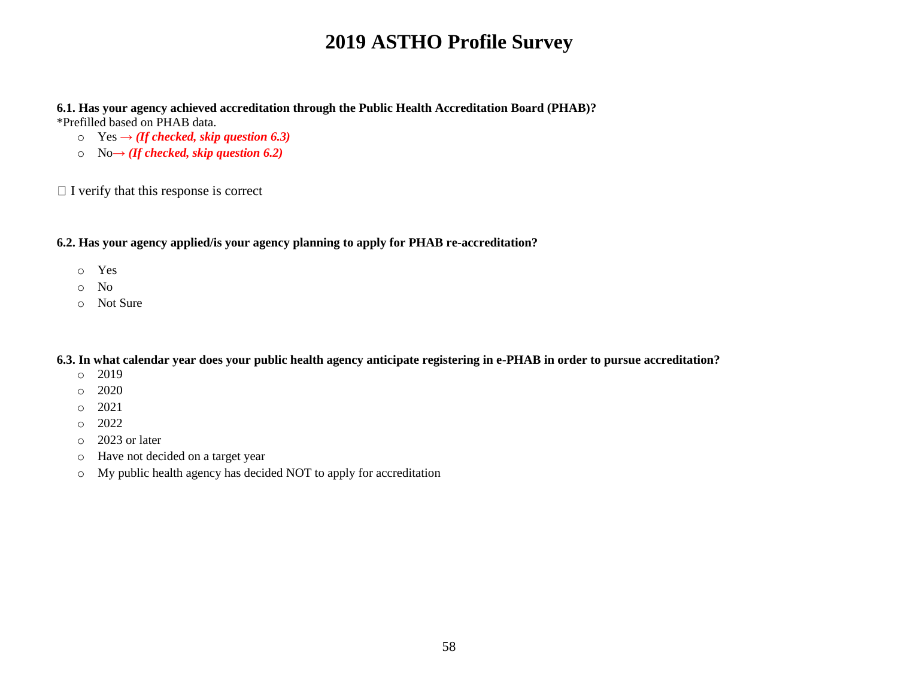# 2019 ASTHO Profile Survey

**6.1. Has your agency achieved accreditation through the Public Health Accreditation Board (PHAB)?**
*Prefilled based on PHAB data.

- Yes → ***(If checked, skip question 6.3)***
- No→ ***(If checked, skip question 6.2)***

☐ I verify that this response is correct

**6.2. Has your agency applied/is your agency planning to apply for PHAB re-accreditation?**

- Yes
- No
- Not Sure

**6.3. In what calendar year does your public health agency anticipate registering in e-PHAB in order to pursue accreditation?**

- 2019
- 2020
- 2021
- 2022
- 2023 or later
- Have not decided on a target year
- My public health agency has decided NOT to apply for accreditation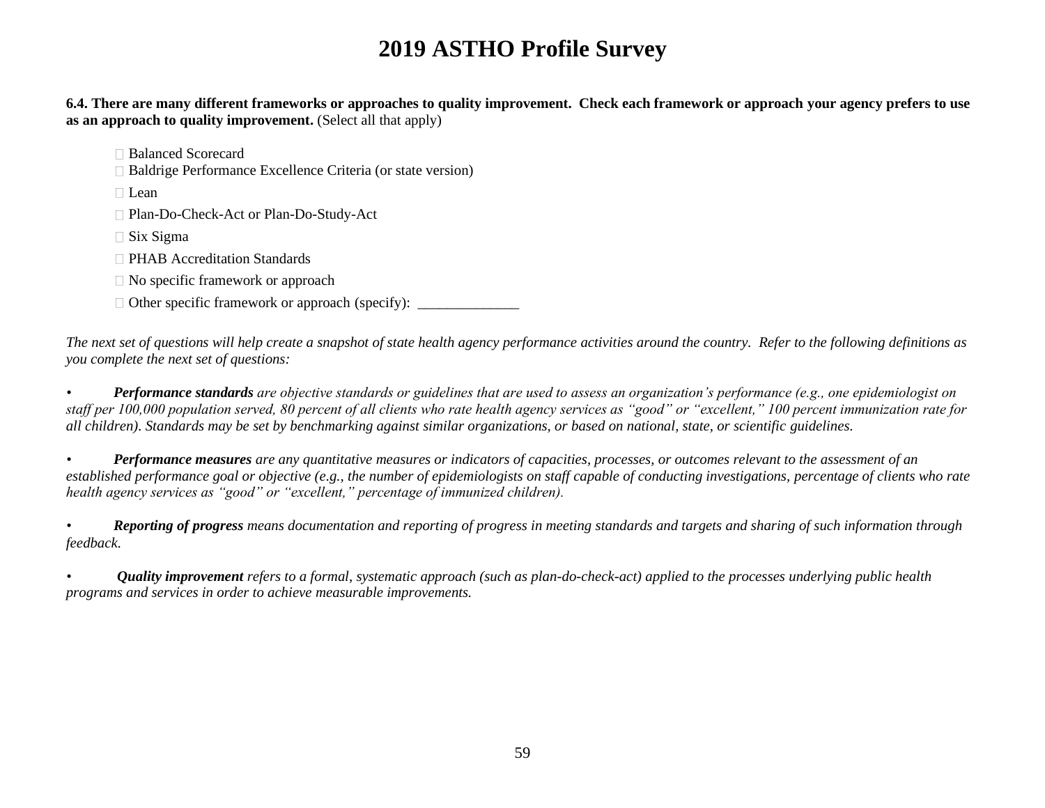# 2019 ASTHO Profile Survey

**6.4. There are many different frameworks or approaches to quality improvement. Check each framework or approach your agency prefers to use as an approach to quality improvement.** (Select all that apply)

- ☐ Balanced Scorecard
- ☐ Baldrige Performance Excellence Criteria (or state version)
- ☐ Lean
- ☐ Plan-Do-Check-Act or Plan-Do-Study-Act
- ☐ Six Sigma
- ☐ PHAB Accreditation Standards
- ☐ No specific framework or approach
- ☐ Other specific framework or approach (specify): ______________

*The next set of questions will help create a snapshot of state health agency performance activities around the country. Refer to the following definitions as you complete the next set of questions:*

- ***Performance standards*** *are objective standards or guidelines that are used to assess an organization's performance (e.g., one epidemiologist on staff per 100,000 population served, 80 percent of all clients who rate health agency services as "good" or "excellent," 100 percent immunization rate for all children). Standards may be set by benchmarking against similar organizations, or based on national, state, or scientific guidelines.*

- ***Performance measures*** *are any quantitative measures or indicators of capacities, processes, or outcomes relevant to the assessment of an established performance goal or objective (e.g., the number of epidemiologists on staff capable of conducting investigations, percentage of clients who rate health agency services as "good" or "excellent," percentage of immunized children).*

- ***Reporting of progress*** *means documentation and reporting of progress in meeting standards and targets and sharing of such information through feedback.*

- ***Quality improvement*** *refers to a formal, systematic approach (such as plan-do-check-act) applied to the processes underlying public health programs and services in order to achieve measurable improvements.*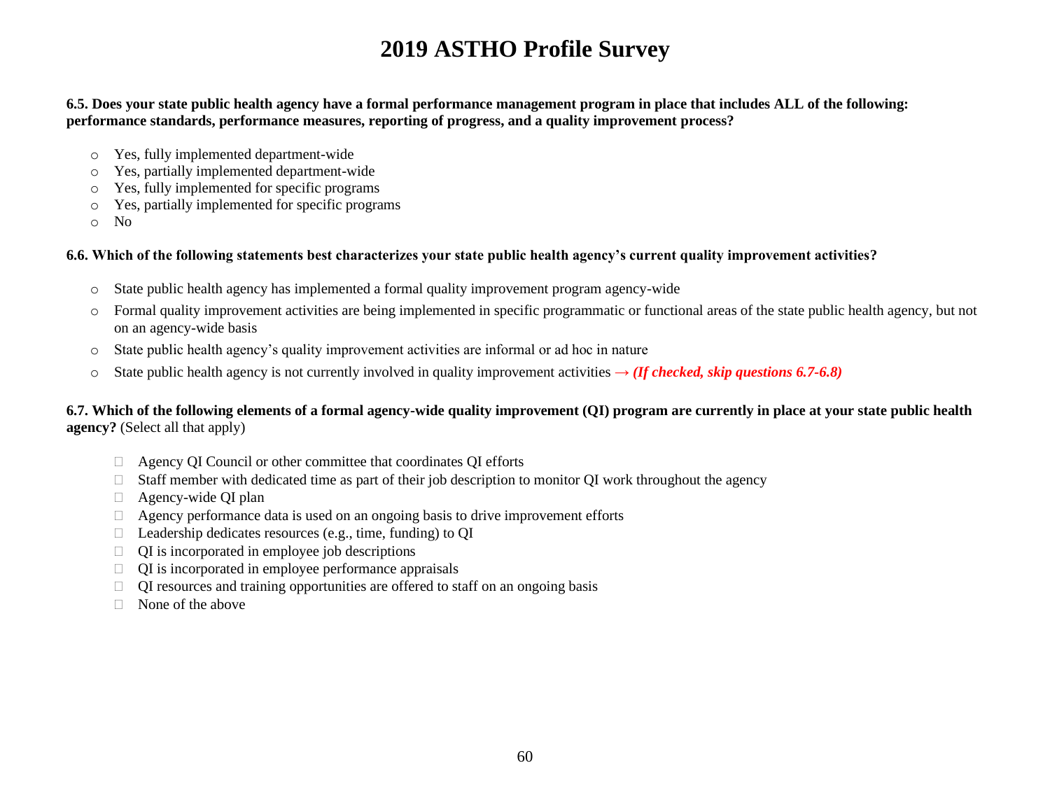# 2019 ASTHO Profile Survey

**6.5. Does your state public health agency have a formal performance management program in place that includes ALL of the following: performance standards, performance measures, reporting of progress, and a quality improvement process?**

- Yes, fully implemented department-wide
- Yes, partially implemented department-wide
- Yes, fully implemented for specific programs
- Yes, partially implemented for specific programs
- No

**6.6. Which of the following statements best characterizes your state public health agency's current quality improvement activities?**

- State public health agency has implemented a formal quality improvement program agency-wide
- Formal quality improvement activities are being implemented in specific programmatic or functional areas of the state public health agency, but not on an agency-wide basis
- State public health agency's quality improvement activities are informal or ad hoc in nature
- State public health agency is not currently involved in quality improvement activities → ***(If checked, skip questions 6.7-6.8)***

**6.7. Which of the following elements of a formal agency-wide quality improvement (QI) program are currently in place at your state public health agency?** (Select all that apply)

- ☐ Agency QI Council or other committee that coordinates QI efforts
- ☐ Staff member with dedicated time as part of their job description to monitor QI work throughout the agency
- ☐ Agency-wide QI plan
- ☐ Agency performance data is used on an ongoing basis to drive improvement efforts
- ☐ Leadership dedicates resources (e.g., time, funding) to QI
- ☐ QI is incorporated in employee job descriptions
- ☐ QI is incorporated in employee performance appraisals
- ☐ QI resources and training opportunities are offered to staff on an ongoing basis
- ☐ None of the above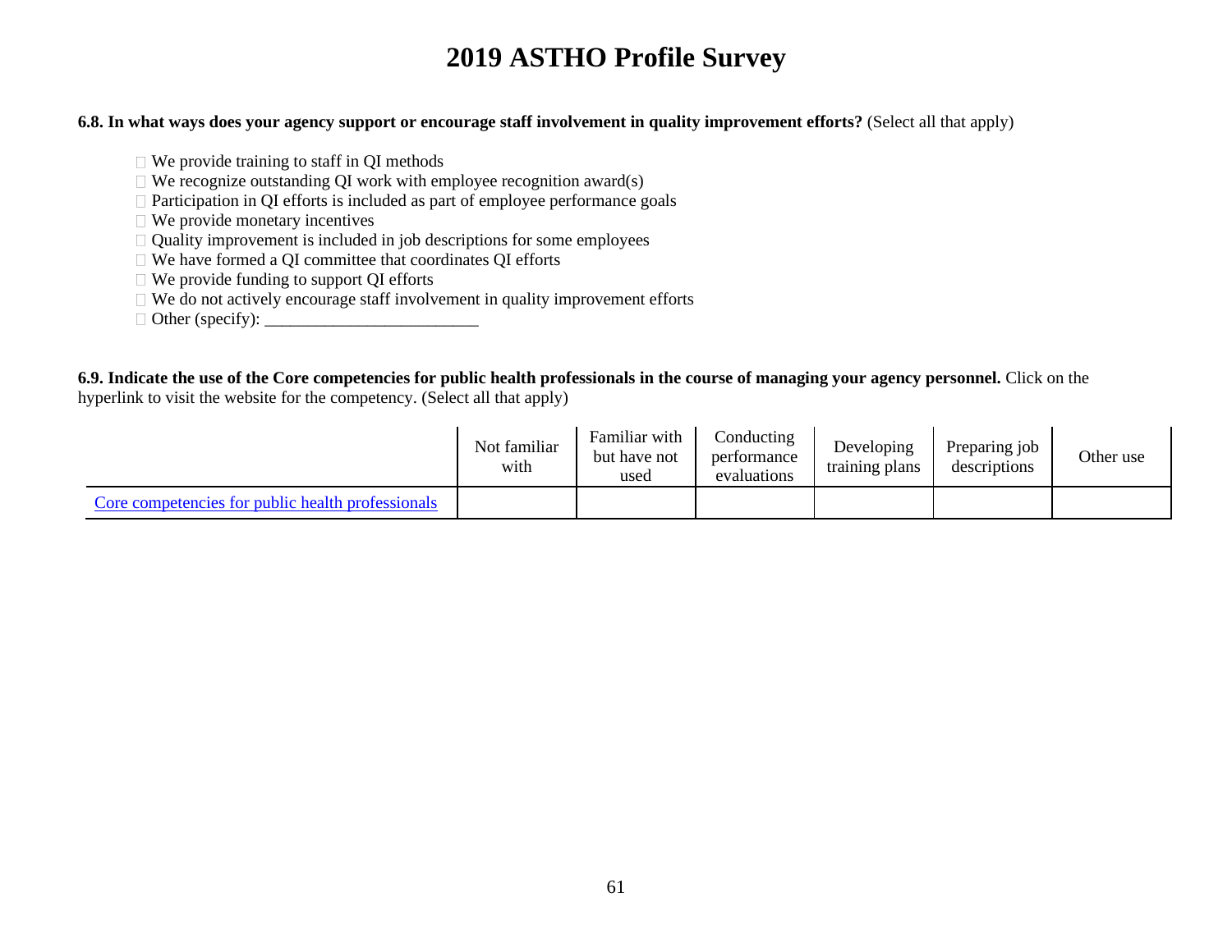# 2019 ASTHO Profile Survey

**6.8. In what ways does your agency support or encourage staff involvement in quality improvement efforts?** (Select all that apply)

- ☐ We provide training to staff in QI methods
- ☐ We recognize outstanding QI work with employee recognition award(s)
- ☐ Participation in QI efforts is included as part of employee performance goals
- ☐ We provide monetary incentives
- ☐ Quality improvement is included in job descriptions for some employees
- ☐ We have formed a QI committee that coordinates QI efforts
- ☐ We provide funding to support QI efforts
- ☐ We do not actively encourage staff involvement in quality improvement efforts
- ☐ Other (specify): ________________________

**6.9. Indicate the use of the Core competencies for public health professionals in the course of managing your agency personnel.** Click on the hyperlink to visit the website for the competency. (Select all that apply)

| | Not familiar with | Familiar with but have not used | Conducting performance evaluations | Developing training plans | Preparing job descriptions | Other use |
|---|---|---|---|---|---|---|
| Core competencies for public health professionals | | | | | | |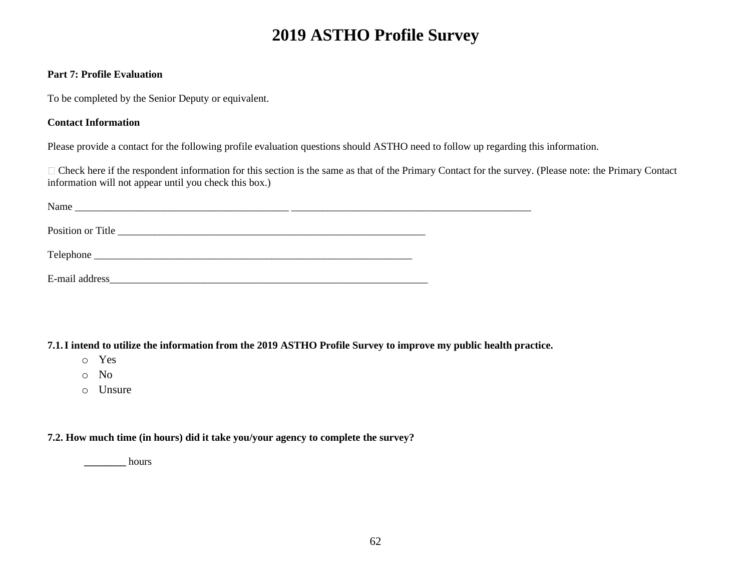# 2019 ASTHO Profile Survey

**Part 7: Profile Evaluation**

To be completed by the Senior Deputy or equivalent.

**Contact Information**

Please provide a contact for the following profile evaluation questions should ASTHO need to follow up regarding this information.

☐ Check here if the respondent information for this section is the same as that of the Primary Contact for the survey. (Please note: the Primary Contact information will not appear until you check this box.)

Name ________________________________________ ____________________________________________

Position or Title ________________________________________________________

Telephone ___________________________________________________________

E-mail address___________________________________________________________

**7.1. I intend to utilize the information from the 2019 ASTHO Profile Survey to improve my public health practice.**

- Yes
- No
- Unsure

**7.2. How much time (in hours) did it take you/your agency to complete the survey?**

________ hours